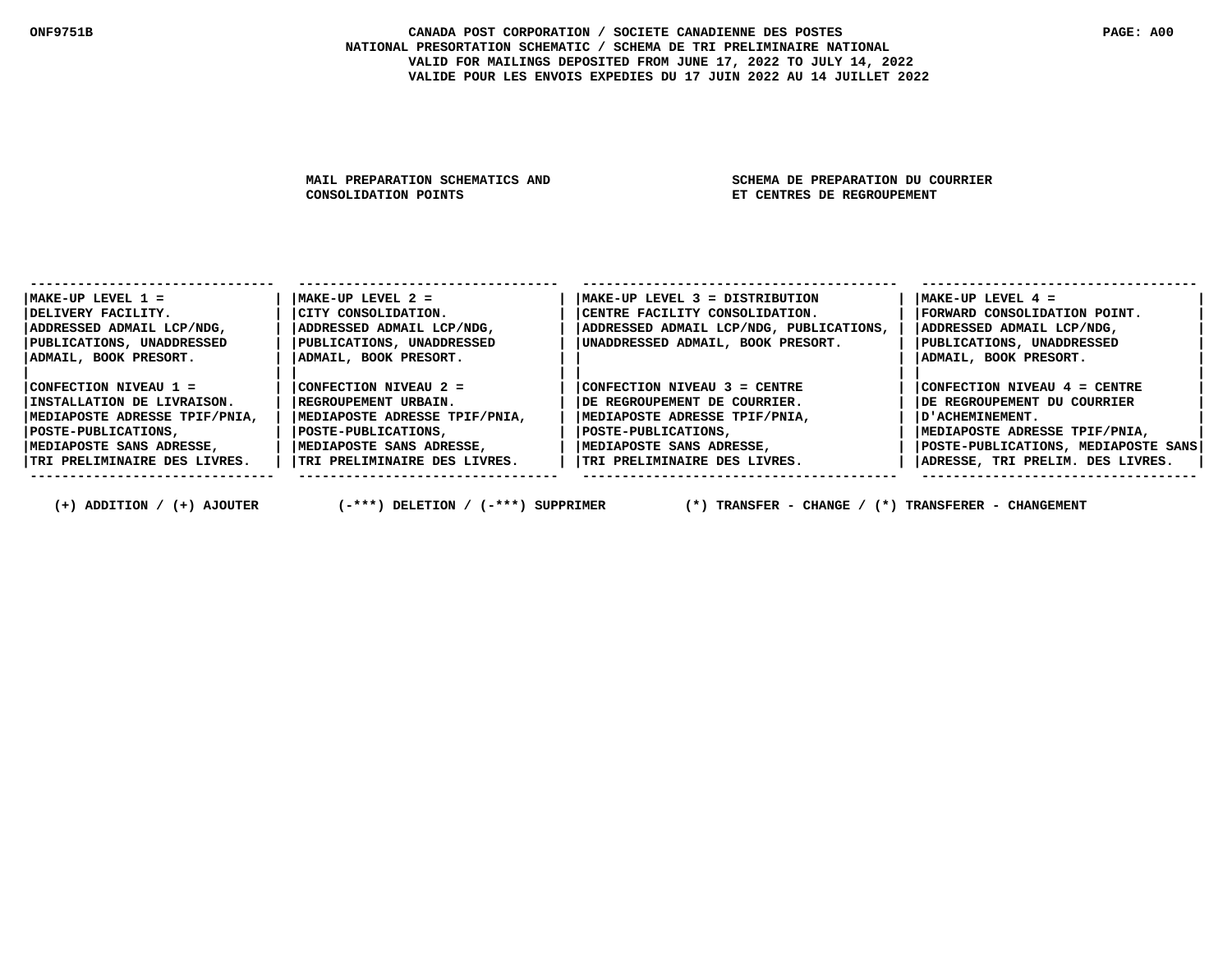# CANADA POST CORPORATION / SOCIETE CANADIENNE DES POSTES

## NATIONAL PRESORTATION SCHEMATIC / SCHEMA DE TRI PRELIMINAIRE NATIONAL

VALID FOR MAILINGS DEPOSITED FROM JUNE 17, 2022 TO JULY 14, 2022
VALIDE POUR LES ENVOIS EXPEDIES DU 17 JUIN 2022 AU 14 JUILLET 2022

**MAIL PREPARATION SCHEMATICS AND CONSOLIDATION POINTS**

**SCHEMA DE PREPARATION DU COURRIER ET CENTRES DE REGROUPEMENT**

| MAKE-UP LEVEL 1 = DELIVERY FACILITY. ADDRESSED ADMAIL LCP/NDG, PUBLICATIONS, UNADDRESSED ADMAIL, BOOK PRESORT. | MAKE-UP LEVEL 2 = CITY CONSOLIDATION. ADDRESSED ADMAIL LCP/NDG, PUBLICATIONS, UNADDRESSED ADMAIL, BOOK PRESORT. | MAKE-UP LEVEL 3 = DISTRIBUTION CENTRE FACILITY CONSOLIDATION. ADDRESSED ADMAIL LCP/NDG, PUBLICATIONS, UNADDRESSED ADMAIL, BOOK PRESORT. | MAKE-UP LEVEL 4 = FORWARD CONSOLIDATION POINT. ADDRESSED ADMAIL LCP/NDG, PUBLICATIONS, UNADDRESSED ADMAIL, BOOK PRESORT. |
|---|---|---|---|
| CONFECTION NIVEAU 1 = INSTALLATION DE LIVRAISON. MEDIAPOSTE ADRESSE TPIF/PNIA, POSTE-PUBLICATIONS, MEDIAPOSTE SANS ADRESSE, TRI PRELIMINAIRE DES LIVRES. | CONFECTION NIVEAU 2 = REGROUPEMENT URBAIN. MEDIAPOSTE ADRESSE TPIF/PNIA, POSTE-PUBLICATIONS, MEDIAPOSTE SANS ADRESSE, TRI PRELIMINAIRE DES LIVRES. | CONFECTION NIVEAU 3 = CENTRE DE REGROUPEMENT DE COURRIER. MEDIAPOSTE ADRESSE TPIF/PNIA, POSTE-PUBLICATIONS, MEDIAPOSTE SANS ADRESSE, TRI PRELIMINAIRE DES LIVRES. | CONFECTION NIVEAU 4 = CENTRE DE REGROUPEMENT DU COURRIER D'ACHEMINEMENT. MEDIAPOSTE ADRESSE TPIF/PNIA, POSTE-PUBLICATIONS, MEDIAPOSTE SANS ADRESSE, TRI PRELIM. DES LIVRES. |

(+) ADDITION / (+) AJOUTER    (-***) DELETION / (-***) SUPPRIMER    (*) TRANSFER - CHANGE / (*) TRANSFERER - CHANGEMENT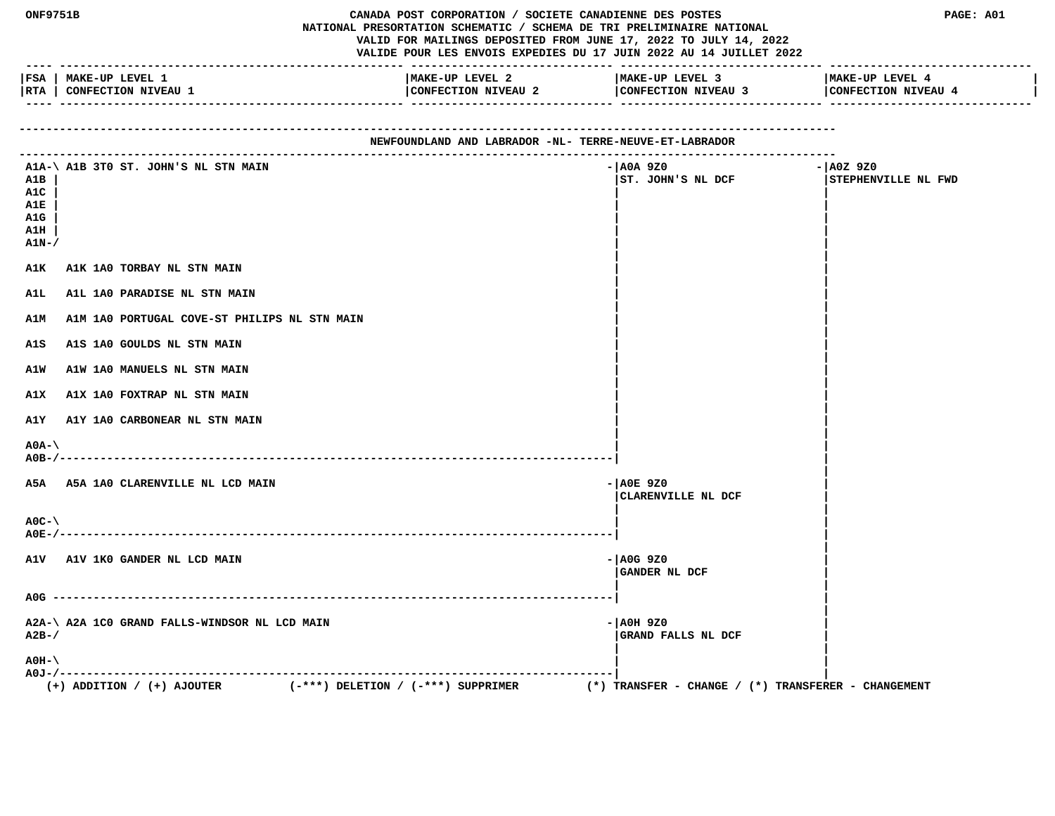**CANADA POST CORPORATION / SOCIETE CANADIENNE DES POSTES**
**NATIONAL PRESORTATION SCHEMATIC / SCHEMA DE TRI PRELIMINAIRE NATIONAL**
VALID FOR MAILINGS DEPOSITED FROM JUNE 17, 2022 TO JULY 14, 2022
VALIDE POUR LES ENVOIS EXPEDIES DU 17 JUIN 2022 AU 14 JUILLET 2022

## NEWFOUNDLAND AND LABRADOR -NL- TERRE-NEUVE-ET-LABRADOR

| FSA / RTA | MAKE-UP LEVEL 1 / CONFECTION NIVEAU 1 | MAKE-UP LEVEL 2 / CONFECTION NIVEAU 2 | MAKE-UP LEVEL 3 / CONFECTION NIVEAU 3 | MAKE-UP LEVEL 4 / CONFECTION NIVEAU 4 |
|---|---|---|---|---|
| A1A, A1B, A1C, A1E, A1G, A1H, A1N | A1B 3T0 ST. JOHN'S NL STN MAIN | | A0A 9Z0 ST. JOHN'S NL DCF | A0Z 9Z0 STEPHENVILLE NL FWD |
| A1K | A1K 1A0 TORBAY NL STN MAIN | | | |
| A1L | A1L 1A0 PARADISE NL STN MAIN | | | |
| A1M | A1M 1A0 PORTUGAL COVE-ST PHILIPS NL STN MAIN | | | |
| A1S | A1S 1A0 GOULDS NL STN MAIN | | | |
| A1W | A1W 1A0 MANUELS NL STN MAIN | | | |
| A1X | A1X 1A0 FOXTRAP NL STN MAIN | | | |
| A1Y | A1Y 1A0 CARBONEAR NL STN MAIN | | | |
| A0A, A0B | | | | |
| A5A | A5A 1A0 CLARENVILLE NL LCD MAIN | | A0E 9Z0 CLARENVILLE NL DCF | |
| A0C, A0E | | | | |
| A1V | A1V 1K0 GANDER NL LCD MAIN | | A0G 9Z0 GANDER NL DCF | |
| A0G | | | | |
| A2A, A2B | A2A 1C0 GRAND FALLS-WINDSOR NL LCD MAIN | | A0H 9Z0 GRAND FALLS NL DCF | |
| A0H, A0J | | | | |

(+) ADDITION / (+) AJOUTER (-***) DELETION / (-***) SUPPRIMER (*) TRANSFER - CHANGE / (*) TRANSFERER - CHANGEMENT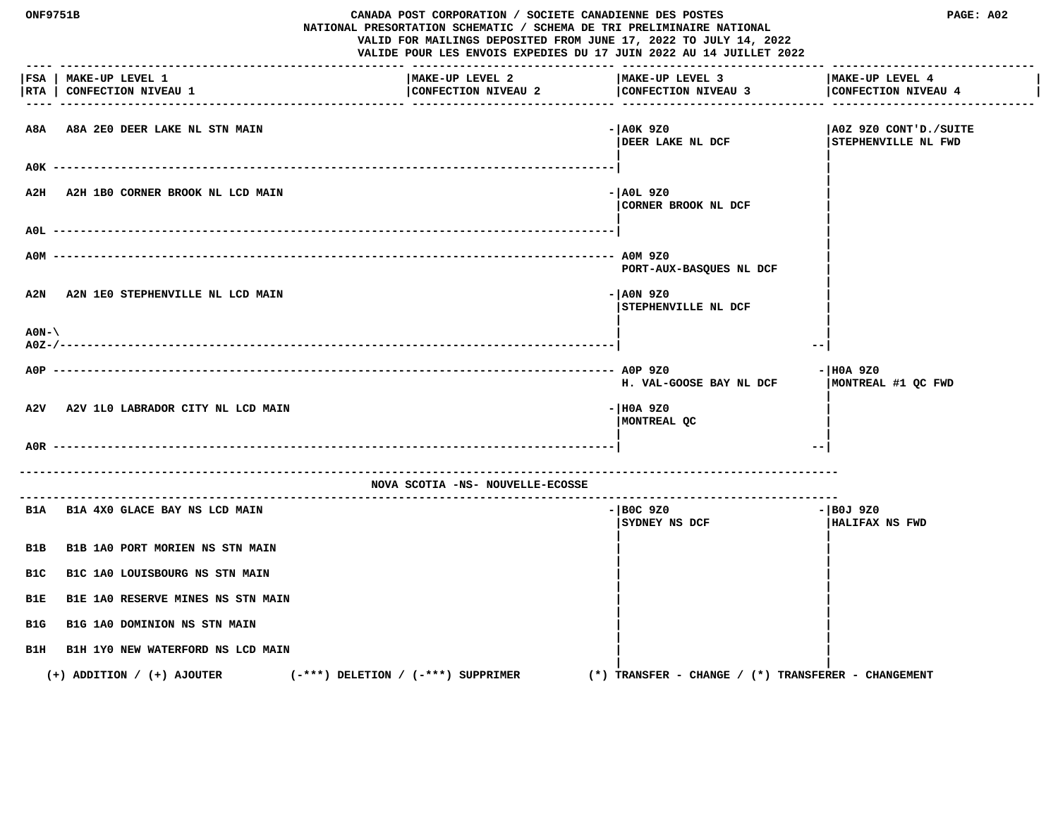CANADA POST CORPORATION / SOCIETE CANADIENNE DES POSTES
NATIONAL PRESORTATION SCHEMATIC / SCHEMA DE TRI PRELIMINAIRE NATIONAL
VALID FOR MAILINGS DEPOSITED FROM JUNE 17, 2022 TO JULY 14, 2022
VALIDE POUR LES ENVOIS EXPEDIES DU 17 JUIN 2022 AU 14 JUILLET 2022

| FSA RTA | MAKE-UP LEVEL 1 CONFECTION NIVEAU 1 | MAKE-UP LEVEL 2 CONFECTION NIVEAU 2 | MAKE-UP LEVEL 3 CONFECTION NIVEAU 3 | MAKE-UP LEVEL 4 CONFECTION NIVEAU 4 |
|---|---|---|---|---|
| A8A | A8A 2E0 DEER LAKE NL STN MAIN | | A0K 9Z0 DEER LAKE NL DCF | A0Z 9Z0 CONT'D./SUITE STEPHENVILLE NL FWD |
| A0K | | | | |
| A2H | A2H 1B0 CORNER BROOK NL LCD MAIN | | A0L 9Z0 CORNER BROOK NL DCF | |
| A0L | | | | |
| A0M | | | A0M 9Z0 PORT-AUX-BASQUES NL DCF | |
| A2N | A2N 1E0 STEPHENVILLE NL LCD MAIN | | A0N 9Z0 STEPHENVILLE NL DCF | |
| A0N-\ A0Z-/ | | | | |
| A0P | | | A0P 9Z0 H. VAL-GOOSE BAY NL DCF | H0A 9Z0 MONTREAL #1 QC FWD |
| A2V | A2V 1L0 LABRADOR CITY NL LCD MAIN | | H0A 9Z0 MONTREAL QC | |
| A0R | | | | |

## NOVA SCOTIA -NS- NOUVELLE-ECOSSE

| FSA RTA | MAKE-UP LEVEL 1 CONFECTION NIVEAU 1 | MAKE-UP LEVEL 2 CONFECTION NIVEAU 2 | MAKE-UP LEVEL 3 CONFECTION NIVEAU 3 | MAKE-UP LEVEL 4 CONFECTION NIVEAU 4 |
|---|---|---|---|---|
| B1A | B1A 4X0 GLACE BAY NS LCD MAIN | | B0C 9Z0 SYDNEY NS DCF | B0J 9Z0 HALIFAX NS FWD |
| B1B | B1B 1A0 PORT MORIEN NS STN MAIN | | | |
| B1C | B1C 1A0 LOUISBOURG NS STN MAIN | | | |
| B1E | B1E 1A0 RESERVE MINES NS STN MAIN | | | |
| B1G | B1G 1A0 DOMINION NS STN MAIN | | | |
| B1H | B1H 1Y0 NEW WATERFORD NS LCD MAIN | | | |

(+) ADDITION / (+) AJOUTER (-***) DELETION / (-***) SUPPRIMER (*) TRANSFER - CHANGE / (*) TRANSFERER - CHANGEMENT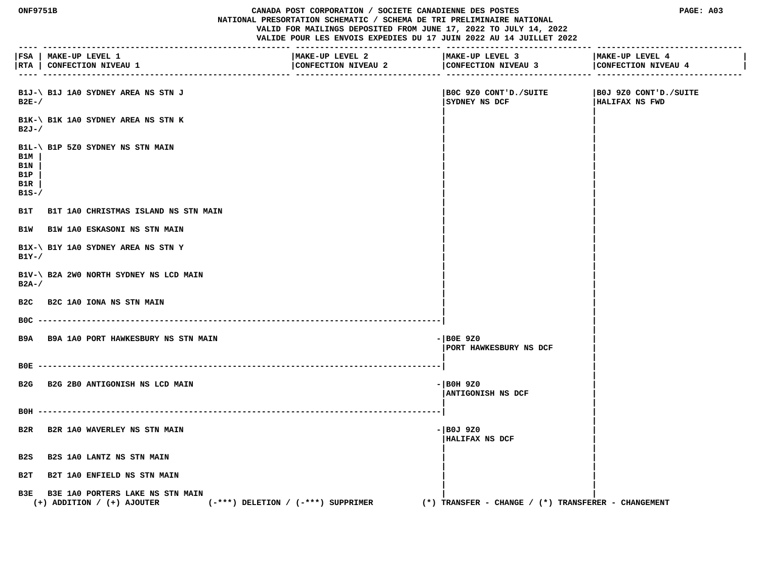CANADA POST CORPORATION / SOCIETE CANADIENNE DES POSTES
NATIONAL PRESORTATION SCHEMATIC / SCHEMA DE TRI PRELIMINAIRE NATIONAL
VALID FOR MAILINGS DEPOSITED FROM JUNE 17, 2022 TO JULY 14, 2022
VALIDE POUR LES ENVOIS EXPEDIES DU 17 JUIN 2022 AU 14 JUILLET 2022

| FSA / RTA | MAKE-UP LEVEL 1 / CONFECTION NIVEAU 1 | MAKE-UP LEVEL 2 / CONFECTION NIVEAU 2 | MAKE-UP LEVEL 3 / CONFECTION NIVEAU 3 | MAKE-UP LEVEL 4 / CONFECTION NIVEAU 4 |
|---|---|---|---|---|
| B1J-\ B2E-/ | B1J 1A0 SYDNEY AREA NS STN J | | B0C 9Z0 CONT'D./SUITE SYDNEY NS DCF | B0J 9Z0 CONT'D./SUITE HALIFAX NS FWD |
| B1K-\ B2J-/ | B1K 1A0 SYDNEY AREA NS STN K | | | |
| B1L-\ B1M B1N B1P B1R B1S-/ | B1P 5Z0 SYDNEY NS STN MAIN | | | |
| B1T | B1T 1A0 CHRISTMAS ISLAND NS STN MAIN | | | |
| B1W | B1W 1A0 ESKASONI NS STN MAIN | | | |
| B1X-\ B1Y-/ | B1Y 1A0 SYDNEY AREA NS STN Y | | | |
| B1V-\ B2A-/ | B2A 2W0 NORTH SYDNEY NS LCD MAIN | | | |
| B2C | B2C 1A0 IONA NS STN MAIN | | | |
| B0C | | | | |
| B9A | B9A 1A0 PORT HAWKESBURY NS STN MAIN | | B0E 9Z0 PORT HAWKESBURY NS DCF | |
| B0E | | | | |
| B2G | B2G 2B0 ANTIGONISH NS LCD MAIN | | B0H 9Z0 ANTIGONISH NS DCF | |
| B0H | | | | |
| B2R | B2R 1A0 WAVERLEY NS STN MAIN | | B0J 9Z0 HALIFAX NS DCF | |
| B2S | B2S 1A0 LANTZ NS STN MAIN | | | |
| B2T | B2T 1A0 ENFIELD NS STN MAIN | | | |
| B3E | B3E 1A0 PORTERS LAKE NS STN MAIN | | | |

(+) ADDITION / (+) AJOUTER (-***) DELETION / (-***) SUPPRIMER (*) TRANSFER - CHANGE / (*) TRANSFERER - CHANGEMENT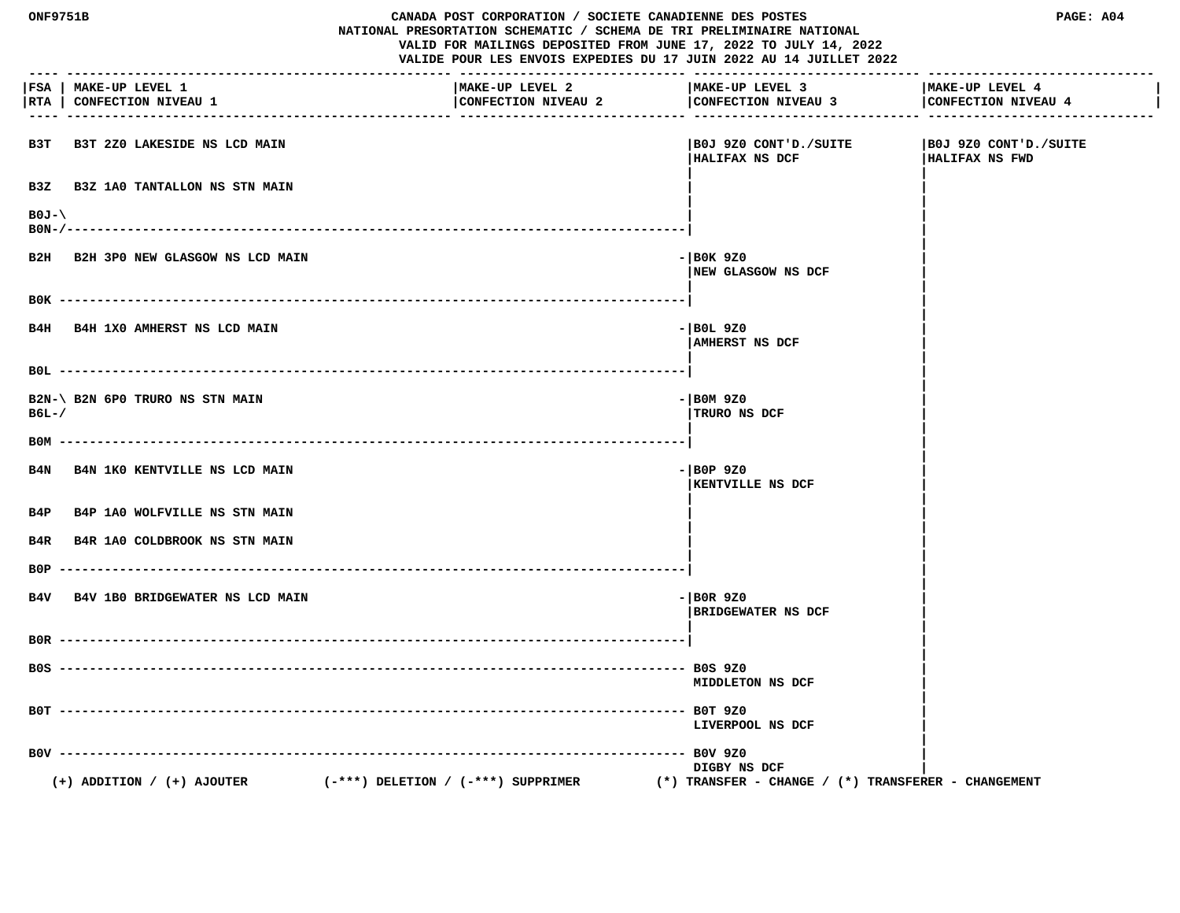ONF9751B

# CANADA POST CORPORATION / SOCIETE CANADIENNE DES POSTES
## NATIONAL PRESORTATION SCHEMATIC / SCHEMA DE TRI PRELIMINAIRE NATIONAL
VALID FOR MAILINGS DEPOSITED FROM JUNE 17, 2022 TO JULY 14, 2022
VALIDE POUR LES ENVOIS EXPEDIES DU 17 JUIN 2022 AU 14 JUILLET 2022

PAGE: A04

| FSA / RTA | MAKE-UP LEVEL 1 / CONFECTION NIVEAU 1 | MAKE-UP LEVEL 2 / CONFECTION NIVEAU 2 | MAKE-UP LEVEL 3 / CONFECTION NIVEAU 3 | MAKE-UP LEVEL 4 / CONFECTION NIVEAU 4 |
|---|---|---|---|---|
| B3T | B3T 2Z0 LAKESIDE NS LCD MAIN | | B0J 9Z0 CONT'D./SUITE HALIFAX NS DCF | B0J 9Z0 CONT'D./SUITE HALIFAX NS FWD |
| B3Z | B3Z 1A0 TANTALLON NS STN MAIN | | | |
| B0J-\ B0N-/ | | | | |
| B2H | B2H 3P0 NEW GLASGOW NS LCD MAIN | | B0K 9Z0 NEW GLASGOW NS DCF | |
| B0K | | | | |
| B4H | B4H 1X0 AMHERST NS LCD MAIN | | B0L 9Z0 AMHERST NS DCF | |
| B0L | | | | |
| B2N-\ B6L-/ | B2N 6P0 TRURO NS STN MAIN | | B0M 9Z0 TRURO NS DCF | |
| B0M | | | | |
| B4N | B4N 1K0 KENTVILLE NS LCD MAIN | | B0P 9Z0 KENTVILLE NS DCF | |
| B4P | B4P 1A0 WOLFVILLE NS STN MAIN | | | |
| B4R | B4R 1A0 COLDBROOK NS STN MAIN | | | |
| B0P | | | | |
| B4V | B4V 1B0 BRIDGEWATER NS LCD MAIN | | B0R 9Z0 BRIDGEWATER NS DCF | |
| B0R | | | | |
| B0S | | | B0S 9Z0 MIDDLETON NS DCF | |
| B0T | | | B0T 9Z0 LIVERPOOL NS DCF | |
| B0V | | | B0V 9Z0 DIGBY NS DCF | |

(+) ADDITION / (+) AJOUTER (-***) DELETION / (-***) SUPPRIMER (*) TRANSFER - CHANGE / (*) TRANSFERER - CHANGEMENT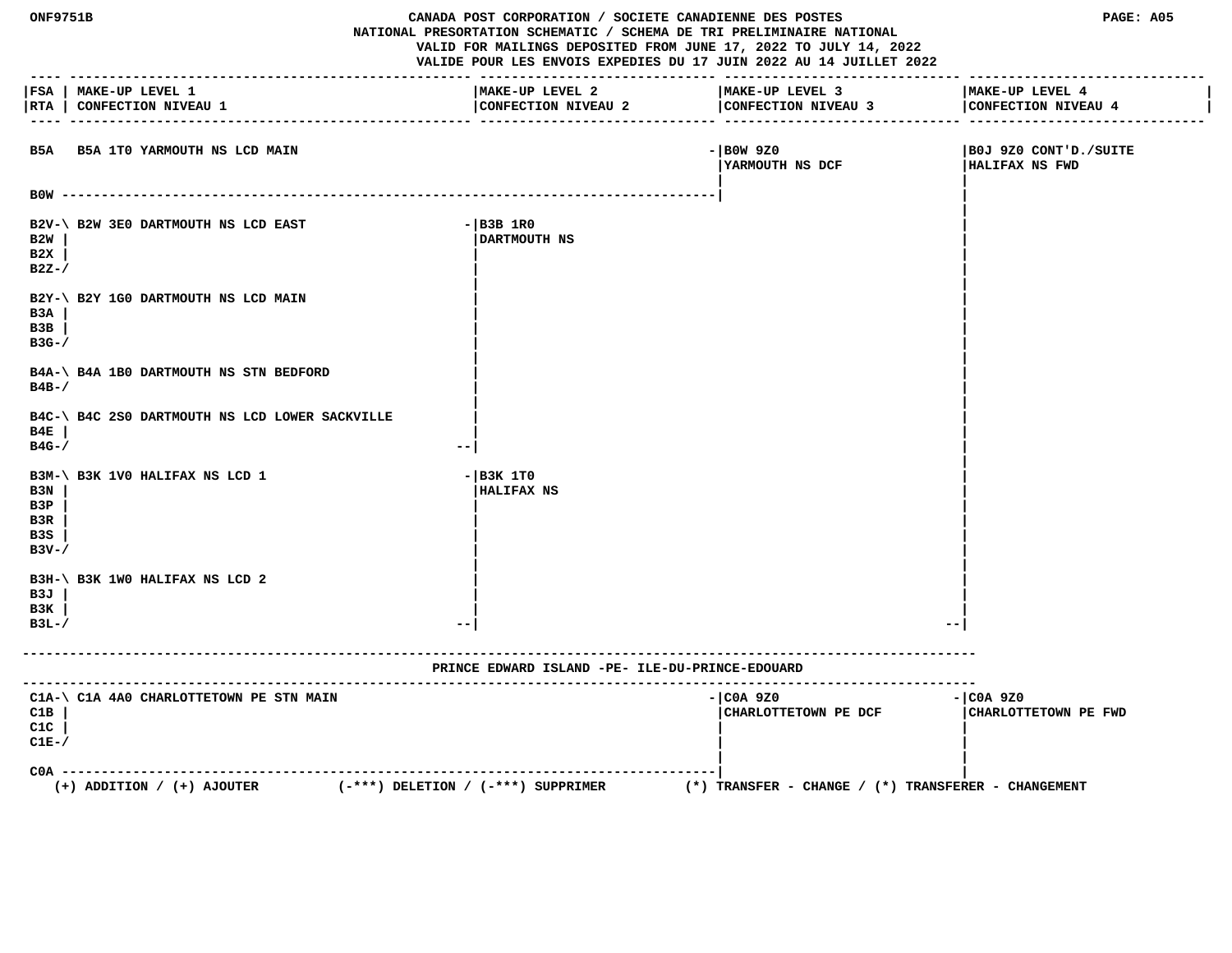ONF9751B

CANADA POST CORPORATION / SOCIETE CANADIENNE DES POSTES
NATIONAL PRESORTATION SCHEMATIC / SCHEMA DE TRI PRELIMINAIRE NATIONAL
VALID FOR MAILINGS DEPOSITED FROM JUNE 17, 2022 TO JULY 14, 2022
VALIDE POUR LES ENVOIS EXPEDIES DU 17 JUIN 2022 AU 14 JUILLET 2022

| FSA / RTA | MAKE-UP LEVEL 1 / CONFECTION NIVEAU 1 | MAKE-UP LEVEL 2 / CONFECTION NIVEAU 2 | MAKE-UP LEVEL 3 / CONFECTION NIVEAU 3 | MAKE-UP LEVEL 4 / CONFECTION NIVEAU 4 |
|---|---|---|---|---|
| B5A, B0W | B5A 1T0 YARMOUTH NS LCD MAIN | | B0W 9Z0 YARMOUTH NS DCF | B0J 9Z0 CONT'D./SUITE HALIFAX NS FWD |
| B2V, B2W, B2X, B2Z | B2W 3E0 DARTMOUTH NS LCD EAST | B3B 1R0 DARTMOUTH NS | | B0J 9Z0 CONT'D./SUITE HALIFAX NS FWD |
| B2Y, B3A, B3B, B3G | B2Y 1G0 DARTMOUTH NS LCD MAIN | B3B 1R0 DARTMOUTH NS | | B0J 9Z0 CONT'D./SUITE HALIFAX NS FWD |
| B4A, B4B | B4A 1B0 DARTMOUTH NS STN BEDFORD | B3B 1R0 DARTMOUTH NS | | B0J 9Z0 CONT'D./SUITE HALIFAX NS FWD |
| B4C, B4E, B4G | B4C 2S0 DARTMOUTH NS LCD LOWER SACKVILLE | B3B 1R0 DARTMOUTH NS | | B0J 9Z0 CONT'D./SUITE HALIFAX NS FWD |
| B3M, B3N, B3P, B3R, B3S, B3V | B3K 1V0 HALIFAX NS LCD 1 | B3K 1T0 HALIFAX NS | | B0J 9Z0 CONT'D./SUITE HALIFAX NS FWD |
| B3H, B3J, B3K, B3L | B3K 1W0 HALIFAX NS LCD 2 | B3K 1T0 HALIFAX NS | | B0J 9Z0 CONT'D./SUITE HALIFAX NS FWD |

## PRINCE EDWARD ISLAND -PE- ILE-DU-PRINCE-EDOUARD

| FSA / RTA | MAKE-UP LEVEL 1 / CONFECTION NIVEAU 1 | MAKE-UP LEVEL 2 / CONFECTION NIVEAU 2 | MAKE-UP LEVEL 3 / CONFECTION NIVEAU 3 | MAKE-UP LEVEL 4 / CONFECTION NIVEAU 4 |
|---|---|---|---|---|
| C1A, C1B, C1C, C1E, C0A | C1A 4A0 CHARLOTTETOWN PE STN MAIN | | C0A 9Z0 CHARLOTTETOWN PE DCF | C0A 9Z0 CHARLOTTETOWN PE FWD |

(+) ADDITION / (+) AJOUTER (-***) DELETION / (-***) SUPPRIMER (*) TRANSFER - CHANGE / (*) TRANSFERER - CHANGEMENT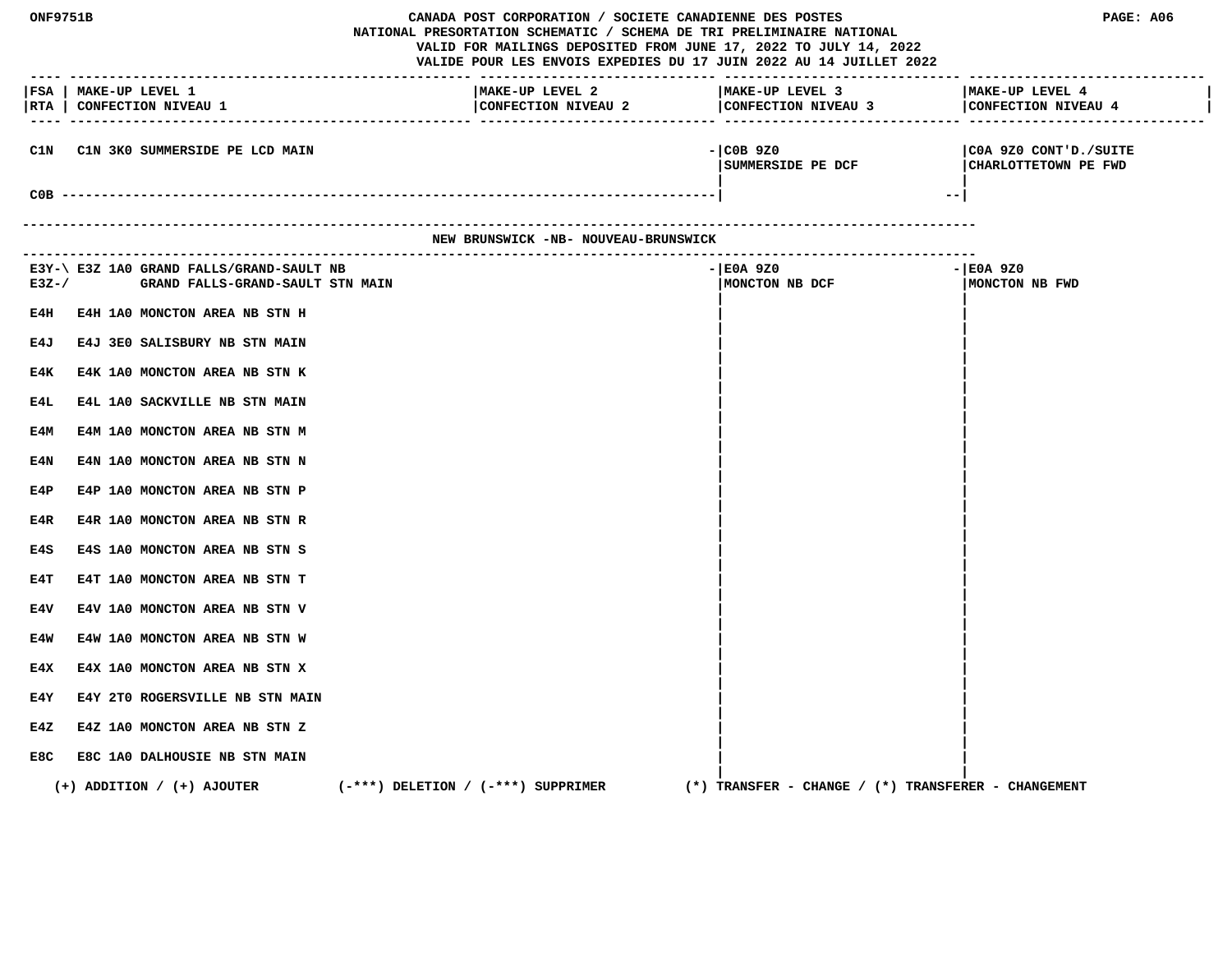CANADA POST CORPORATION / SOCIETE CANADIENNE DES POSTES
NATIONAL PRESORTATION SCHEMATIC / SCHEMA DE TRI PRELIMINAIRE NATIONAL
VALID FOR MAILINGS DEPOSITED FROM JUNE 17, 2022 TO JULY 14, 2022
VALIDE POUR LES ENVOIS EXPEDIES DU 17 JUIN 2022 AU 14 JUILLET 2022

| FSA / RTA | MAKE-UP LEVEL 1 / CONFECTION NIVEAU 1 | MAKE-UP LEVEL 2 / CONFECTION NIVEAU 2 | MAKE-UP LEVEL 3 / CONFECTION NIVEAU 3 | MAKE-UP LEVEL 4 / CONFECTION NIVEAU 4 |
|---|---|---|---|---|
| C1N | C1N 3K0 SUMMERSIDE PE LCD MAIN | | C0B 9Z0 SUMMERSIDE PE DCF | C0A 9Z0 CONT'D./SUITE CHARLOTTETOWN PE FWD |
| C0B | | | | |

## NEW BRUNSWICK -NB- NOUVEAU-BRUNSWICK

| FSA / RTA | MAKE-UP LEVEL 1 / CONFECTION NIVEAU 1 | MAKE-UP LEVEL 2 / CONFECTION NIVEAU 2 | MAKE-UP LEVEL 3 / CONFECTION NIVEAU 3 | MAKE-UP LEVEL 4 / CONFECTION NIVEAU 4 |
|---|---|---|---|---|
| E3Y-\ E3Z-/ | E3Z 1A0 GRAND FALLS/GRAND-SAULT NB GRAND FALLS-GRAND-SAULT STN MAIN | | E0A 9Z0 MONCTON NB DCF | E0A 9Z0 MONCTON NB FWD |
| E4H | E4H 1A0 MONCTON AREA NB STN H | | | |
| E4J | E4J 3E0 SALISBURY NB STN MAIN | | | |
| E4K | E4K 1A0 MONCTON AREA NB STN K | | | |
| E4L | E4L 1A0 SACKVILLE NB STN MAIN | | | |
| E4M | E4M 1A0 MONCTON AREA NB STN M | | | |
| E4N | E4N 1A0 MONCTON AREA NB STN N | | | |
| E4P | E4P 1A0 MONCTON AREA NB STN P | | | |
| E4R | E4R 1A0 MONCTON AREA NB STN R | | | |
| E4S | E4S 1A0 MONCTON AREA NB STN S | | | |
| E4T | E4T 1A0 MONCTON AREA NB STN T | | | |
| E4V | E4V 1A0 MONCTON AREA NB STN V | | | |
| E4W | E4W 1A0 MONCTON AREA NB STN W | | | |
| E4X | E4X 1A0 MONCTON AREA NB STN X | | | |
| E4Y | E4Y 2T0 ROGERSVILLE NB STN MAIN | | | |
| E4Z | E4Z 1A0 MONCTON AREA NB STN Z | | | |
| E8C | E8C 1A0 DALHOUSIE NB STN MAIN | | | |

(+) ADDITION / (+) AJOUTER (-***) DELETION / (-***) SUPPRIMER (*) TRANSFER - CHANGE / (*) TRANSFERER - CHANGEMENT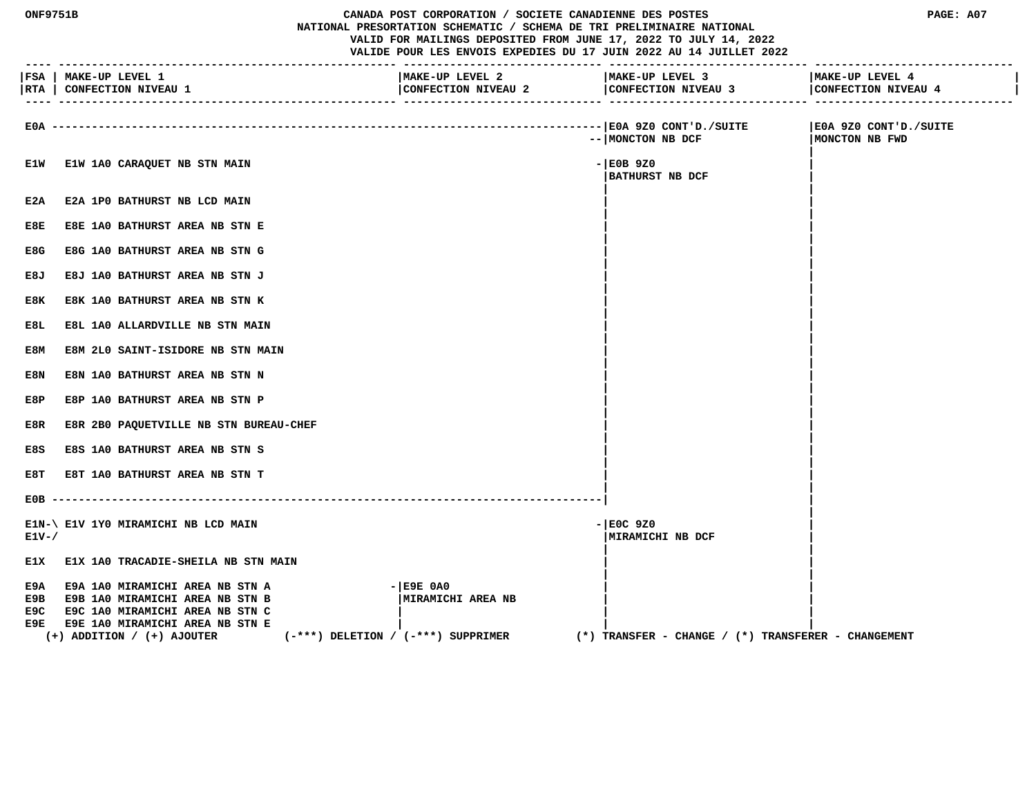CANADA POST CORPORATION / SOCIETE CANADIENNE DES POSTES
NATIONAL PRESORTATION SCHEMATIC / SCHEMA DE TRI PRELIMINAIRE NATIONAL
VALID FOR MAILINGS DEPOSITED FROM JUNE 17, 2022 TO JULY 14, 2022
VALIDE POUR LES ENVOIS EXPEDIES DU 17 JUIN 2022 AU 14 JUILLET 2022

| FSA / RTA | MAKE-UP LEVEL 1 / CONFECTION NIVEAU 1 | MAKE-UP LEVEL 2 / CONFECTION NIVEAU 2 | MAKE-UP LEVEL 3 / CONFECTION NIVEAU 3 | MAKE-UP LEVEL 4 / CONFECTION NIVEAU 4 |
|---|---|---|---|---|
| E0A | | | E0A 9Z0 CONT'D./SUITE MONCTON NB DCF | E0A 9Z0 CONT'D./SUITE MONCTON NB FWD |
| E1W | E1W 1A0 CARAQUET NB STN MAIN | | E0B 9Z0 BATHURST NB DCF | |
| E2A | E2A 1P0 BATHURST NB LCD MAIN | | | |
| E8E | E8E 1A0 BATHURST AREA NB STN E | | | |
| E8G | E8G 1A0 BATHURST AREA NB STN G | | | |
| E8J | E8J 1A0 BATHURST AREA NB STN J | | | |
| E8K | E8K 1A0 BATHURST AREA NB STN K | | | |
| E8L | E8L 1A0 ALLARDVILLE NB STN MAIN | | | |
| E8M | E8M 2L0 SAINT-ISIDORE NB STN MAIN | | | |
| E8N | E8N 1A0 BATHURST AREA NB STN N | | | |
| E8P | E8P 1A0 BATHURST AREA NB STN P | | | |
| E8R | E8R 2B0 PAQUETVILLE NB STN BUREAU-CHEF | | | |
| E8S | E8S 1A0 BATHURST AREA NB STN S | | | |
| E8T | E8T 1A0 BATHURST AREA NB STN T | | | |
| E0B | | | | |
| E1N-\ E1V-/ | E1V 1Y0 MIRAMICHI NB LCD MAIN | | E0C 9Z0 MIRAMICHI NB DCF | |
| E1X | E1X 1A0 TRACADIE-SHEILA NB STN MAIN | | | |
| E9A | E9A 1A0 MIRAMICHI AREA NB STN A | E9E 0A0 MIRAMICHI AREA NB | | |
| E9B | E9B 1A0 MIRAMICHI AREA NB STN B | | | |
| E9C | E9C 1A0 MIRAMICHI AREA NB STN C | | | |
| E9E | E9E 1A0 MIRAMICHI AREA NB STN E | | | |

(+) ADDITION / (+) AJOUTER (-***) DELETION / (-***) SUPPRIMER (*) TRANSFER - CHANGE / (*) TRANSFERER - CHANGEMENT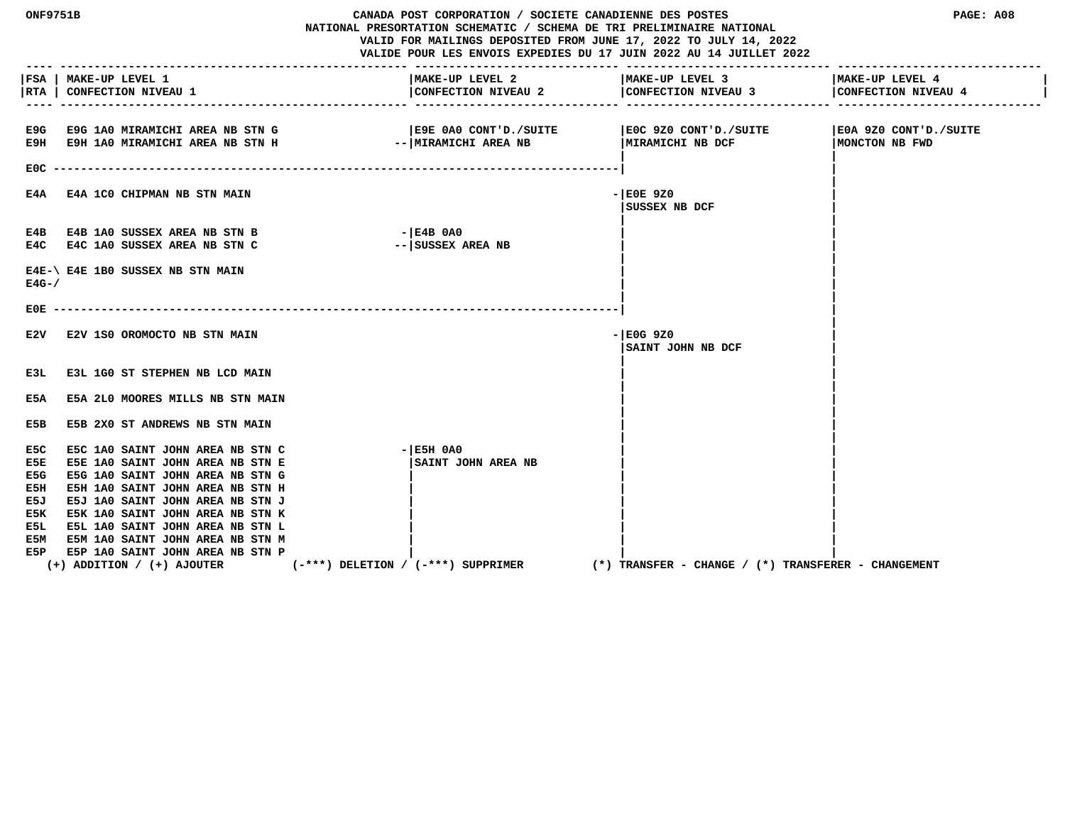CANADA POST CORPORATION / SOCIETE CANADIENNE DES POSTES
NATIONAL PRESORTATION SCHEMATIC / SCHEMA DE TRI PRELIMINAIRE NATIONAL
VALID FOR MAILINGS DEPOSITED FROM JUNE 17, 2022 TO JULY 14, 2022
VALIDE POUR LES ENVOIS EXPEDIES DU 17 JUIN 2022 AU 14 JUILLET 2022

| FSA / RTA | MAKE-UP LEVEL 1 / CONFECTION NIVEAU 1 | MAKE-UP LEVEL 2 / CONFECTION NIVEAU 2 | MAKE-UP LEVEL 3 / CONFECTION NIVEAU 3 | MAKE-UP LEVEL 4 / CONFECTION NIVEAU 4 |
|---|---|---|---|---|
| E9G | E9G 1A0 MIRAMICHI AREA NB STN G | E9E 0A0 CONT'D./SUITE MIRAMICHI AREA NB | E0C 9Z0 CONT'D./SUITE MIRAMICHI NB DCF | E0A 9Z0 CONT'D./SUITE MONCTON NB FWD |
| E9H | E9H 1A0 MIRAMICHI AREA NB STN H | | | |
| E0C | ------------------------------------------------ | | | |
| E4A | E4A 1C0 CHIPMAN NB STN MAIN | | E0E 9Z0 SUSSEX NB DCF | |
| E4B | E4B 1A0 SUSSEX AREA NB STN B | E4B 0A0 SUSSEX AREA NB | | |
| E4C | E4C 1A0 SUSSEX AREA NB STN C | | | |
| E4E-\ E4G-/ | E4E 1B0 SUSSEX NB STN MAIN | | | |
| E0E | ------------------------------------------------ | | | |
| E2V | E2V 1S0 OROMOCTO NB STN MAIN | | E0G 9Z0 SAINT JOHN NB DCF | |
| E3L | E3L 1G0 ST STEPHEN NB LCD MAIN | | | |
| E5A | E5A 2L0 MOORES MILLS NB STN MAIN | | | |
| E5B | E5B 2X0 ST ANDREWS NB STN MAIN | | | |
| E5C | E5C 1A0 SAINT JOHN AREA NB STN C | E5H 0A0 SAINT JOHN AREA NB | | |
| E5E | E5E 1A0 SAINT JOHN AREA NB STN E | | | |
| E5G | E5G 1A0 SAINT JOHN AREA NB STN G | | | |
| E5H | E5H 1A0 SAINT JOHN AREA NB STN H | | | |
| E5J | E5J 1A0 SAINT JOHN AREA NB STN J | | | |
| E5K | E5K 1A0 SAINT JOHN AREA NB STN K | | | |
| E5L | E5L 1A0 SAINT JOHN AREA NB STN L | | | |
| E5M | E5M 1A0 SAINT JOHN AREA NB STN M | | | |
| E5P | E5P 1A0 SAINT JOHN AREA NB STN P | | | |

(+) ADDITION / (+) AJOUTER (-***) DELETION / (-***) SUPPRIMER (*) TRANSFER - CHANGE / (*) TRANSFERER - CHANGEMENT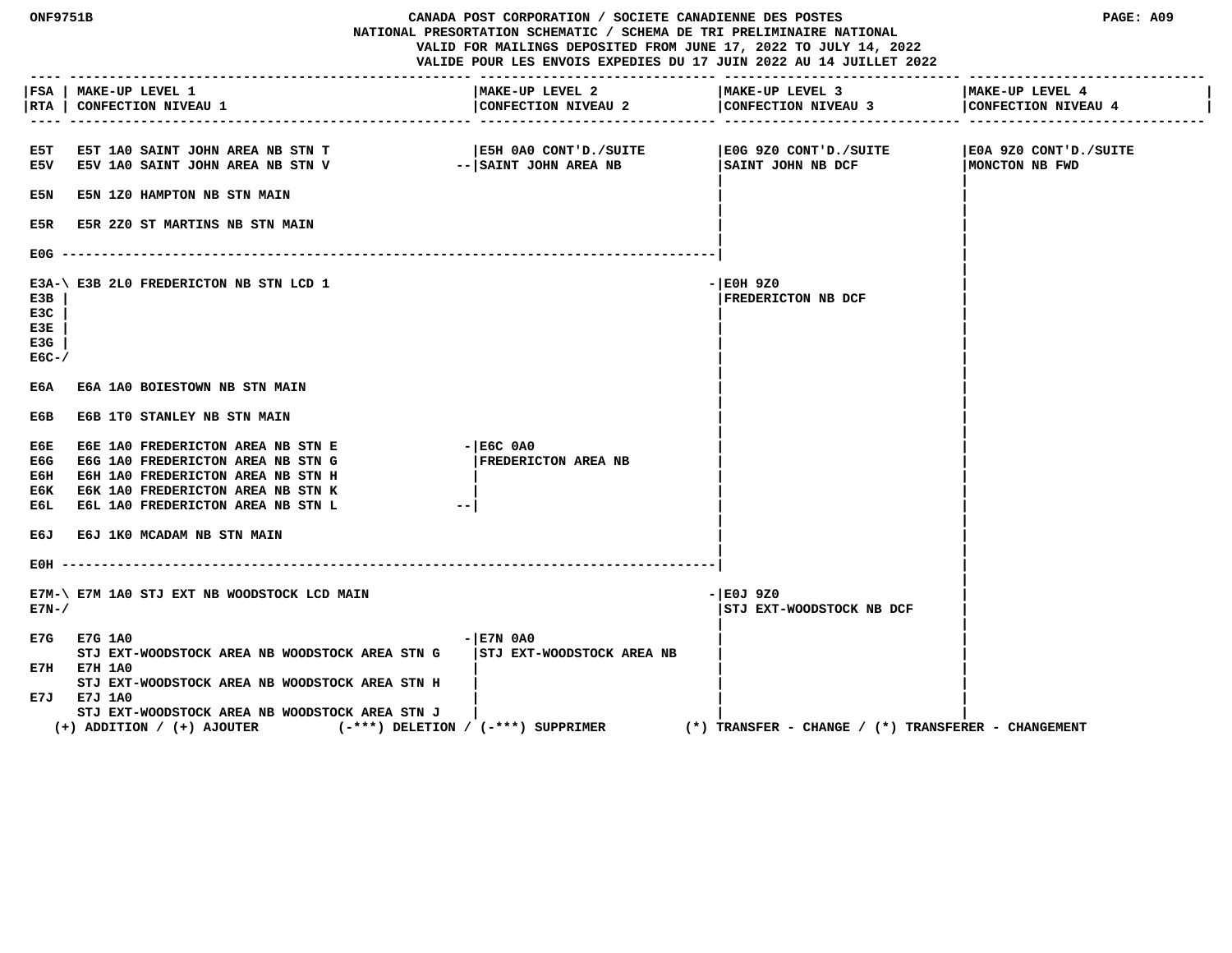# CANADA POST CORPORATION / SOCIETE CANADIENNE DES POSTES

**NATIONAL PRESORTATION SCHEMATIC / SCHEMA DE TRI PRELIMINAIRE NATIONAL**

**VALID FOR MAILINGS DEPOSITED FROM JUNE 17, 2022 TO JULY 14, 2022**

**VALIDE POUR LES ENVOIS EXPEDIES DU 17 JUIN 2022 AU 14 JUILLET 2022**

| FSA / RTA | MAKE-UP LEVEL 1 / CONFECTION NIVEAU 1 | MAKE-UP LEVEL 2 / CONFECTION NIVEAU 2 | MAKE-UP LEVEL 3 / CONFECTION NIVEAU 3 | MAKE-UP LEVEL 4 / CONFECTION NIVEAU 4 |
|---|---|---|---|---|
| E5T | E5T 1A0 SAINT JOHN AREA NB STN T | E5H 0A0 CONT'D./SUITE SAINT JOHN AREA NB | E0G 9Z0 CONT'D./SUITE SAINT JOHN NB DCF | E0A 9Z0 CONT'D./SUITE MONCTON NB FWD |
| E5V | E5V 1A0 SAINT JOHN AREA NB STN V | E5H 0A0 CONT'D./SUITE SAINT JOHN AREA NB | E0G 9Z0 CONT'D./SUITE SAINT JOHN NB DCF | E0A 9Z0 CONT'D./SUITE MONCTON NB FWD |
| E5N | E5N 1Z0 HAMPTON NB STN MAIN | | E0G 9Z0 CONT'D./SUITE SAINT JOHN NB DCF | E0A 9Z0 CONT'D./SUITE MONCTON NB FWD |
| E5R | E5R 2Z0 ST MARTINS NB STN MAIN | | E0G 9Z0 CONT'D./SUITE SAINT JOHN NB DCF | E0A 9Z0 CONT'D./SUITE MONCTON NB FWD |
| E0G | | | | |
| E3A, E3B, E3C, E3E, E3G, E6C | E3B 2L0 FREDERICTON NB STN LCD 1 | | E0H 9Z0 FREDERICTON NB DCF | E0A 9Z0 CONT'D./SUITE MONCTON NB FWD |
| E6A | E6A 1A0 BOIESTOWN NB STN MAIN | | E0H 9Z0 FREDERICTON NB DCF | E0A 9Z0 CONT'D./SUITE MONCTON NB FWD |
| E6B | E6B 1T0 STANLEY NB STN MAIN | | E0H 9Z0 FREDERICTON NB DCF | E0A 9Z0 CONT'D./SUITE MONCTON NB FWD |
| E6E | E6E 1A0 FREDERICTON AREA NB STN E | E6C 0A0 FREDERICTON AREA NB | E0H 9Z0 FREDERICTON NB DCF | E0A 9Z0 CONT'D./SUITE MONCTON NB FWD |
| E6G | E6G 1A0 FREDERICTON AREA NB STN G | E6C 0A0 FREDERICTON AREA NB | E0H 9Z0 FREDERICTON NB DCF | E0A 9Z0 CONT'D./SUITE MONCTON NB FWD |
| E6H | E6H 1A0 FREDERICTON AREA NB STN H | E6C 0A0 FREDERICTON AREA NB | E0H 9Z0 FREDERICTON NB DCF | E0A 9Z0 CONT'D./SUITE MONCTON NB FWD |
| E6K | E6K 1A0 FREDERICTON AREA NB STN K | E6C 0A0 FREDERICTON AREA NB | E0H 9Z0 FREDERICTON NB DCF | E0A 9Z0 CONT'D./SUITE MONCTON NB FWD |
| E6L | E6L 1A0 FREDERICTON AREA NB STN L | E6C 0A0 FREDERICTON AREA NB | E0H 9Z0 FREDERICTON NB DCF | E0A 9Z0 CONT'D./SUITE MONCTON NB FWD |
| E6J | E6J 1K0 MCADAM NB STN MAIN | | E0H 9Z0 FREDERICTON NB DCF | E0A 9Z0 CONT'D./SUITE MONCTON NB FWD |
| E0H | | | | |
| E7M, E7N | E7M 1A0 STJ EXT NB WOODSTOCK LCD MAIN | | E0J 9Z0 STJ EXT-WOODSTOCK NB DCF | E0A 9Z0 CONT'D./SUITE MONCTON NB FWD |
| E7G | E7G 1A0 STJ EXT-WOODSTOCK AREA NB WOODSTOCK AREA STN G | E7N 0A0 STJ EXT-WOODSTOCK AREA NB | E0J 9Z0 STJ EXT-WOODSTOCK NB DCF | E0A 9Z0 CONT'D./SUITE MONCTON NB FWD |
| E7H | E7H 1A0 STJ EXT-WOODSTOCK AREA NB WOODSTOCK AREA STN H | E7N 0A0 STJ EXT-WOODSTOCK AREA NB | E0J 9Z0 STJ EXT-WOODSTOCK NB DCF | E0A 9Z0 CONT'D./SUITE MONCTON NB FWD |
| E7J | E7J 1A0 STJ EXT-WOODSTOCK AREA NB WOODSTOCK AREA STN J | E7N 0A0 STJ EXT-WOODSTOCK AREA NB | E0J 9Z0 STJ EXT-WOODSTOCK NB DCF | E0A 9Z0 CONT'D./SUITE MONCTON NB FWD |

(+) ADDITION / (+) AJOUTER (-***) DELETION / (-***) SUPPRIMER (*) TRANSFER - CHANGE / (*) TRANSFERER - CHANGEMENT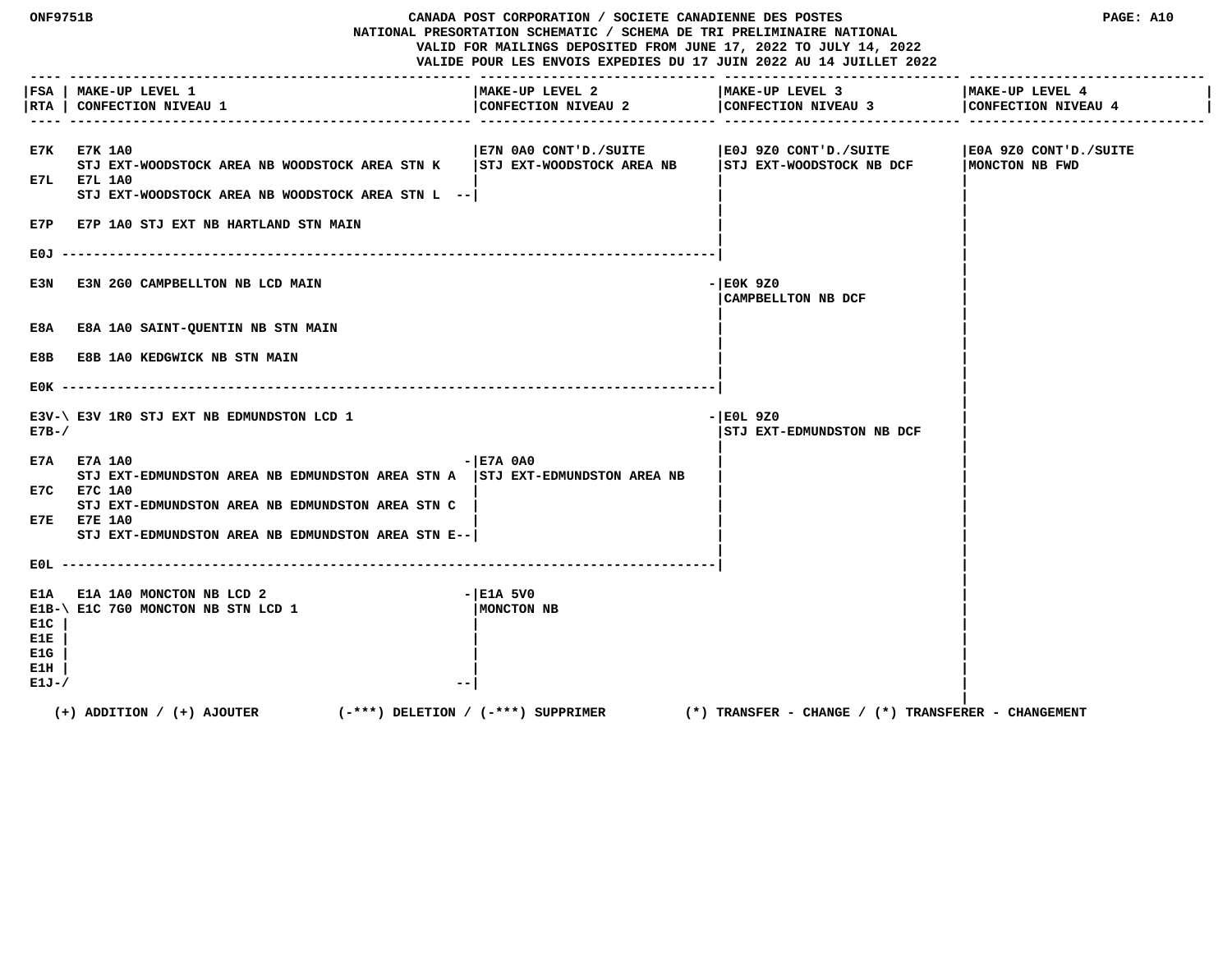ONF9751B

CANADA POST CORPORATION / SOCIETE CANADIENNE DES POSTES
NATIONAL PRESORTATION SCHEMATIC / SCHEMA DE TRI PRELIMINAIRE NATIONAL
VALID FOR MAILINGS DEPOSITED FROM JUNE 17, 2022 TO JULY 14, 2022
VALIDE POUR LES ENVOIS EXPEDIES DU 17 JUIN 2022 AU 14 JUILLET 2022

PAGE: A10

| FSA / RTA | MAKE-UP LEVEL 1 / CONFECTION NIVEAU 1 | MAKE-UP LEVEL 2 / CONFECTION NIVEAU 2 | MAKE-UP LEVEL 3 / CONFECTION NIVEAU 3 | MAKE-UP LEVEL 4 / CONFECTION NIVEAU 4 |
|---|---|---|---|---|
| E7K | E7K 1A0 STJ EXT-WOODSTOCK AREA NB WOODSTOCK AREA STN K | E7N 0A0 CONT'D./SUITE STJ EXT-WOODSTOCK AREA NB | E0J 9Z0 CONT'D./SUITE STJ EXT-WOODSTOCK NB DCF | E0A 9Z0 CONT'D./SUITE MONCTON NB FWD |
| E7L | E7L 1A0 STJ EXT-WOODSTOCK AREA NB WOODSTOCK AREA STN L | | | |
| E7P | E7P 1A0 STJ EXT NB HARTLAND STN MAIN | | | |
| E0J | | | | |
| E3N | E3N 2G0 CAMPBELLTON NB LCD MAIN | | E0K 9Z0 CAMPBELLTON NB DCF | |
| E8A | E8A 1A0 SAINT-QUENTIN NB STN MAIN | | | |
| E8B | E8B 1A0 KEDGWICK NB STN MAIN | | | |
| E0K | | | | |
| E3V, E7B | E3V 1R0 STJ EXT NB EDMUNDSTON LCD 1 | | E0L 9Z0 STJ EXT-EDMUNDSTON NB DCF | |
| E7A | E7A 1A0 STJ EXT-EDMUNDSTON AREA NB EDMUNDSTON AREA STN A | E7A 0A0 STJ EXT-EDMUNDSTON AREA NB | | |
| E7C | E7C 1A0 STJ EXT-EDMUNDSTON AREA NB EDMUNDSTON AREA STN C | | | |
| E7E | E7E 1A0 STJ EXT-EDMUNDSTON AREA NB EDMUNDSTON AREA STN E | | | |
| E0L | | | | |
| E1A | E1A 1A0 MONCTON NB LCD 2 | E1A 5V0 MONCTON NB | | |
| E1B, E1C, E1E, E1G, E1H, E1J | E1C 7G0 MONCTON NB STN LCD 1 | | | |

(+) ADDITION / (+) AJOUTER (-***) DELETION / (-***) SUPPRIMER (*) TRANSFER - CHANGE / (*) TRANSFERER - CHANGEMENT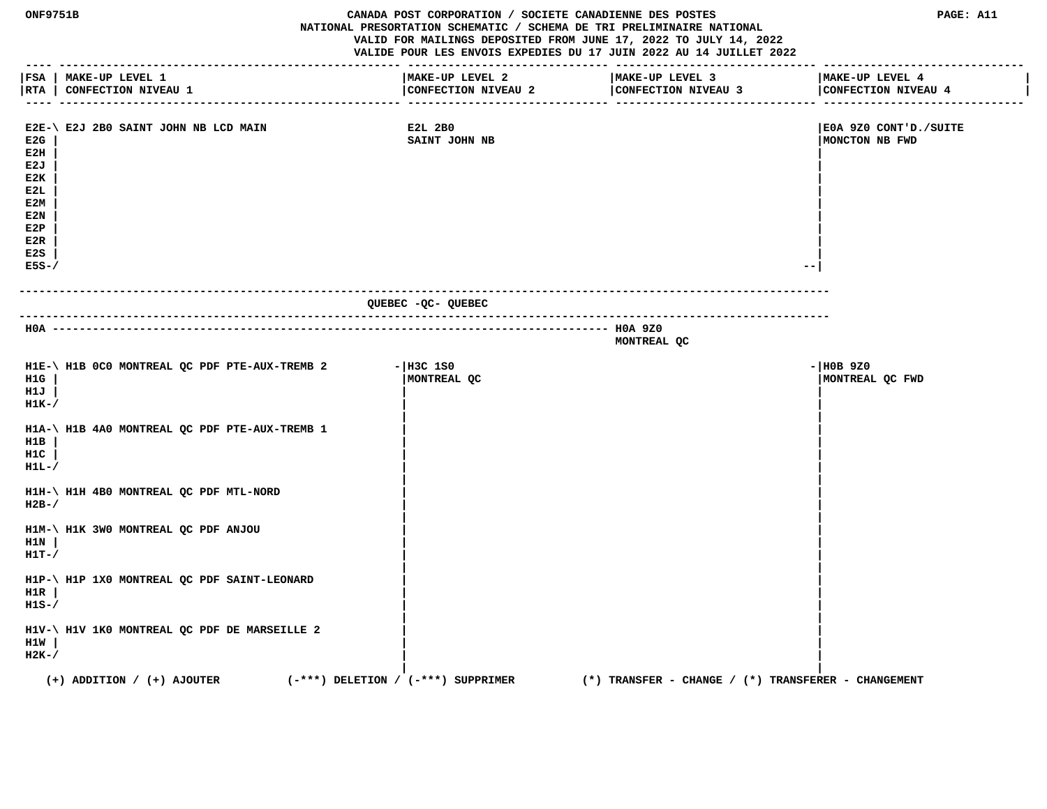CANADA POST CORPORATION / SOCIETE CANADIENNE DES POSTES
NATIONAL PRESORTATION SCHEMATIC / SCHEMA DE TRI PRELIMINAIRE NATIONAL
VALID FOR MAILINGS DEPOSITED FROM JUNE 17, 2022 TO JULY 14, 2022
VALIDE POUR LES ENVOIS EXPEDIES DU 17 JUIN 2022 AU 14 JUILLET 2022

| FSA / RTA | MAKE-UP LEVEL 1 / CONFECTION NIVEAU 1 | MAKE-UP LEVEL 2 / CONFECTION NIVEAU 2 | MAKE-UP LEVEL 3 / CONFECTION NIVEAU 3 | MAKE-UP LEVEL 4 / CONFECTION NIVEAU 4 |
|---|---|---|---|---|
| E2E, E2G, E2H, E2J, E2K, E2L, E2M, E2N, E2P, E2R, E2S, E5S | E2J 2B0 SAINT JOHN NB LCD MAIN | E2L 2B0 SAINT JOHN NB | | E0A 9Z0 CONT'D./SUITE MONCTON NB FWD |

## QUEBEC -QC- QUEBEC

| FSA / RTA | MAKE-UP LEVEL 1 / CONFECTION NIVEAU 1 | MAKE-UP LEVEL 2 / CONFECTION NIVEAU 2 | MAKE-UP LEVEL 3 / CONFECTION NIVEAU 3 | MAKE-UP LEVEL 4 / CONFECTION NIVEAU 4 |
|---|---|---|---|---|
| H0A | | | H0A 9Z0 MONTREAL QC | |
| H1E, H1G, H1J, H1K | H1B 0C0 MONTREAL QC PDF PTE-AUX-TREMB 2 | H3C 1S0 MONTREAL QC | | H0B 9Z0 MONTREAL QC FWD |
| H1A, H1B, H1C, H1L | H1B 4A0 MONTREAL QC PDF PTE-AUX-TREMB 1 | | | |
| H1H, H2B | H1H 4B0 MONTREAL QC PDF MTL-NORD | | | |
| H1M, H1N, H1T | H1K 3W0 MONTREAL QC PDF ANJOU | | | |
| H1P, H1R, H1S | H1P 1X0 MONTREAL QC PDF SAINT-LEONARD | | | |
| H1V, H1W, H2K | H1V 1K0 MONTREAL QC PDF DE MARSEILLE 2 | | | |

(+) ADDITION / (+) AJOUTER (-***) DELETION / (-***) SUPPRIMER (*) TRANSFER - CHANGE / (*) TRANSFERER - CHANGEMENT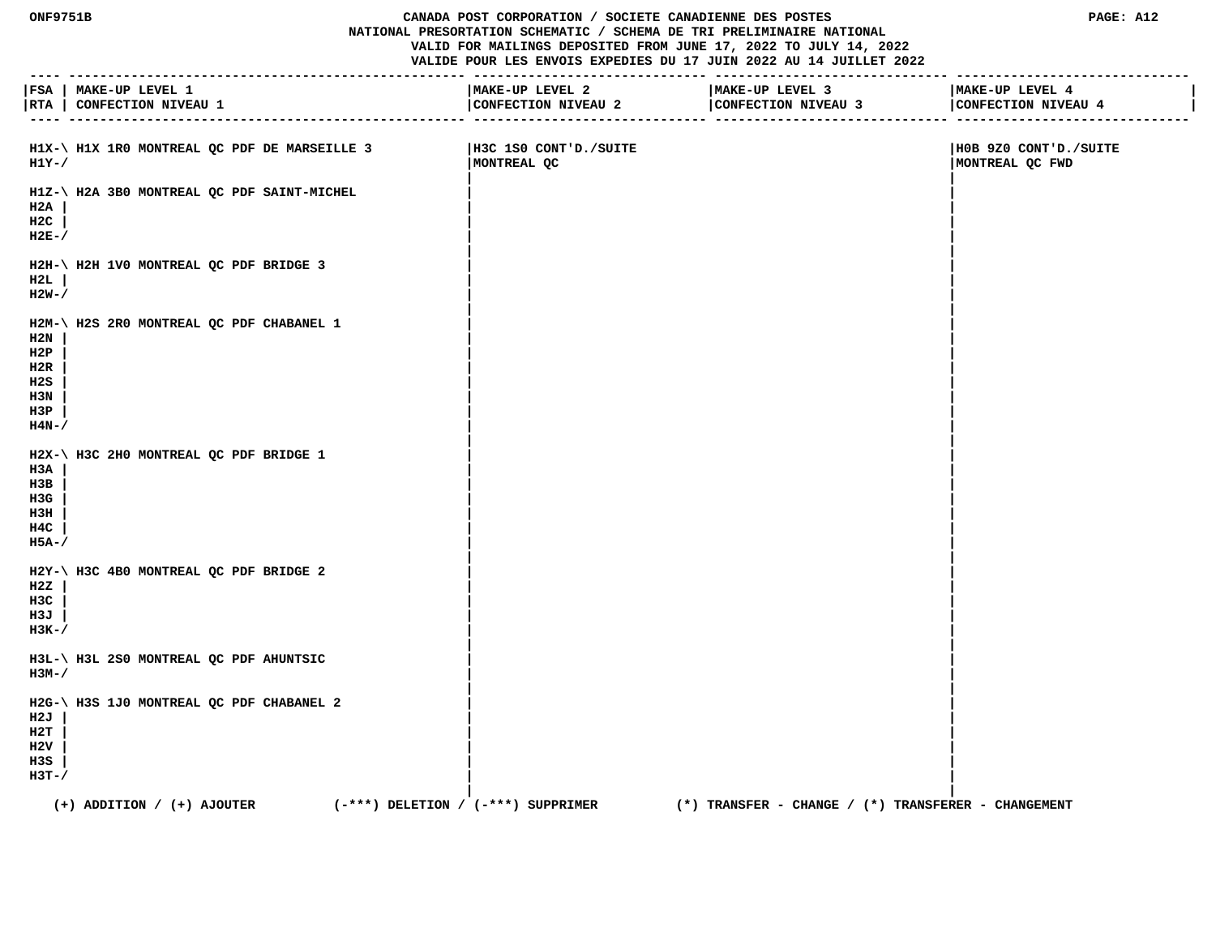CANADA POST CORPORATION / SOCIETE CANADIENNE DES POSTES
NATIONAL PRESORTATION SCHEMATIC / SCHEMA DE TRI PRELIMINAIRE NATIONAL
VALID FOR MAILINGS DEPOSITED FROM JUNE 17, 2022 TO JULY 14, 2022
VALIDE POUR LES ENVOIS EXPEDIES DU 17 JUIN 2022 AU 14 JUILLET 2022

| FSA / RTA | MAKE-UP LEVEL 1 / CONFECTION NIVEAU 1 | MAKE-UP LEVEL 2 / CONFECTION NIVEAU 2 | MAKE-UP LEVEL 3 / CONFECTION NIVEAU 3 | MAKE-UP LEVEL 4 / CONFECTION NIVEAU 4 |
|---|---|---|---|---|
| | | H3C 1S0 CONT'D./SUITE MONTREAL QC | | H0B 9Z0 CONT'D./SUITE MONTREAL QC FWD |
| H1X, H1Y | H1X 1R0 MONTREAL QC PDF DE MARSEILLE 3 | | | |
| H1Z, H2A, H2C, H2E | H2A 3B0 MONTREAL QC PDF SAINT-MICHEL | | | |
| H2H, H2L, H2W | H2H 1V0 MONTREAL QC PDF BRIDGE 3 | | | |
| H2M, H2N, H2P, H2R, H2S, H3N, H3P, H4N | H2S 2R0 MONTREAL QC PDF CHABANEL 1 | | | |
| H2X, H3A, H3B, H3G, H3H, H4C, H5A | H3C 2H0 MONTREAL QC PDF BRIDGE 1 | | | |
| H2Y, H2Z, H3C, H3J, H3K | H3C 4B0 MONTREAL QC PDF BRIDGE 2 | | | |
| H3L, H3M | H3L 2S0 MONTREAL QC PDF AHUNTSIC | | | |
| H2G, H2J, H2T, H2V, H3S, H3T | H3S 1J0 MONTREAL QC PDF CHABANEL 2 | | | |

(+) ADDITION / (+) AJOUTER (-***) DELETION / (-***) SUPPRIMER (*) TRANSFER - CHANGE / (*) TRANSFERER - CHANGEMENT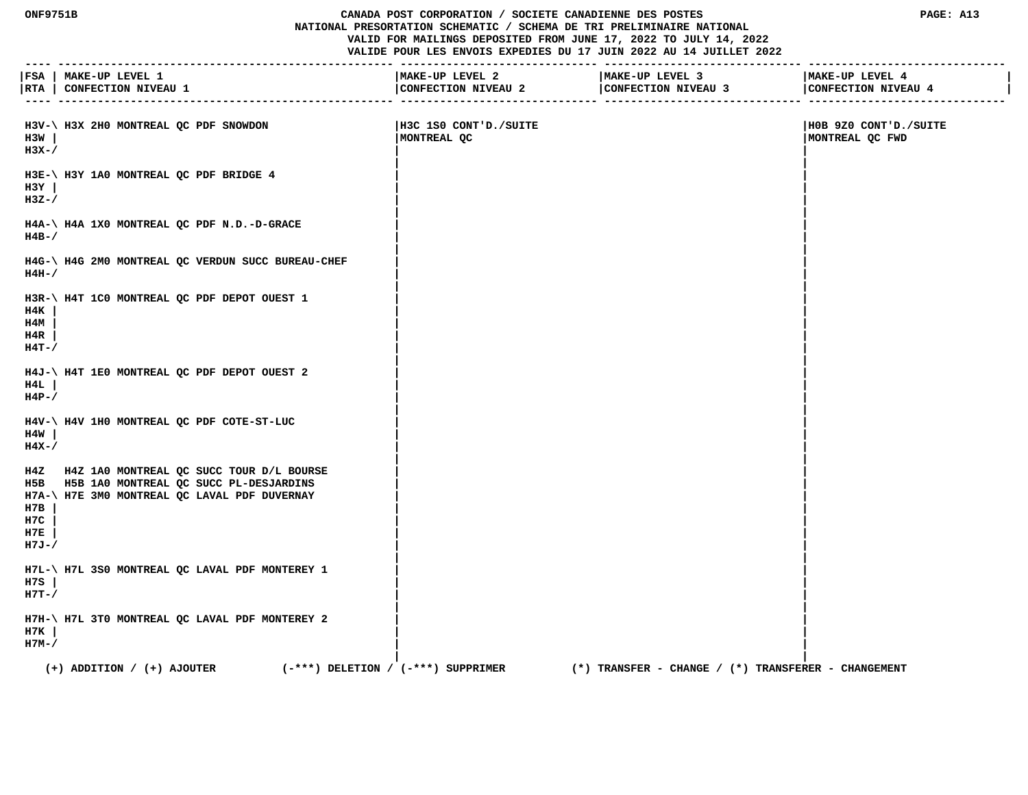CANADA POST CORPORATION / SOCIETE CANADIENNE DES POSTES
NATIONAL PRESORTATION SCHEMATIC / SCHEMA DE TRI PRELIMINAIRE NATIONAL
VALID FOR MAILINGS DEPOSITED FROM JUNE 17, 2022 TO JULY 14, 2022
VALIDE POUR LES ENVOIS EXPEDIES DU 17 JUIN 2022 AU 14 JUILLET 2022

| FSA RTA | MAKE-UP LEVEL 1 CONFECTION NIVEAU 1 | MAKE-UP LEVEL 2 CONFECTION NIVEAU 2 | MAKE-UP LEVEL 3 CONFECTION NIVEAU 3 | MAKE-UP LEVEL 4 CONFECTION NIVEAU 4 |
|---|---|---|---|---|
| H3V-\ H3W \| H3X-/ | H3X 2H0 MONTREAL QC PDF SNOWDON | H3C 1S0 CONT'D./SUITE MONTREAL QC | | H0B 9Z0 CONT'D./SUITE MONTREAL QC FWD |
| H3E-\ H3Y \| H3Z-/ | H3Y 1A0 MONTREAL QC PDF BRIDGE 4 | | | |
| H4A-\ H4B-/ | H4A 1X0 MONTREAL QC PDF N.D.-D-GRACE | | | |
| H4G-\ H4H-/ | H4G 2M0 MONTREAL QC VERDUN SUCC BUREAU-CHEF | | | |
| H3R-\ H4K \| H4M \| H4R \| H4T-/ | H4T 1C0 MONTREAL QC PDF DEPOT OUEST 1 | | | |
| H4J-\ H4L \| H4P-/ | H4T 1E0 MONTREAL QC PDF DEPOT OUEST 2 | | | |
| H4V-\ H4W \| H4X-/ | H4V 1H0 MONTREAL QC PDF COTE-ST-LUC | | | |
| H4Z | H4Z 1A0 MONTREAL QC SUCC TOUR D/L BOURSE | | | |
| H5B | H5B 1A0 MONTREAL QC SUCC PL-DESJARDINS | | | |
| H7A-\ H7B \| H7C \| H7E \| H7J-/ | H7E 3M0 MONTREAL QC LAVAL PDF DUVERNAY | | | |
| H7L-\ H7S \| H7T-/ | H7L 3S0 MONTREAL QC LAVAL PDF MONTEREY 1 | | | |
| H7H-\ H7K \| H7M-/ | H7L 3T0 MONTREAL QC LAVAL PDF MONTEREY 2 | | | |

(+) ADDITION / (+) AJOUTER (-***) DELETION / (-***) SUPPRIMER (*) TRANSFER - CHANGE / (*) TRANSFERER - CHANGEMENT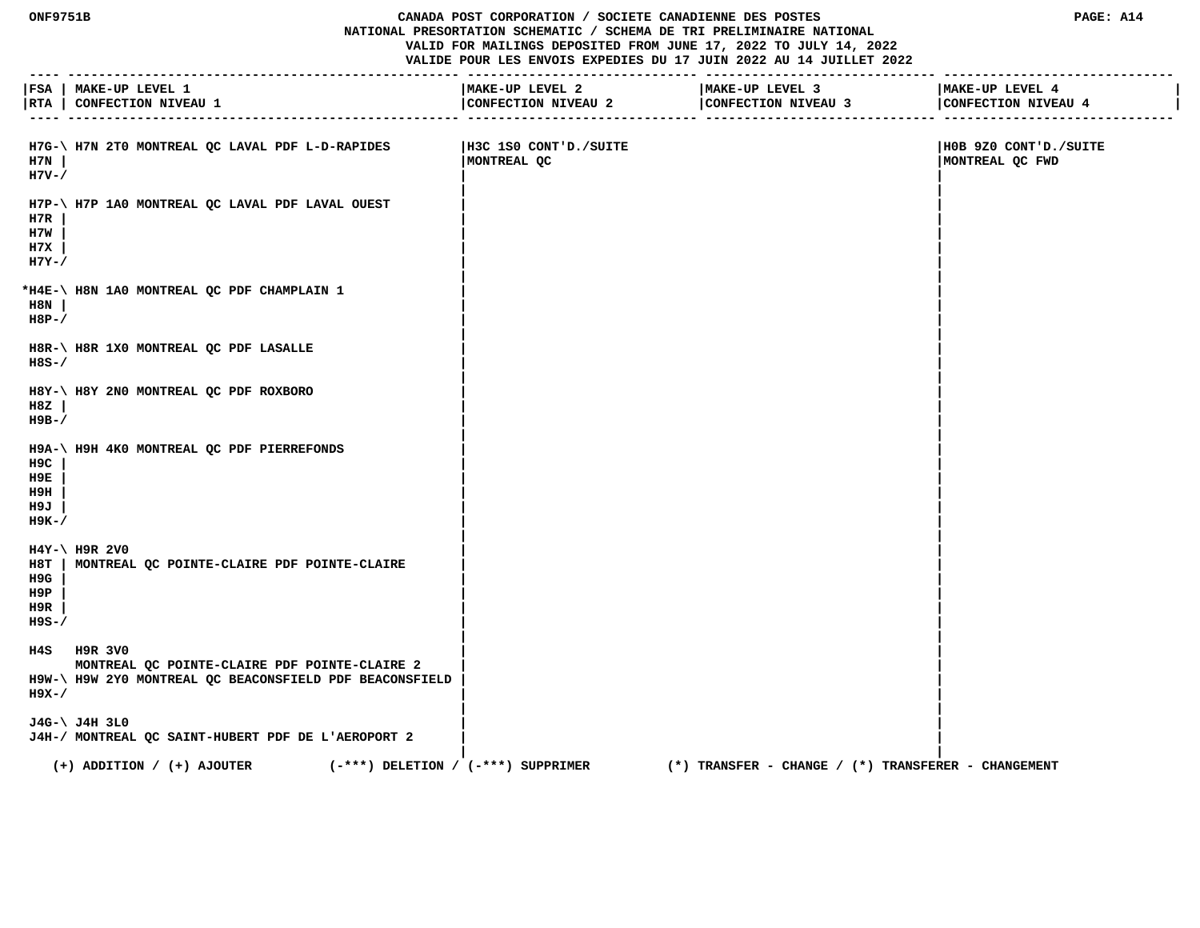NATIONAL PRESORTATION SCHEMATIC / SCHEMA DE TRI PRELIMINAIRE NATIONAL

VALID FOR MAILINGS DEPOSITED FROM JUNE 17, 2022 TO JULY 14, 2022

VALIDE POUR LES ENVOIS EXPEDIES DU 17 JUIN 2022 AU 14 JUILLET 2022

| FSA / RTA | MAKE-UP LEVEL 1 / CONFECTION NIVEAU 1 | MAKE-UP LEVEL 2 / CONFECTION NIVEAU 2 | MAKE-UP LEVEL 3 / CONFECTION NIVEAU 3 | MAKE-UP LEVEL 4 / CONFECTION NIVEAU 4 |
|---|---|---|---|---|
| H7G-\ H7N \| H7V-/ | H7N 2T0 MONTREAL QC LAVAL PDF L-D-RAPIDES | H3C 1S0 CONT'D./SUITE MONTREAL QC | | H0B 9Z0 CONT'D./SUITE MONTREAL QC FWD |
| H7P-\ H7R \| H7W \| H7X \| H7Y-/ | H7P 1A0 MONTREAL QC LAVAL PDF LAVAL OUEST | | | |
| *H4E-\ H8N \| H8P-/ | H8N 1A0 MONTREAL QC PDF CHAMPLAIN 1 | | | |
| H8R-\ H8S-/ | H8R 1X0 MONTREAL QC PDF LASALLE | | | |
| H8Y-\ H8Z \| H9B-/ | H8Y 2N0 MONTREAL QC PDF ROXBORO | | | |
| H9A-\ H9C \| H9E \| H9H \| H9J \| H9K-/ | H9H 4K0 MONTREAL QC PDF PIERREFONDS | | | |
| H4Y-\ H8T \| H9G \| H9P \| H9R \| H9S-/ | H9R 2V0 MONTREAL QC POINTE-CLAIRE PDF POINTE-CLAIRE | | | |
| H4S | H9R 3V0 MONTREAL QC POINTE-CLAIRE PDF POINTE-CLAIRE 2 | | | |
| H9W-\ H9X-/ | H9W 2Y0 MONTREAL QC BEACONSFIELD PDF BEACONSFIELD | | | |
| J4G-\ J4H-/ | J4H 3L0 MONTREAL QC SAINT-HUBERT PDF DE L'AEROPORT 2 | | | |

(+) ADDITION / (+) AJOUTER (-***) DELETION / (-***) SUPPRIMER (*) TRANSFER - CHANGE / (*) TRANSFERER - CHANGEMENT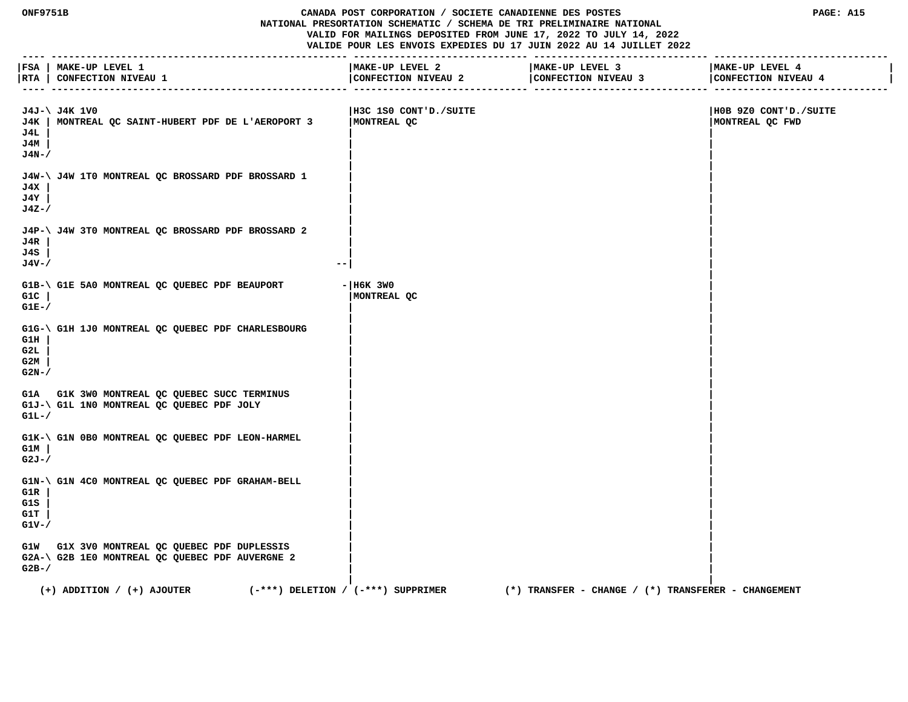NATIONAL PRESORTATION SCHEMATIC / SCHEMA DE TRI PRELIMINAIRE NATIONAL

VALID FOR MAILINGS DEPOSITED FROM JUNE 17, 2022 TO JULY 14, 2022
VALIDE POUR LES ENVOIS EXPEDIES DU 17 JUIN 2022 AU 14 JUILLET 2022

| FSA / RTA | MAKE-UP LEVEL 1 / CONFECTION NIVEAU 1 | MAKE-UP LEVEL 2 / CONFECTION NIVEAU 2 | MAKE-UP LEVEL 3 / CONFECTION NIVEAU 3 | MAKE-UP LEVEL 4 / CONFECTION NIVEAU 4 |
|---|---|---|---|---|
| J4J-\ J4K \| J4L \| J4M \| J4N-/ | J4K 1V0 MONTREAL QC SAINT-HUBERT PDF DE L'AEROPORT 3 | H3C 1S0 CONT'D./SUITE MONTREAL QC | | H0B 9Z0 CONT'D./SUITE MONTREAL QC FWD |
| J4W-\ J4X \| J4Y \| J4Z-/ | J4W 1T0 MONTREAL QC BROSSARD PDF BROSSARD 1 | | | |
| J4P-\ J4R \| J4S \| J4V-/ | J4W 3T0 MONTREAL QC BROSSARD PDF BROSSARD 2 | | | |
| G1B-\ G1C \| G1E-/ | G1E 5A0 MONTREAL QC QUEBEC PDF BEAUPORT | H6K 3W0 MONTREAL QC | | |
| G1G-\ G1H \| G2L \| G2M \| G2N-/ | G1H 1J0 MONTREAL QC QUEBEC PDF CHARLESBOURG | | | |
| G1A | G1K 3W0 MONTREAL QC QUEBEC SUCC TERMINUS | | | |
| G1J-\ G1L-/ | G1L 1N0 MONTREAL QC QUEBEC PDF JOLY | | | |
| G1K-\ G1M \| G2J-/ | G1N 0B0 MONTREAL QC QUEBEC PDF LEON-HARMEL | | | |
| G1N-\ G1R \| G1S \| G1T \| G1V-/ | G1N 4C0 MONTREAL QC QUEBEC PDF GRAHAM-BELL | | | |
| G1W | G1X 3V0 MONTREAL QC QUEBEC PDF DUPLESSIS | | | |
| G2A-\ G2B-/ | G2B 1E0 MONTREAL QC QUEBEC PDF AUVERGNE 2 | | | |

(+) ADDITION / (+) AJOUTER (-***) DELETION / (-***) SUPPRIMER (*) TRANSFER - CHANGE / (*) TRANSFERER - CHANGEMENT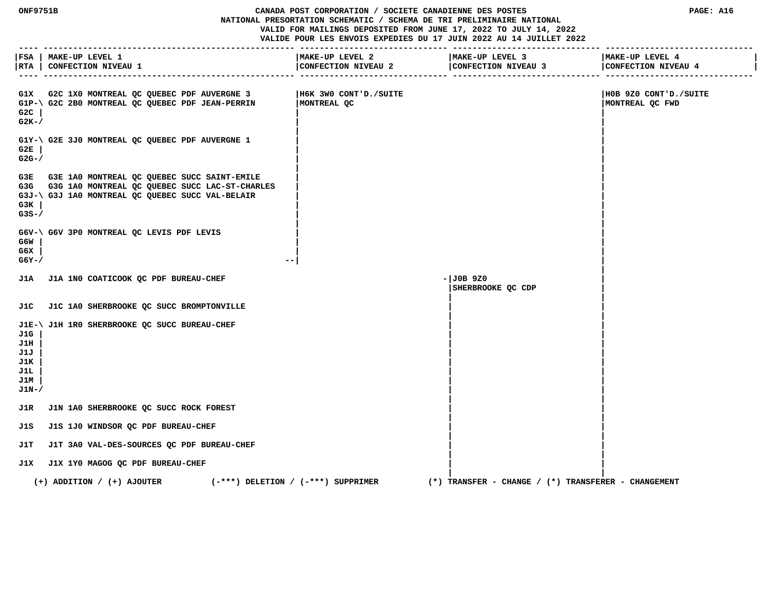ONF9751B CANADA POST CORPORATION / SOCIETE CANADIENNE DES POSTES
NATIONAL PRESORTATION SCHEMATIC / SCHEMA DE TRI PRELIMINAIRE NATIONAL
VALID FOR MAILINGS DEPOSITED FROM JUNE 17, 2022 TO JULY 14, 2022
VALIDE POUR LES ENVOIS EXPEDIES DU 17 JUIN 2022 AU 14 JUILLET 2022

| FSA<br>RTA | MAKE-UP LEVEL 1<br>CONFECTION NIVEAU 1 | MAKE-UP LEVEL 2<br>CONFECTION NIVEAU 2 | MAKE-UP LEVEL 3<br>CONFECTION NIVEAU 3 | MAKE-UP LEVEL 4<br>CONFECTION NIVEAU 4 |
|---|---|---|---|---|
| G1X | G2C 1X0 MONTREAL QC QUEBEC PDF AUVERGNE 3 | H6K 3W0 CONT'D./SUITE MONTREAL QC | | H0B 9Z0 CONT'D./SUITE MONTREAL QC FWD |
| G1P-\ G2C \| G2K-/ | G2C 2B0 MONTREAL QC QUEBEC PDF JEAN-PERRIN | | | |
| G1Y-\ G2E \| G2G-/ | G2E 3J0 MONTREAL QC QUEBEC PDF AUVERGNE 1 | | | |
| G3E | G3E 1A0 MONTREAL QC QUEBEC SUCC SAINT-EMILE | | | |
| G3G | G3G 1A0 MONTREAL QC QUEBEC SUCC LAC-ST-CHARLES | | | |
| G3J-\ G3K \| G3S-/ | G3J 1A0 MONTREAL QC QUEBEC SUCC VAL-BELAIR | | | |
| G6V-\ G6W \| G6X \| G6Y-/ | G6V 3P0 MONTREAL QC LEVIS PDF LEVIS | | | |
| J1A | J1A 1N0 COATICOOK QC PDF BUREAU-CHEF | | J0B 9Z0 SHERBROOKE QC CDP | |
| J1C | J1C 1A0 SHERBROOKE QC SUCC BROMPTONVILLE | | | |
| J1E-\ J1G \| J1H \| J1J \| J1K \| J1L \| J1M \| J1N-/ | J1H 1R0 SHERBROOKE QC SUCC BUREAU-CHEF | | | |
| J1R | J1N 1A0 SHERBROOKE QC SUCC ROCK FOREST | | | |
| J1S | J1S 1J0 WINDSOR QC PDF BUREAU-CHEF | | | |
| J1T | J1T 3A0 VAL-DES-SOURCES QC PDF BUREAU-CHEF | | | |
| J1X | J1X 1Y0 MAGOG QC PDF BUREAU-CHEF | | | |

(+) ADDITION / (+) AJOUTER (-***) DELETION / (-***) SUPPRIMER (*) TRANSFER - CHANGE / (*) TRANSFERER - CHANGEMENT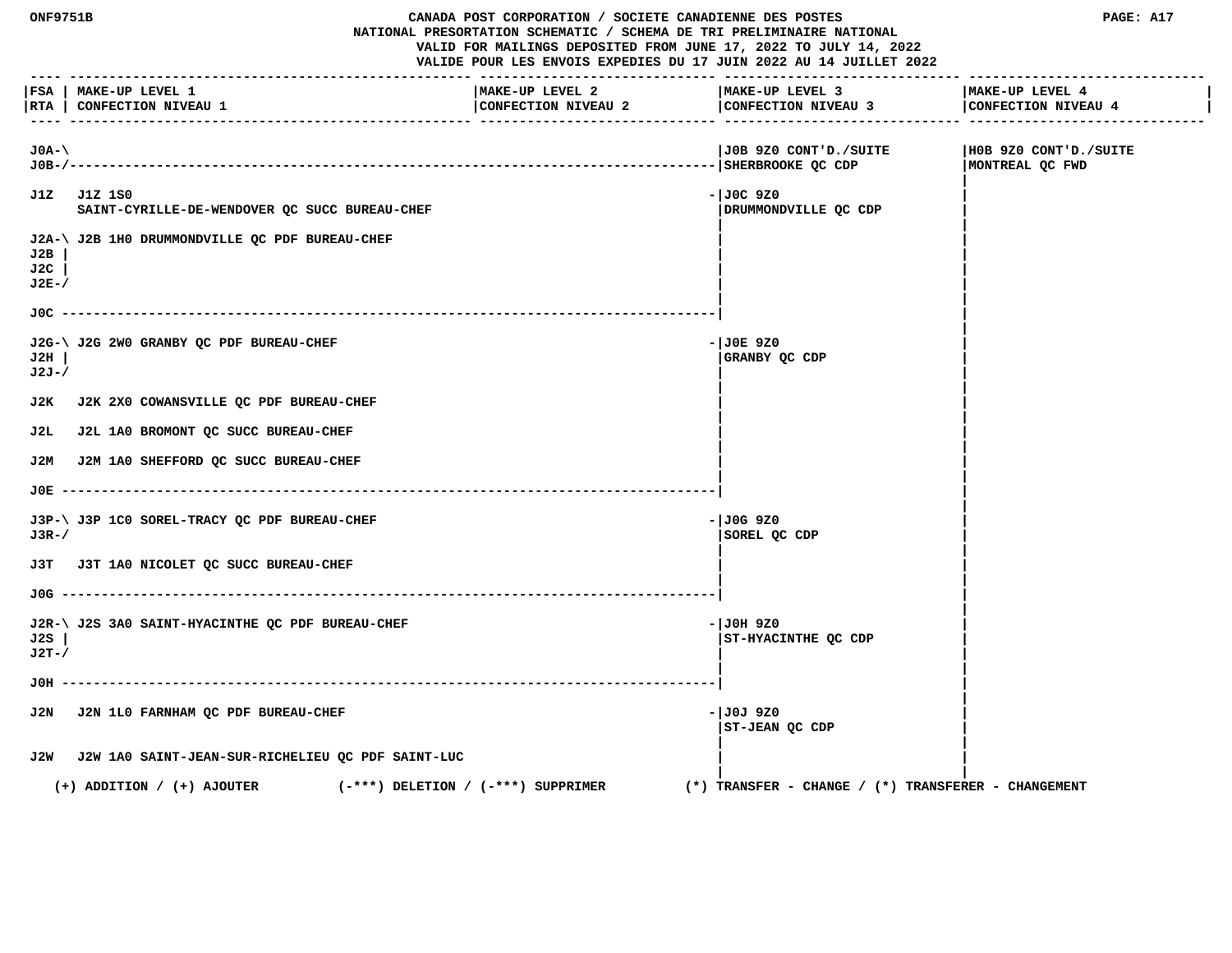ONF9751B

CANADA POST CORPORATION / SOCIETE CANADIENNE DES POSTES
NATIONAL PRESORTATION SCHEMATIC / SCHEMA DE TRI PRELIMINAIRE NATIONAL
VALID FOR MAILINGS DEPOSITED FROM JUNE 17, 2022 TO JULY 14, 2022
VALIDE POUR LES ENVOIS EXPEDIES DU 17 JUIN 2022 AU 14 JUILLET 2022

PAGE: A17

| FSA / RTA | MAKE-UP LEVEL 1 / CONFECTION NIVEAU 1 | MAKE-UP LEVEL 2 / CONFECTION NIVEAU 2 | MAKE-UP LEVEL 3 / CONFECTION NIVEAU 3 | MAKE-UP LEVEL 4 / CONFECTION NIVEAU 4 |
|---|---|---|---|---|
| J0A-J0B | | | J0B 9Z0 CONT'D./SUITE SHERBROOKE QC CDP | H0B 9Z0 CONT'D./SUITE MONTREAL QC FWD |
| J1Z | J1Z 1S0 SAINT-CYRILLE-DE-WENDOVER QC SUCC BUREAU-CHEF | | J0C 9Z0 DRUMMONDVILLE QC CDP | |
| J2A, J2B, J2C, J2E | J2B 1H0 DRUMMONDVILLE QC PDF BUREAU-CHEF | | | |
| J0C | | | | |
| J2G, J2H, J2J | J2G 2W0 GRANBY QC PDF BUREAU-CHEF | | J0E 9Z0 GRANBY QC CDP | |
| J2K | J2K 2X0 COWANSVILLE QC PDF BUREAU-CHEF | | | |
| J2L | J2L 1A0 BROMONT QC SUCC BUREAU-CHEF | | | |
| J2M | J2M 1A0 SHEFFORD QC SUCC BUREAU-CHEF | | | |
| J0E | | | | |
| J3P, J3R | J3P 1C0 SOREL-TRACY QC PDF BUREAU-CHEF | | J0G 9Z0 SOREL QC CDP | |
| J3T | J3T 1A0 NICOLET QC SUCC BUREAU-CHEF | | | |
| J0G | | | | |
| J2R, J2S, J2T | J2S 3A0 SAINT-HYACINTHE QC PDF BUREAU-CHEF | | J0H 9Z0 ST-HYACINTHE QC CDP | |
| J0H | | | | |
| J2N | J2N 1L0 FARNHAM QC PDF BUREAU-CHEF | | J0J 9Z0 ST-JEAN QC CDP | |
| J2W | J2W 1A0 SAINT-JEAN-SUR-RICHELIEU QC PDF SAINT-LUC | | | |

(+) ADDITION / (+) AJOUTER (-***) DELETION / (-***) SUPPRIMER (*) TRANSFER - CHANGE / (*) TRANSFERER - CHANGEMENT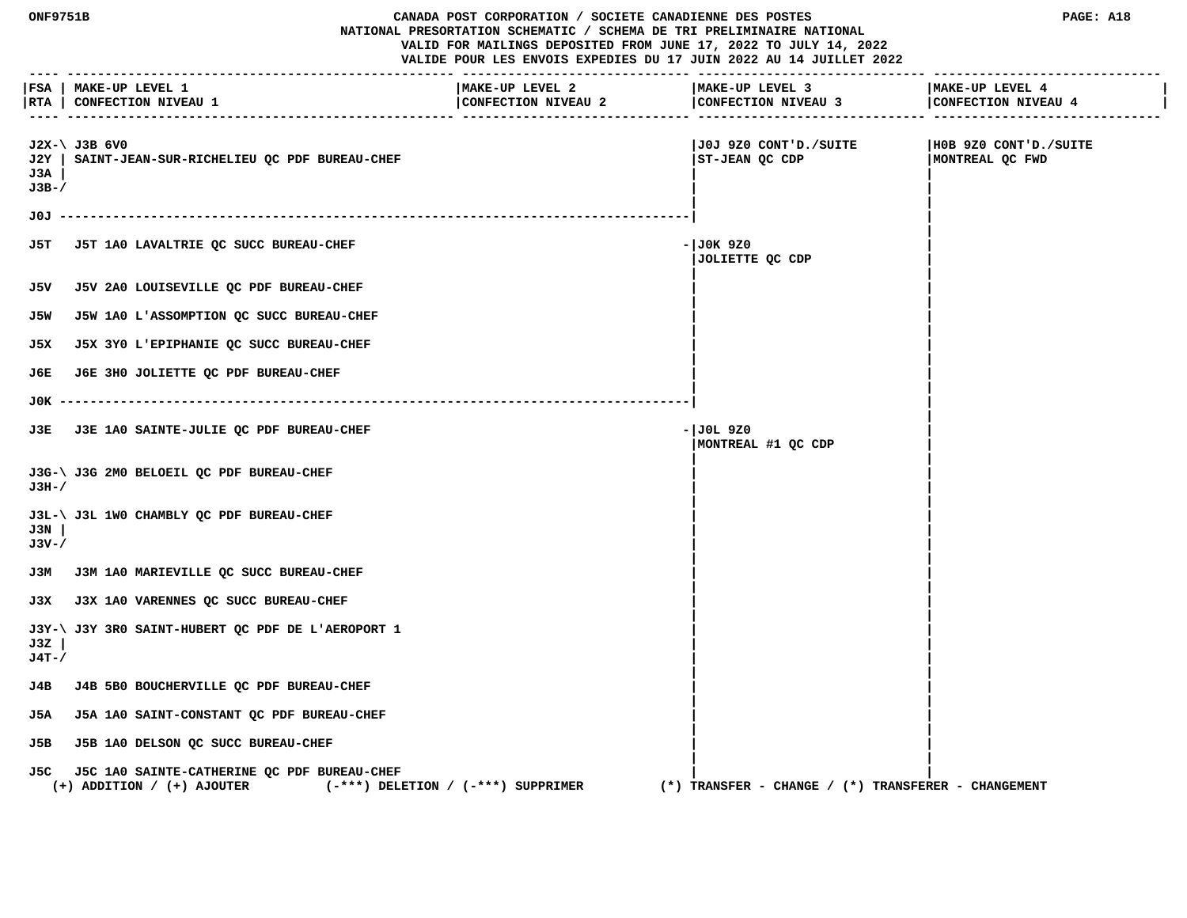ONF9751B

CANADA POST CORPORATION / SOCIETE CANADIENNE DES POSTES
NATIONAL PRESORTATION SCHEMATIC / SCHEMA DE TRI PRELIMINAIRE NATIONAL
VALID FOR MAILINGS DEPOSITED FROM JUNE 17, 2022 TO JULY 14, 2022
VALIDE POUR LES ENVOIS EXPEDIES DU 17 JUIN 2022 AU 14 JUILLET 2022

PAGE: A18

| FSA / RTA | MAKE-UP LEVEL 1 / CONFECTION NIVEAU 1 | MAKE-UP LEVEL 2 / CONFECTION NIVEAU 2 | MAKE-UP LEVEL 3 / CONFECTION NIVEAU 3 | MAKE-UP LEVEL 4 / CONFECTION NIVEAU 4 |
|---|---|---|---|---|
| J2X, J2Y, J3A, J3B | J3B 6V0 SAINT-JEAN-SUR-RICHELIEU QC PDF BUREAU-CHEF | | J0J 9Z0 CONT'D./SUITE ST-JEAN QC CDP | H0B 9Z0 CONT'D./SUITE MONTREAL QC FWD |
| J0J | | | | |
| J5T | J5T 1A0 LAVALTRIE QC SUCC BUREAU-CHEF | | J0K 9Z0 JOLIETTE QC CDP | |
| J5V | J5V 2A0 LOUISEVILLE QC PDF BUREAU-CHEF | | | |
| J5W | J5W 1A0 L'ASSOMPTION QC SUCC BUREAU-CHEF | | | |
| J5X | J5X 3Y0 L'EPIPHANIE QC SUCC BUREAU-CHEF | | | |
| J6E | J6E 3H0 JOLIETTE QC PDF BUREAU-CHEF | | | |
| J0K | | | | |
| J3E | J3E 1A0 SAINTE-JULIE QC PDF BUREAU-CHEF | | J0L 9Z0 MONTREAL #1 QC CDP | |
| J3G, J3H | J3G 2M0 BELOEIL QC PDF BUREAU-CHEF | | | |
| J3L, J3N, J3V | J3L 1W0 CHAMBLY QC PDF BUREAU-CHEF | | | |
| J3M | J3M 1A0 MARIEVILLE QC SUCC BUREAU-CHEF | | | |
| J3X | J3X 1A0 VARENNES QC SUCC BUREAU-CHEF | | | |
| J3Y, J3Z, J4T | J3Y 3R0 SAINT-HUBERT QC PDF DE L'AEROPORT 1 | | | |
| J4B | J4B 5B0 BOUCHERVILLE QC PDF BUREAU-CHEF | | | |
| J5A | J5A 1A0 SAINT-CONSTANT QC PDF BUREAU-CHEF | | | |
| J5B | J5B 1A0 DELSON QC SUCC BUREAU-CHEF | | | |
| J5C | J5C 1A0 SAINTE-CATHERINE QC PDF BUREAU-CHEF | | | |

(+) ADDITION / (+) AJOUTER (-***) DELETION / (-***) SUPPRIMER (*) TRANSFER - CHANGE / (*) TRANSFERER - CHANGEMENT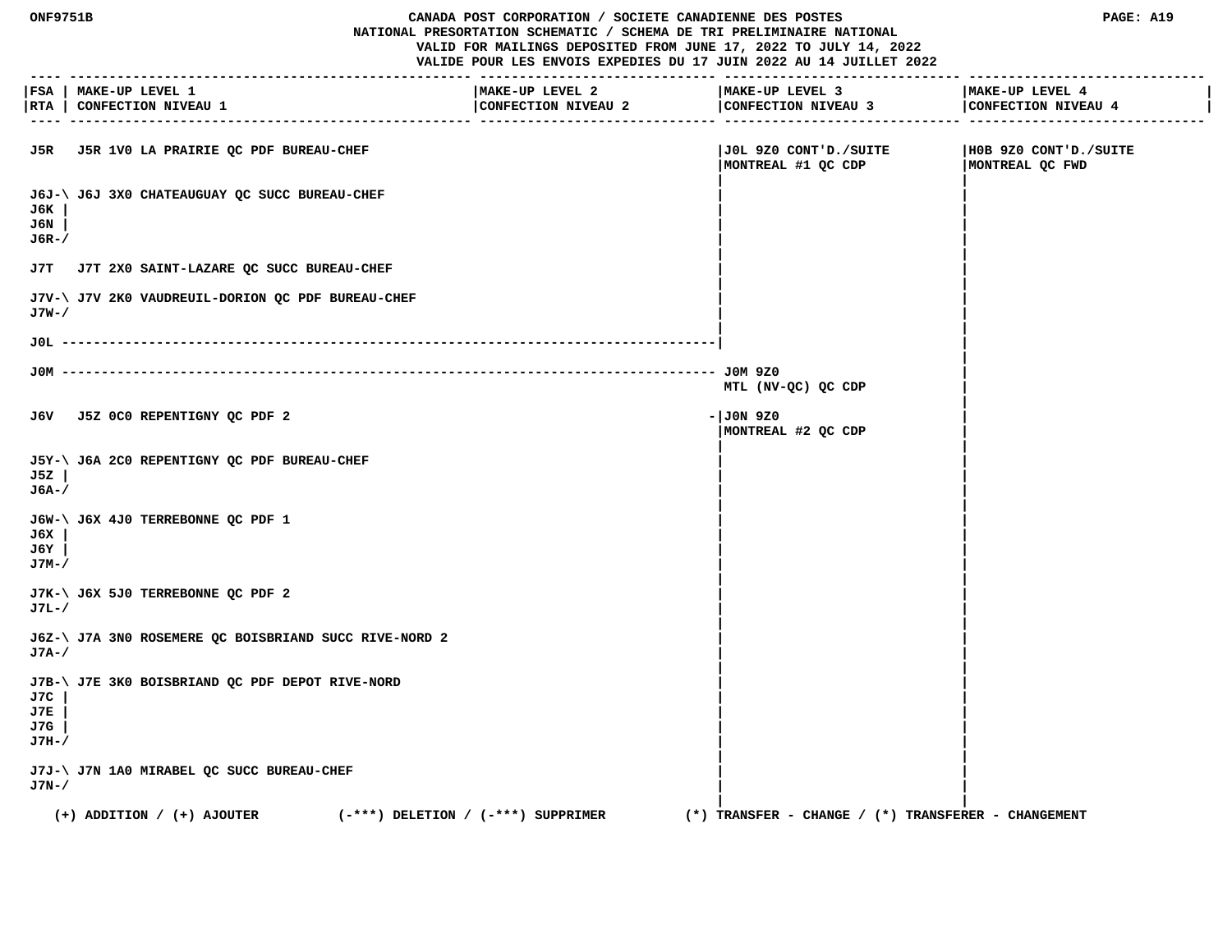CANADA POST CORPORATION / SOCIETE CANADIENNE DES POSTES
NATIONAL PRESORTATION SCHEMATIC / SCHEMA DE TRI PRELIMINAIRE NATIONAL
VALID FOR MAILINGS DEPOSITED FROM JUNE 17, 2022 TO JULY 14, 2022
VALIDE POUR LES ENVOIS EXPEDIES DU 17 JUIN 2022 AU 14 JUILLET 2022

| FSA RTA | MAKE-UP LEVEL 1 CONFECTION NIVEAU 1 | MAKE-UP LEVEL 2 CONFECTION NIVEAU 2 | MAKE-UP LEVEL 3 CONFECTION NIVEAU 3 | MAKE-UP LEVEL 4 CONFECTION NIVEAU 4 |
|---|---|---|---|---|
| J5R | J5R 1V0 LA PRAIRIE QC PDF BUREAU-CHEF | | J0L 9Z0 CONT'D./SUITE MONTREAL #1 QC CDP | H0B 9Z0 CONT'D./SUITE MONTREAL QC FWD |
| J6J J6K J6N J6R | J6J 3X0 CHATEAUGUAY QC SUCC BUREAU-CHEF | | | |
| J7T | J7T 2X0 SAINT-LAZARE QC SUCC BUREAU-CHEF | | | |
| J7V J7W | J7V 2K0 VAUDREUIL-DORION QC PDF BUREAU-CHEF | | | |
| J0L | ---------- | ---------- | | |
| J0M | ---------- | ---------- | J0M 9Z0 MTL (NV-QC) QC CDP | |
| J6V | J5Z 0C0 REPENTIGNY QC PDF 2 | | J0N 9Z0 MONTREAL #2 QC CDP | |
| J5Y J5Z J6A | J6A 2C0 REPENTIGNY QC PDF BUREAU-CHEF | | | |
| J6W J6X J6Y J7M | J6X 4J0 TERREBONNE QC PDF 1 | | | |
| J7K J7L | J6X 5J0 TERREBONNE QC PDF 2 | | | |
| J6Z J7A | J7A 3N0 ROSEMERE QC BOISBRIAND SUCC RIVE-NORD 2 | | | |
| J7B J7C J7E J7G J7H | J7E 3K0 BOISBRIAND QC PDF DEPOT RIVE-NORD | | | |
| J7J J7N | J7N 1A0 MIRABEL QC SUCC BUREAU-CHEF | | | |

(+) ADDITION / (+) AJOUTER (-***) DELETION / (-***) SUPPRIMER (*) TRANSFER - CHANGE / (*) TRANSFERER - CHANGEMENT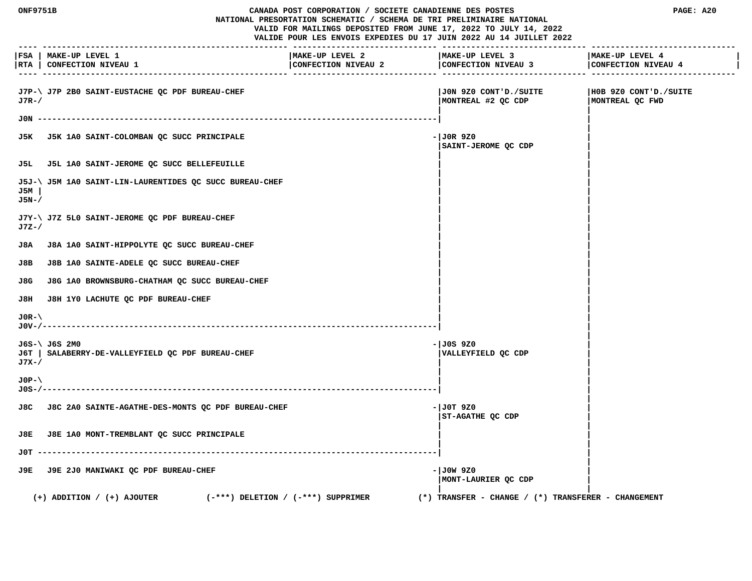# CANADA POST CORPORATION / SOCIETE CANADIENNE DES POSTES

## NATIONAL PRESORTATION SCHEMATIC / SCHEMA DE TRI PRELIMINAIRE NATIONAL

VALID FOR MAILINGS DEPOSITED FROM JUNE 17, 2022 TO JULY 14, 2022
VALIDE POUR LES ENVOIS EXPEDIES DU 17 JUIN 2022 AU 14 JUILLET 2022

| FSA / RTA | MAKE-UP LEVEL 1 / CONFECTION NIVEAU 1 | MAKE-UP LEVEL 2 / CONFECTION NIVEAU 2 | MAKE-UP LEVEL 3 / CONFECTION NIVEAU 3 | MAKE-UP LEVEL 4 / CONFECTION NIVEAU 4 |
|---|---|---|---|---|
| J7P-J7R | J7P 2B0 SAINT-EUSTACHE QC PDF BUREAU-CHEF | | J0N 9Z0 CONT'D./SUITE MONTREAL #2 QC CDP | H0B 9Z0 CONT'D./SUITE MONTREAL QC FWD |
| J0N | | | | |
| J5K | J5K 1A0 SAINT-COLOMBAN QC SUCC PRINCIPALE | | J0R 9Z0 SAINT-JEROME QC CDP | |
| J5L | J5L 1A0 SAINT-JEROME QC SUCC BELLEFEUILLE | | | |
| J5J, J5M, J5N | J5M 1A0 SAINT-LIN-LAURENTIDES QC SUCC BUREAU-CHEF | | | |
| J7Y-J7Z | J7Z 5L0 SAINT-JEROME QC PDF BUREAU-CHEF | | | |
| J8A | J8A 1A0 SAINT-HIPPOLYTE QC SUCC BUREAU-CHEF | | | |
| J8B | J8B 1A0 SAINTE-ADELE QC SUCC BUREAU-CHEF | | | |
| J8G | J8G 1A0 BROWNSBURG-CHATHAM QC SUCC BUREAU-CHEF | | | |
| J8H | J8H 1Y0 LACHUTE QC PDF BUREAU-CHEF | | | |
| J0R-J0V | | | | |
| J6S, J6T, J7X | J6S 2M0 SALABERRY-DE-VALLEYFIELD QC PDF BUREAU-CHEF | | J0S 9Z0 VALLEYFIELD QC CDP | |
| J0P-J0S | | | | |
| J8C | J8C 2A0 SAINTE-AGATHE-DES-MONTS QC PDF BUREAU-CHEF | | J0T 9Z0 ST-AGATHE QC CDP | |
| J8E | J8E 1A0 MONT-TREMBLANT QC SUCC PRINCIPALE | | | |
| J0T | | | | |
| J9E | J9E 2J0 MANIWAKI QC PDF BUREAU-CHEF | | J0W 9Z0 MONT-LAURIER QC CDP | |

(+) ADDITION / (+) AJOUTER (-***) DELETION / (-***) SUPPRIMER (*) TRANSFER - CHANGE / (*) TRANSFERER - CHANGEMENT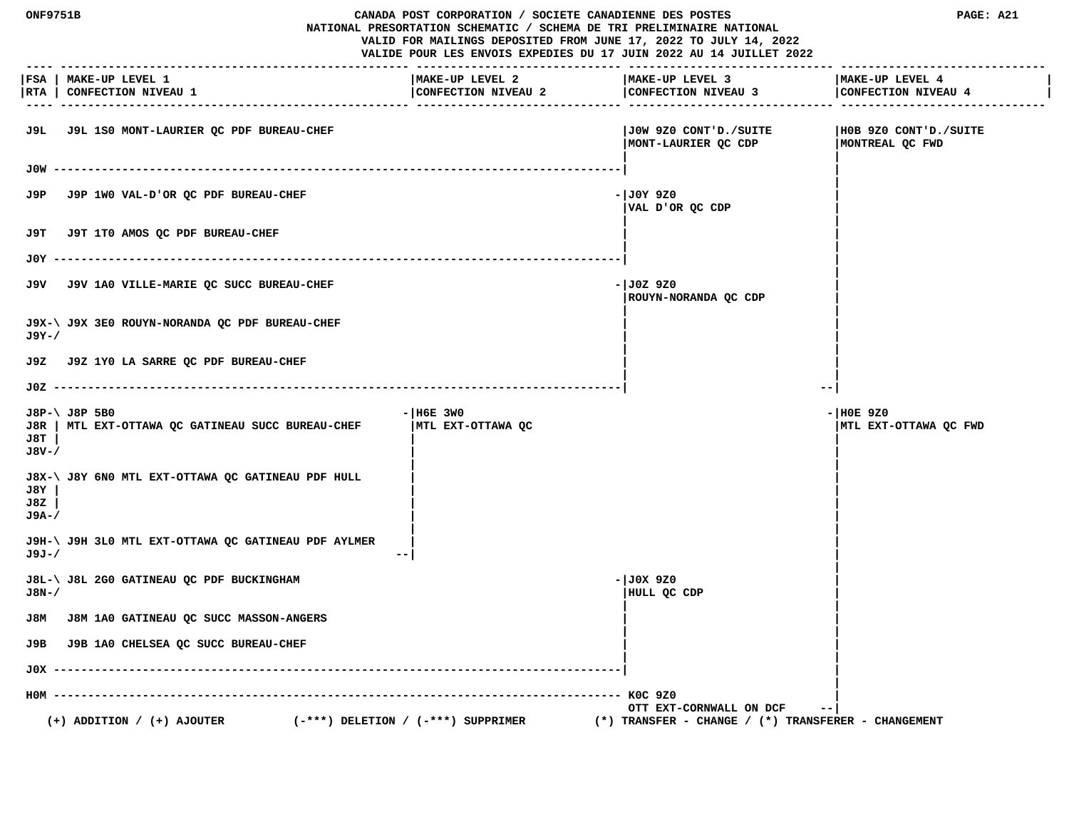# CANADA POST CORPORATION / SOCIETE CANADIENNE DES POSTES
## NATIONAL PRESORTATION SCHEMATIC / SCHEMA DE TRI PRELIMINAIRE NATIONAL

VALID FOR MAILINGS DEPOSITED FROM JUNE 17, 2022 TO JULY 14, 2022
VALIDE POUR LES ENVOIS EXPEDIES DU 17 JUIN 2022 AU 14 JUILLET 2022

| FSA / RTA | MAKE-UP LEVEL 1 / CONFECTION NIVEAU 1 | MAKE-UP LEVEL 2 / CONFECTION NIVEAU 2 | MAKE-UP LEVEL 3 / CONFECTION NIVEAU 3 | MAKE-UP LEVEL 4 / CONFECTION NIVEAU 4 |
|---|---|---|---|---|
| J9L | J9L 1S0 MONT-LAURIER QC PDF BUREAU-CHEF | | J0W 9Z0 CONT'D./SUITE MONT-LAURIER QC CDP | H0B 9Z0 CONT'D./SUITE MONTREAL QC FWD |
| J0W | | | | |
| J9P | J9P 1W0 VAL-D'OR QC PDF BUREAU-CHEF | | J0Y 9Z0 VAL D'OR QC CDP | |
| J9T | J9T 1T0 AMOS QC PDF BUREAU-CHEF | | | |
| J0Y | | | | |
| J9V | J9V 1A0 VILLE-MARIE QC SUCC BUREAU-CHEF | | J0Z 9Z0 ROUYN-NORANDA QC CDP | |
| J9X, J9Y | J9X 3E0 ROUYN-NORANDA QC PDF BUREAU-CHEF | | | |
| J9Z | J9Z 1Y0 LA SARRE QC PDF BUREAU-CHEF | | | |
| J0Z | | | | |
| J8P, J8R, J8T, J8V | J8P 5B0 MTL EXT-OTTAWA QC GATINEAU SUCC BUREAU-CHEF | H6E 3W0 MTL EXT-OTTAWA QC | | H0E 9Z0 MTL EXT-OTTAWA QC FWD |
| J8X, J8Y, J8Z, J9A | J8Y 6N0 MTL EXT-OTTAWA QC GATINEAU PDF HULL | | | |
| J9H, J9J | J9H 3L0 MTL EXT-OTTAWA QC GATINEAU PDF AYLMER | | | |
| J8L, J8N | J8L 2G0 GATINEAU QC PDF BUCKINGHAM | | J0X 9Z0 HULL QC CDP | |
| J8M | J8M 1A0 GATINEAU QC SUCC MASSON-ANGERS | | | |
| J9B | J9B 1A0 CHELSEA QC SUCC BUREAU-CHEF | | | |
| J0X | | | | |
| H0M | | | K0C 9Z0 OTT EXT-CORNWALL ON DCF | |

(+) ADDITION / (+) AJOUTER (-***) DELETION / (-***) SUPPRIMER (*) TRANSFER - CHANGE / (*) TRANSFERER - CHANGEMENT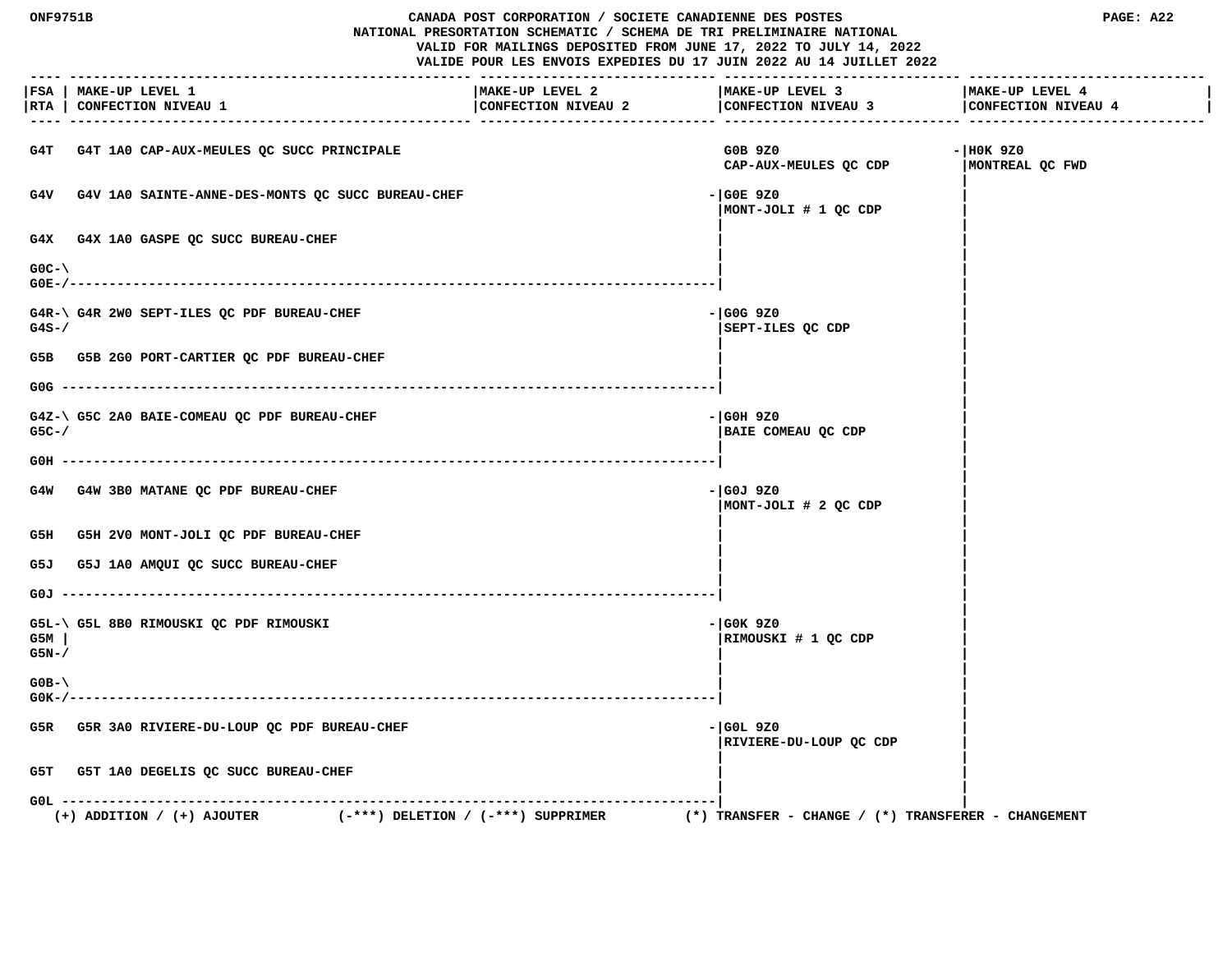CANADA POST CORPORATION / SOCIETE CANADIENNE DES POSTES
NATIONAL PRESORTATION SCHEMATIC / SCHEMA DE TRI PRELIMINAIRE NATIONAL
VALID FOR MAILINGS DEPOSITED FROM JUNE 17, 2022 TO JULY 14, 2022
VALIDE POUR LES ENVOIS EXPEDIES DU 17 JUIN 2022 AU 14 JUILLET 2022

| FSA / RTA | MAKE-UP LEVEL 1 / CONFECTION NIVEAU 1 | MAKE-UP LEVEL 2 / CONFECTION NIVEAU 2 | MAKE-UP LEVEL 3 / CONFECTION NIVEAU 3 | MAKE-UP LEVEL 4 / CONFECTION NIVEAU 4 |
|---|---|---|---|---|
| G4T | G4T 1A0 CAP-AUX-MEULES QC SUCC PRINCIPALE | | G0B 9Z0 CAP-AUX-MEULES QC CDP | H0K 9Z0 MONTREAL QC FWD |
| G4V | G4V 1A0 SAINTE-ANNE-DES-MONTS QC SUCC BUREAU-CHEF | | G0E 9Z0 MONT-JOLI # 1 QC CDP | |
| G4X | G4X 1A0 GASPE QC SUCC BUREAU-CHEF | | | |
| G0C, G0E | | | | |
| G4R, G4S | G4R 2W0 SEPT-ILES QC PDF BUREAU-CHEF | | G0G 9Z0 SEPT-ILES QC CDP | |
| G5B | G5B 2G0 PORT-CARTIER QC PDF BUREAU-CHEF | | | |
| G0G | | | | |
| G4Z, G5C | G5C 2A0 BAIE-COMEAU QC PDF BUREAU-CHEF | | G0H 9Z0 BAIE COMEAU QC CDP | |
| G0H | | | | |
| G4W | G4W 3B0 MATANE QC PDF BUREAU-CHEF | | G0J 9Z0 MONT-JOLI # 2 QC CDP | |
| G5H | G5H 2V0 MONT-JOLI QC PDF BUREAU-CHEF | | | |
| G5J | G5J 1A0 AMQUI QC SUCC BUREAU-CHEF | | | |
| G0J | | | | |
| G5L, G5M, G5N | G5L 8B0 RIMOUSKI QC PDF RIMOUSKI | | G0K 9Z0 RIMOUSKI # 1 QC CDP | |
| G0B, G0K | | | | |
| G5R | G5R 3A0 RIVIERE-DU-LOUP QC PDF BUREAU-CHEF | | G0L 9Z0 RIVIERE-DU-LOUP QC CDP | |
| G5T | G5T 1A0 DEGELIS QC SUCC BUREAU-CHEF | | | |
| G0L | | | | |

(+) ADDITION / (+) AJOUTER (-***) DELETION / (-***) SUPPRIMER (*) TRANSFER - CHANGE / (*) TRANSFERER - CHANGEMENT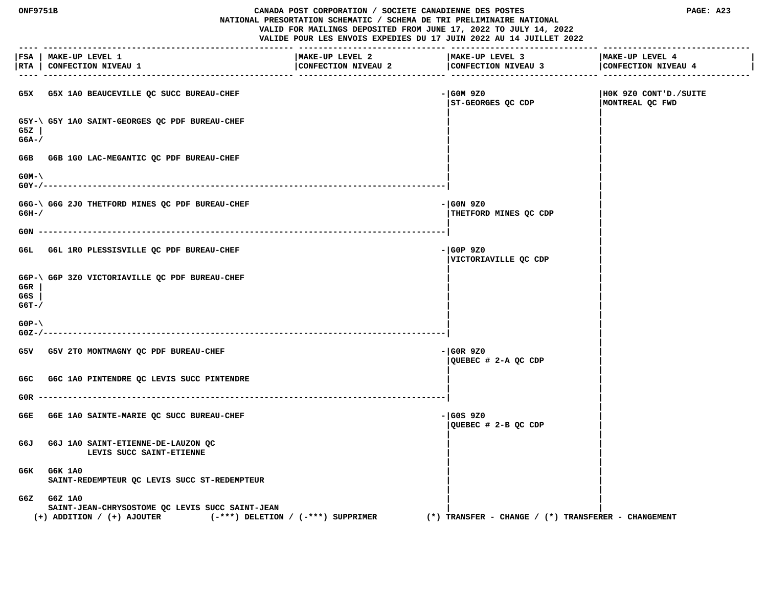# CANADA POST CORPORATION / SOCIETE CANADIENNE DES POSTES
## NATIONAL PRESORTATION SCHEMATIC / SCHEMA DE TRI PRELIMINAIRE NATIONAL
VALID FOR MAILINGS DEPOSITED FROM JUNE 17, 2022 TO JULY 14, 2022
VALIDE POUR LES ENVOIS EXPEDIES DU 17 JUIN 2022 AU 14 JUILLET 2022

| FSA / RTA | MAKE-UP LEVEL 1 / CONFECTION NIVEAU 1 | MAKE-UP LEVEL 2 / CONFECTION NIVEAU 2 | MAKE-UP LEVEL 3 / CONFECTION NIVEAU 3 | MAKE-UP LEVEL 4 / CONFECTION NIVEAU 4 |
|---|---|---|---|---|
| G5X | G5X 1A0 BEAUCEVILLE QC SUCC BUREAU-CHEF | | G0M 9Z0 ST-GEORGES QC CDP | H0K 9Z0 CONT'D./SUITE MONTREAL QC FWD |
| G5Y, G5Z, G6A | G5Y 1A0 SAINT-GEORGES QC PDF BUREAU-CHEF | | | |
| G6B | G6B 1G0 LAC-MEGANTIC QC PDF BUREAU-CHEF | | | |
| G0M, G0Y | | | | |
| G6G, G6H | G6G 2J0 THETFORD MINES QC PDF BUREAU-CHEF | | G0N 9Z0 THETFORD MINES QC CDP | |
| G0N | | | | |
| G6L | G6L 1R0 PLESSISVILLE QC PDF BUREAU-CHEF | | G0P 9Z0 VICTORIAVILLE QC CDP | |
| G6P, G6R, G6S, G6T | G6P 3Z0 VICTORIAVILLE QC PDF BUREAU-CHEF | | | |
| G0P, G0Z | | | | |
| G5V | G5V 2T0 MONTMAGNY QC PDF BUREAU-CHEF | | G0R 9Z0 QUEBEC # 2-A QC CDP | |
| G6C | G6C 1A0 PINTENDRE QC LEVIS SUCC PINTENDRE | | | |
| G0R | | | | |
| G6E | G6E 1A0 SAINTE-MARIE QC SUCC BUREAU-CHEF | | G0S 9Z0 QUEBEC # 2-B QC CDP | |
| G6J | G6J 1A0 SAINT-ETIENNE-DE-LAUZON QC LEVIS SUCC SAINT-ETIENNE | | | |
| G6K | G6K 1A0 SAINT-REDEMPTEUR QC LEVIS SUCC ST-REDEMPTEUR | | | |
| G6Z | G6Z 1A0 SAINT-JEAN-CHRYSOSTOME QC LEVIS SUCC SAINT-JEAN | | | |

(+) ADDITION / (+) AJOUTER (-***) DELETION / (-***) SUPPRIMER (*) TRANSFER - CHANGE / (*) TRANSFERER - CHANGEMENT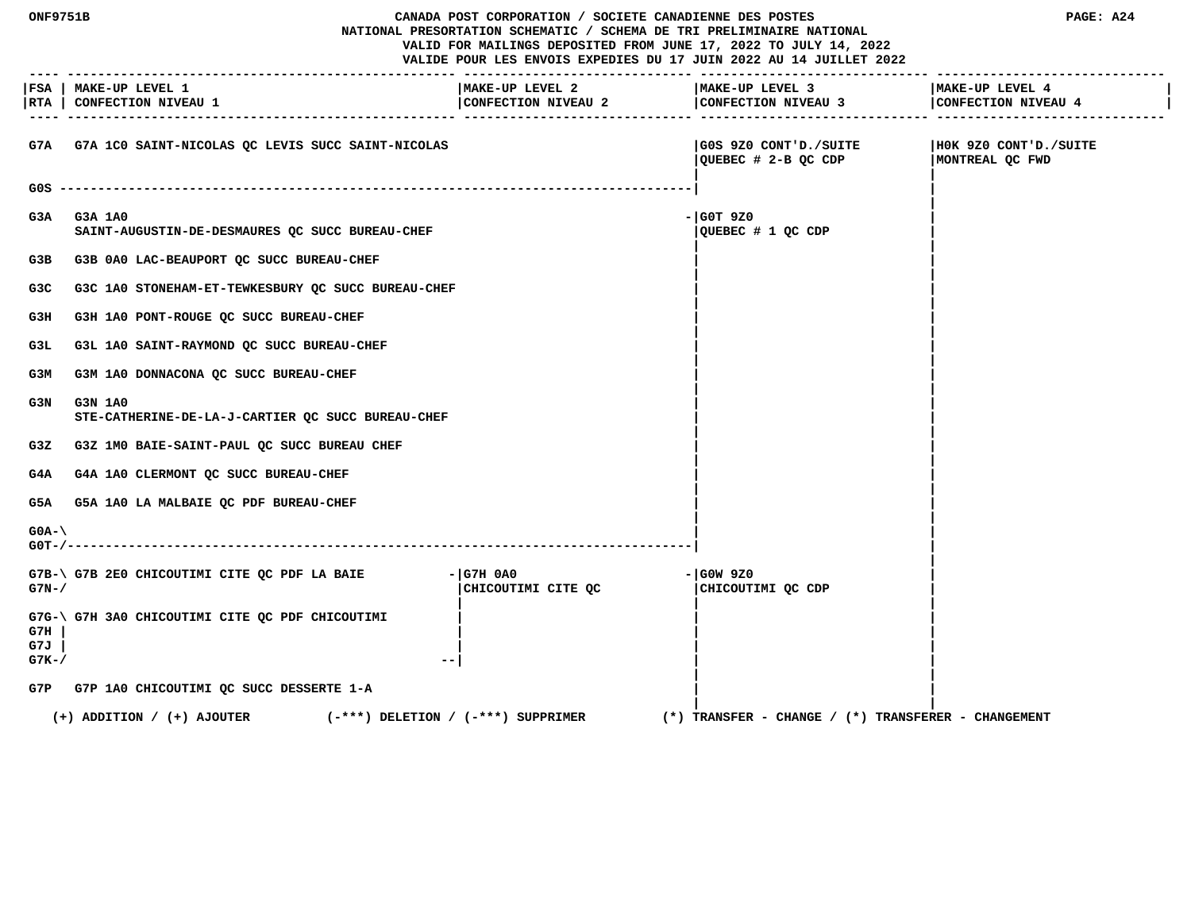CANADA POST CORPORATION / SOCIETE CANADIENNE DES POSTES
NATIONAL PRESORTATION SCHEMATIC / SCHEMA DE TRI PRELIMINAIRE NATIONAL
VALID FOR MAILINGS DEPOSITED FROM JUNE 17, 2022 TO JULY 14, 2022
VALIDE POUR LES ENVOIS EXPEDIES DU 17 JUIN 2022 AU 14 JUILLET 2022

| FSA / RTA | MAKE-UP LEVEL 1 / CONFECTION NIVEAU 1 | MAKE-UP LEVEL 2 / CONFECTION NIVEAU 2 | MAKE-UP LEVEL 3 / CONFECTION NIVEAU 3 | MAKE-UP LEVEL 4 / CONFECTION NIVEAU 4 |
|---|---|---|---|---|
| G7A | G7A 1C0 SAINT-NICOLAS QC LEVIS SUCC SAINT-NICOLAS | | G0S 9Z0 CONT'D./SUITE QUEBEC # 2-B QC CDP | H0K 9Z0 CONT'D./SUITE MONTREAL QC FWD |
| G0S | | | | |
| G3A | G3A 1A0 SAINT-AUGUSTIN-DE-DESMAURES QC SUCC BUREAU-CHEF | | G0T 9Z0 QUEBEC # 1 QC CDP | |
| G3B | G3B 0A0 LAC-BEAUPORT QC SUCC BUREAU-CHEF | | | |
| G3C | G3C 1A0 STONEHAM-ET-TEWKESBURY QC SUCC BUREAU-CHEF | | | |
| G3H | G3H 1A0 PONT-ROUGE QC SUCC BUREAU-CHEF | | | |
| G3L | G3L 1A0 SAINT-RAYMOND QC SUCC BUREAU-CHEF | | | |
| G3M | G3M 1A0 DONNACONA QC SUCC BUREAU-CHEF | | | |
| G3N | G3N 1A0 STE-CATHERINE-DE-LA-J-CARTIER QC SUCC BUREAU-CHEF | | | |
| G3Z | G3Z 1M0 BAIE-SAINT-PAUL QC SUCC BUREAU CHEF | | | |
| G4A | G4A 1A0 CLERMONT QC SUCC BUREAU-CHEF | | | |
| G5A | G5A 1A0 LA MALBAIE QC PDF BUREAU-CHEF | | | |
| G0A-G0T | | | | |
| G7B-G7N | G7B 2E0 CHICOUTIMI CITE QC PDF LA BAIE | G7H 0A0 CHICOUTIMI CITE QC | G0W 9Z0 CHICOUTIMI QC CDP | |
| G7G-G7H-G7J-G7K | G7H 3A0 CHICOUTIMI CITE QC PDF CHICOUTIMI | | | |
| G7P | G7P 1A0 CHICOUTIMI QC SUCC DESSERTE 1-A | | | |

(+) ADDITION / (+) AJOUTER (-\*\*\*) DELETION / (-\*\*\*) SUPPRIMER (\*) TRANSFER - CHANGE / (\*) TRANSFERER - CHANGEMENT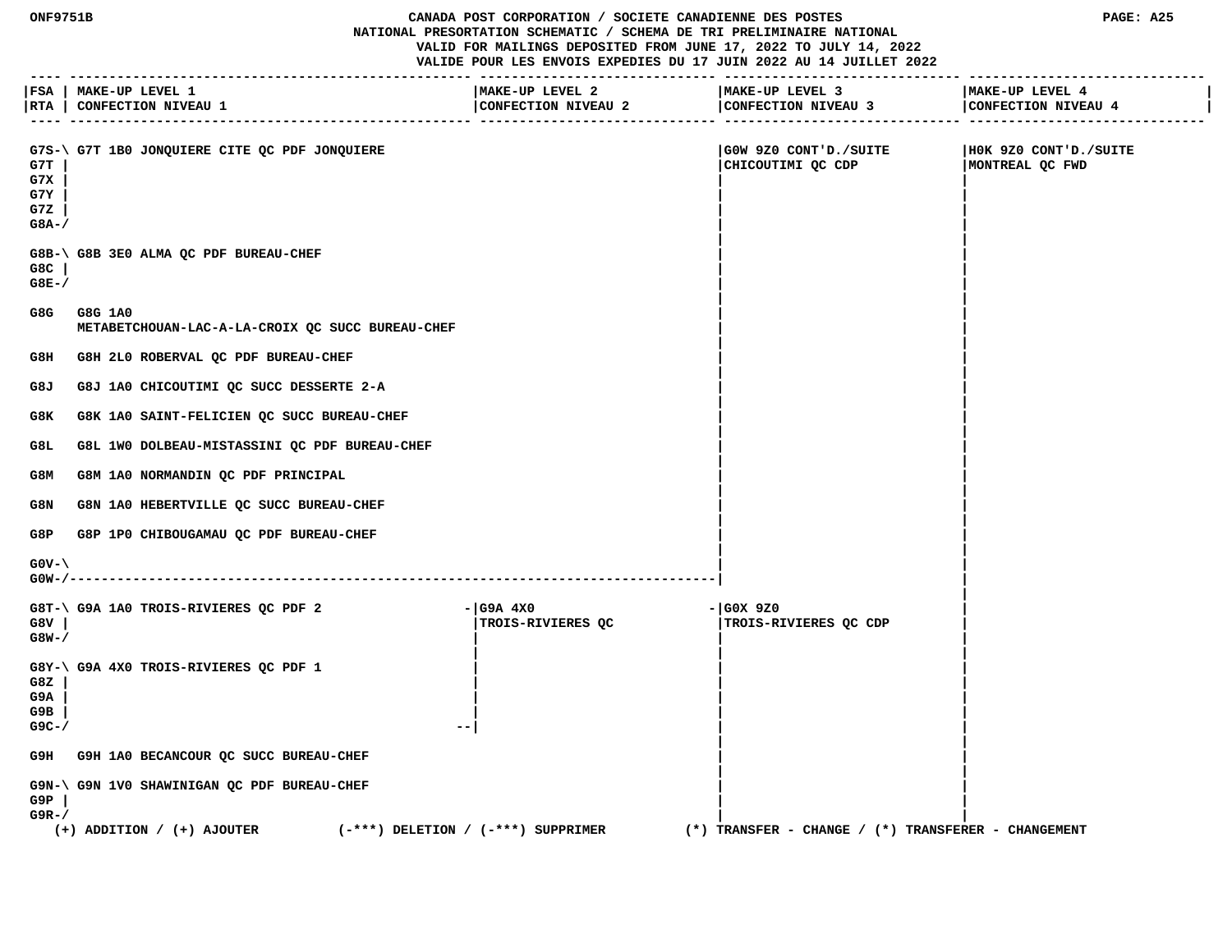**CANADA POST CORPORATION / SOCIETE CANADIENNE DES POSTES**
**NATIONAL PRESORTATION SCHEMATIC / SCHEMA DE TRI PRELIMINAIRE NATIONAL**
VALID FOR MAILINGS DEPOSITED FROM JUNE 17, 2022 TO JULY 14, 2022
VALIDE POUR LES ENVOIS EXPEDIES DU 17 JUIN 2022 AU 14 JUILLET 2022

| FSA / RTA | MAKE-UP LEVEL 1 / CONFECTION NIVEAU 1 | MAKE-UP LEVEL 2 / CONFECTION NIVEAU 2 | MAKE-UP LEVEL 3 / CONFECTION NIVEAU 3 | MAKE-UP LEVEL 4 / CONFECTION NIVEAU 4 |
|---|---|---|---|---|
| G7S, G7T, G7X, G7Y, G7Z, G8A | G7T 1B0 JONQUIERE CITE QC PDF JONQUIERE | | G0W 9Z0 CONT'D./SUITE CHICOUTIMI QC CDP | H0K 9Z0 CONT'D./SUITE MONTREAL QC FWD |
| G8B, G8C, G8E | G8B 3E0 ALMA QC PDF BUREAU-CHEF | | | |
| G8G | G8G 1A0 METABETCHOUAN-LAC-A-LA-CROIX QC SUCC BUREAU-CHEF | | | |
| G8H | G8H 2L0 ROBERVAL QC PDF BUREAU-CHEF | | | |
| G8J | G8J 1A0 CHICOUTIMI QC SUCC DESSERTE 2-A | | | |
| G8K | G8K 1A0 SAINT-FELICIEN QC SUCC BUREAU-CHEF | | | |
| G8L | G8L 1W0 DOLBEAU-MISTASSINI QC PDF BUREAU-CHEF | | | |
| G8M | G8M 1A0 NORMANDIN QC PDF PRINCIPAL | | | |
| G8N | G8N 1A0 HEBERTVILLE QC SUCC BUREAU-CHEF | | | |
| G8P | G8P 1P0 CHIBOUGAMAU QC PDF BUREAU-CHEF | | | |
| G0V, G0W | | | | |
| G8T, G8V, G8W | G9A 1A0 TROIS-RIVIERES QC PDF 2 | G9A 4X0 TROIS-RIVIERES QC | G0X 9Z0 TROIS-RIVIERES QC CDP | |
| G8Y, G8Z, G9A, G9B, G9C | G9A 4X0 TROIS-RIVIERES QC PDF 1 | | | |
| G9H | G9H 1A0 BECANCOUR QC SUCC BUREAU-CHEF | | | |
| G9N, G9P, G9R | G9N 1V0 SHAWINIGAN QC PDF BUREAU-CHEF | | | |

(+) ADDITION / (+) AJOUTER (-***) DELETION / (-***) SUPPRIMER (*) TRANSFER - CHANGE / (*) TRANSFERER - CHANGEMENT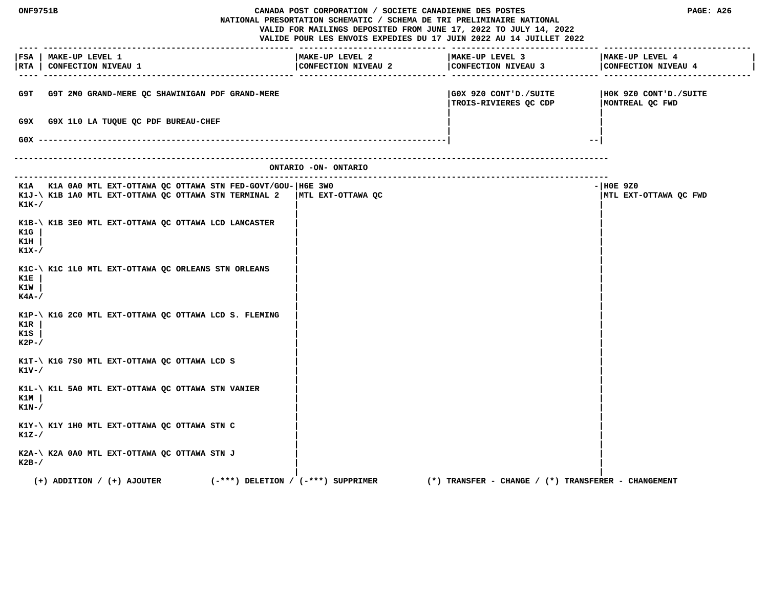CANADA POST CORPORATION / SOCIETE CANADIENNE DES POSTES
NATIONAL PRESORTATION SCHEMATIC / SCHEMA DE TRI PRELIMINAIRE NATIONAL
VALID FOR MAILINGS DEPOSITED FROM JUNE 17, 2022 TO JULY 14, 2022
VALIDE POUR LES ENVOIS EXPEDIES DU 17 JUIN 2022 AU 14 JUILLET 2022

| FSA / RTA | MAKE-UP LEVEL 1 / CONFECTION NIVEAU 1 | MAKE-UP LEVEL 2 / CONFECTION NIVEAU 2 | MAKE-UP LEVEL 3 / CONFECTION NIVEAU 3 | MAKE-UP LEVEL 4 / CONFECTION NIVEAU 4 |
|---|---|---|---|---|
| G9T | G9T 2M0 GRAND-MERE QC SHAWINIGAN PDF GRAND-MERE | | G0X 9Z0 CONT'D./SUITE TROIS-RIVIERES QC CDP | H0K 9Z0 CONT'D./SUITE MONTREAL QC FWD |
| G9X | G9X 1L0 LA TUQUE QC PDF BUREAU-CHEF | | | |
| G0X | | | | |

## ONTARIO -ON- ONTARIO

| FSA / RTA | MAKE-UP LEVEL 1 / CONFECTION NIVEAU 1 | MAKE-UP LEVEL 2 / CONFECTION NIVEAU 2 | MAKE-UP LEVEL 3 / CONFECTION NIVEAU 3 | MAKE-UP LEVEL 4 / CONFECTION NIVEAU 4 |
|---|---|---|---|---|
| K1A | K1A 0A0 MTL EXT-OTTAWA QC OTTAWA STN FED-GOVT/GOU- | H6E 3W0 MTL EXT-OTTAWA QC | | H0E 9Z0 MTL EXT-OTTAWA QC FWD |
| K1J, K1K | K1B 1A0 MTL EXT-OTTAWA QC OTTAWA STN TERMINAL 2 | | | |
| K1B, K1G, K1H, K1X | K1B 3E0 MTL EXT-OTTAWA QC OTTAWA LCD LANCASTER | | | |
| K1C, K1E, K1W, K4A | K1C 1L0 MTL EXT-OTTAWA QC ORLEANS STN ORLEANS | | | |
| K1P, K1R, K1S, K2P | K1G 2C0 MTL EXT-OTTAWA QC OTTAWA LCD S. FLEMING | | | |
| K1T, K1V | K1G 7S0 MTL EXT-OTTAWA QC OTTAWA LCD S | | | |
| K1L, K1M, K1N | K1L 5A0 MTL EXT-OTTAWA QC OTTAWA STN VANIER | | | |
| K1Y, K1Z | K1Y 1H0 MTL EXT-OTTAWA QC OTTAWA STN C | | | |
| K2A, K2B | K2A 0A0 MTL EXT-OTTAWA QC OTTAWA STN J | | | |

(+) ADDITION / (+) AJOUTER (-***) DELETION / (-***) SUPPRIMER (*) TRANSFER - CHANGE / (*) TRANSFERER - CHANGEMENT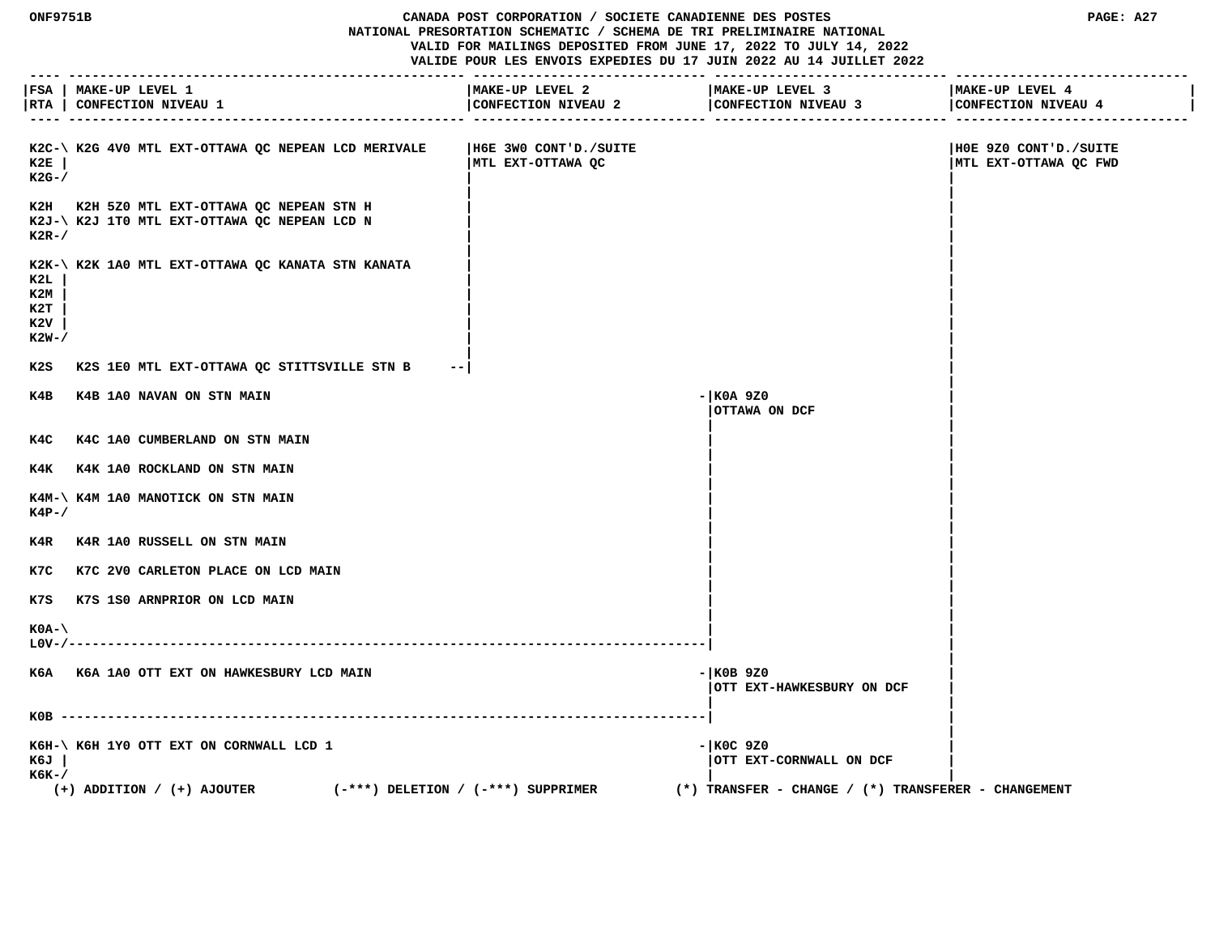ONF9751B

**CANADA POST CORPORATION / SOCIETE CANADIENNE DES POSTES**
**NATIONAL PRESORTATION SCHEMATIC / SCHEMA DE TRI PRELIMINAIRE NATIONAL**
**VALID FOR MAILINGS DEPOSITED FROM JUNE 17, 2022 TO JULY 14, 2022**
**VALIDE POUR LES ENVOIS EXPEDIES DU 17 JUIN 2022 AU 14 JUILLET 2022**

| FSA / RTA | MAKE-UP LEVEL 1 / CONFECTION NIVEAU 1 | MAKE-UP LEVEL 2 / CONFECTION NIVEAU 2 | MAKE-UP LEVEL 3 / CONFECTION NIVEAU 3 | MAKE-UP LEVEL 4 / CONFECTION NIVEAU 4 |
|---|---|---|---|---|
| K2C-\ K2E \| K2G-/ | K2G 4V0 MTL EXT-OTTAWA QC NEPEAN LCD MERIVALE | H6E 3W0 CONT'D./SUITE MTL EXT-OTTAWA QC | | H0E 9Z0 CONT'D./SUITE MTL EXT-OTTAWA QC FWD |
| K2H | K2H 5Z0 MTL EXT-OTTAWA QC NEPEAN STN H | | | |
| K2J-\ K2R-/ | K2J 1T0 MTL EXT-OTTAWA QC NEPEAN LCD N | | | |
| K2K-\ K2L \| K2M \| K2T \| K2V \| K2W-/ | K2K 1A0 MTL EXT-OTTAWA QC KANATA STN KANATA | | | |
| K2S | K2S 1E0 MTL EXT-OTTAWA QC STITTSVILLE STN B | | | |
| K4B | K4B 1A0 NAVAN ON STN MAIN | | K0A 9Z0 OTTAWA ON DCF | |
| K4C | K4C 1A0 CUMBERLAND ON STN MAIN | | | |
| K4K | K4K 1A0 ROCKLAND ON STN MAIN | | | |
| K4M-\ K4P-/ | K4M 1A0 MANOTICK ON STN MAIN | | | |
| K4R | K4R 1A0 RUSSELL ON STN MAIN | | | |
| K7C | K7C 2V0 CARLETON PLACE ON LCD MAIN | | | |
| K7S | K7S 1S0 ARNPRIOR ON LCD MAIN | | | |
| K0A-\ L0V-/ | | | | |
| K6A | K6A 1A0 OTT EXT ON HAWKESBURY LCD MAIN | | K0B 9Z0 OTT EXT-HAWKESBURY ON DCF | |
| K0B | | | | |
| K6H-\ K6J \| K6K-/ | K6H 1Y0 OTT EXT ON CORNWALL LCD 1 | | K0C 9Z0 OTT EXT-CORNWALL ON DCF | |

(+) ADDITION / (+) AJOUTER (-***) DELETION / (-***) SUPPRIMER (*) TRANSFER - CHANGE / (*) TRANSFERER - CHANGEMENT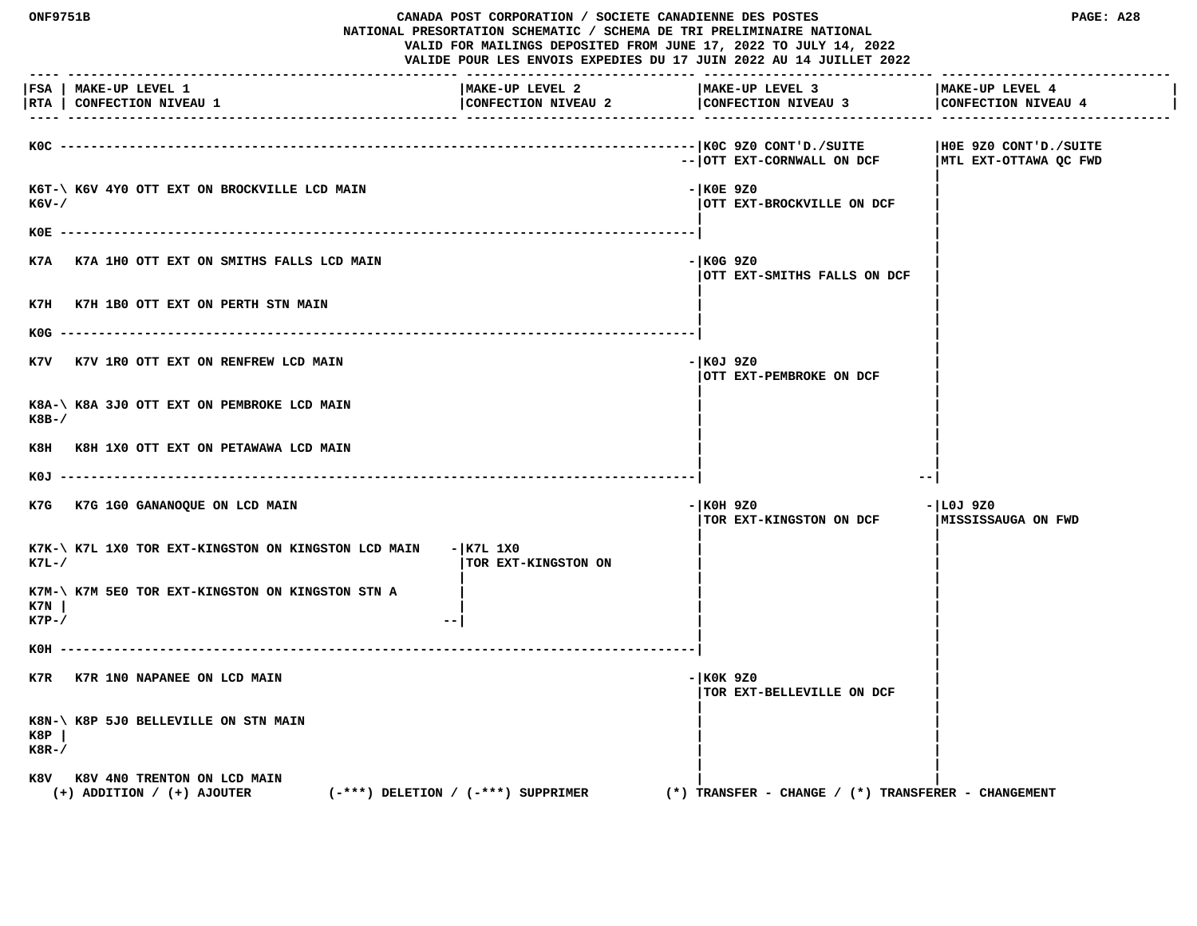# CANADA POST CORPORATION / SOCIETE CANADIENNE DES POSTES

## NATIONAL PRESORTATION SCHEMATIC / SCHEMA DE TRI PRELIMINAIRE NATIONAL

VALID FOR MAILINGS DEPOSITED FROM JUNE 17, 2022 TO JULY 14, 2022
VALIDE POUR LES ENVOIS EXPEDIES DU 17 JUIN 2022 AU 14 JUILLET 2022

| FSA / RTA | MAKE-UP LEVEL 1 / CONFECTION NIVEAU 1 | MAKE-UP LEVEL 2 / CONFECTION NIVEAU 2 | MAKE-UP LEVEL 3 / CONFECTION NIVEAU 3 | MAKE-UP LEVEL 4 / CONFECTION NIVEAU 4 |
|---|---|---|---|---|
| K0C | | | K0C 9Z0 CONT'D./SUITE OTT EXT-CORNWALL ON DCF | H0E 9Z0 CONT'D./SUITE MTL EXT-OTTAWA QC FWD |
| K6T-\ K6V-/ | K6V 4Y0 OTT EXT ON BROCKVILLE LCD MAIN | | K0E 9Z0 OTT EXT-BROCKVILLE ON DCF | |
| K0E | | | | |
| K7A | K7A 1H0 OTT EXT ON SMITHS FALLS LCD MAIN | | K0G 9Z0 OTT EXT-SMITHS FALLS ON DCF | |
| K7H | K7H 1B0 OTT EXT ON PERTH STN MAIN | | | |
| K0G | | | | |
| K7V | K7V 1R0 OTT EXT ON RENFREW LCD MAIN | | K0J 9Z0 OTT EXT-PEMBROKE ON DCF | |
| K8A-\ K8B-/ | K8A 3J0 OTT EXT ON PEMBROKE LCD MAIN | | | |
| K8H | K8H 1X0 OTT EXT ON PETAWAWA LCD MAIN | | | |
| K0J | | | | |
| K7G | K7G 1G0 GANANOQUE ON LCD MAIN | | K0H 9Z0 TOR EXT-KINGSTON ON DCF | L0J 9Z0 MISSISSAUGA ON FWD |
| K7K-\ K7L-/ | K7L 1X0 TOR EXT-KINGSTON ON KINGSTON LCD MAIN | K7L 1X0 TOR EXT-KINGSTON ON | | |
| K7M-\ K7N \| K7P-/ | K7M 5E0 TOR EXT-KINGSTON ON KINGSTON STN A | | | |
| K0H | | | | |
| K7R | K7R 1N0 NAPANEE ON LCD MAIN | | K0K 9Z0 TOR EXT-BELLEVILLE ON DCF | |
| K8N-\ K8P \| K8R-/ | K8P 5J0 BELLEVILLE ON STN MAIN | | | |
| K8V | K8V 4N0 TRENTON ON LCD MAIN | | | |

(+) ADDITION / (+) AJOUTER (-***) DELETION / (-***) SUPPRIMER (*) TRANSFER - CHANGE / (*) TRANSFERER - CHANGEMENT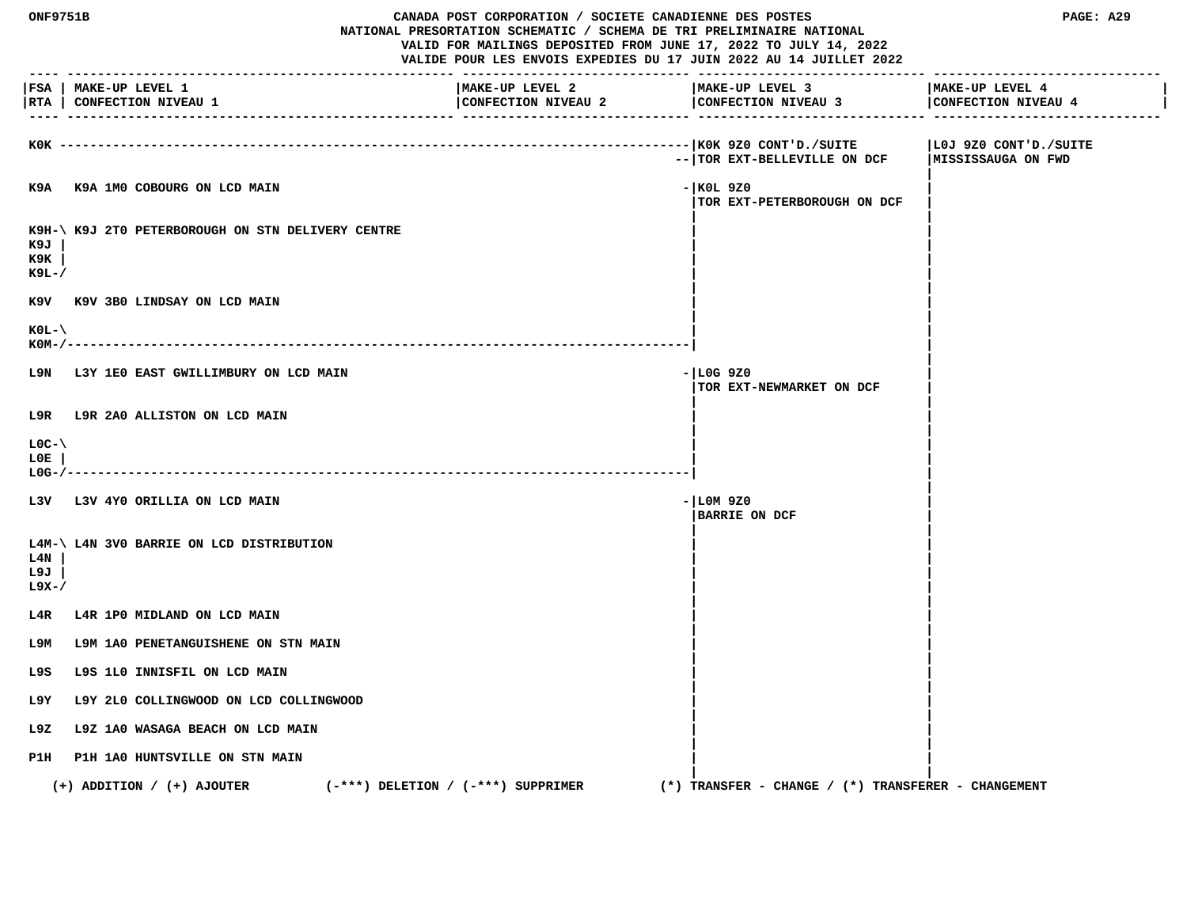| FSA RTA | MAKE-UP LEVEL 1 CONFECTION NIVEAU 1 | MAKE-UP LEVEL 2 CONFECTION NIVEAU 2 | MAKE-UP LEVEL 3 CONFECTION NIVEAU 3 | MAKE-UP LEVEL 4 CONFECTION NIVEAU 4 |
|---|---|---|---|---|
| K0K | | | K0K 9Z0 CONT'D./SUITE TOR EXT-BELLEVILLE ON DCF | L0J 9Z0 CONT'D./SUITE MISSISSAUGA ON FWD |
| K9A | K9A 1M0 COBOURG ON LCD MAIN | | K0L 9Z0 TOR EXT-PETERBOROUGH ON DCF | |
| K9H K9J K9K K9L | K9J 2T0 PETERBOROUGH ON STN DELIVERY CENTRE | | | |
| K9V | K9V 3B0 LINDSAY ON LCD MAIN | | | |
| K0L K0M | | | | |
| L9N | L3Y 1E0 EAST GWILLIMBURY ON LCD MAIN | | L0G 9Z0 TOR EXT-NEWMARKET ON DCF | |
| L9R | L9R 2A0 ALLISTON ON LCD MAIN | | | |
| L0C L0E L0G | | | | |
| L3V | L3V 4Y0 ORILLIA ON LCD MAIN | | L0M 9Z0 BARRIE ON DCF | |
| L4M L4N L9J L9X | L4N 3V0 BARRIE ON LCD DISTRIBUTION | | | |
| L4R | L4R 1P0 MIDLAND ON LCD MAIN | | | |
| L9M | L9M 1A0 PENETANGUISHENE ON STN MAIN | | | |
| L9S | L9S 1L0 INNISFIL ON LCD MAIN | | | |
| L9Y | L9Y 2L0 COLLINGWOOD ON LCD COLLINGWOOD | | | |
| L9Z | L9Z 1A0 WASAGA BEACH ON LCD MAIN | | | |
| P1H | P1H 1A0 HUNTSVILLE ON STN MAIN | | | |

(+) ADDITION / (+) AJOUTER (-***) DELETION / (-***) SUPPRIMER (*) TRANSFER - CHANGE / (*) TRANSFERER - CHANGEMENT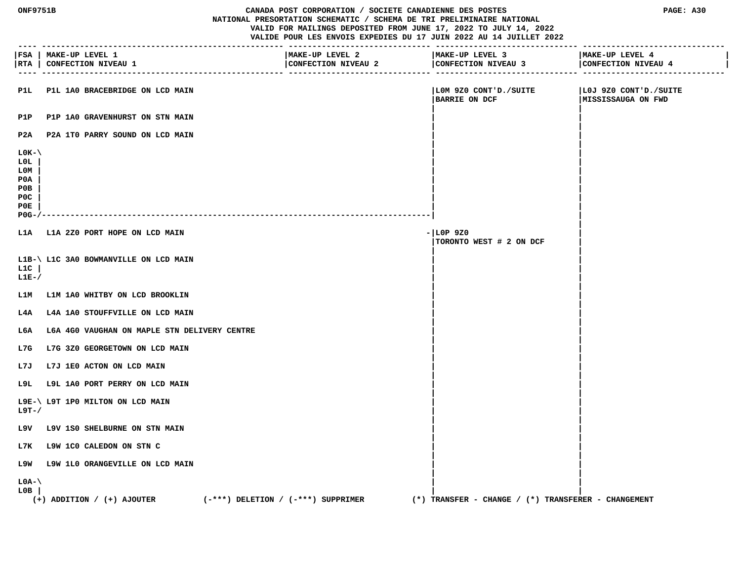CANADA POST CORPORATION / SOCIETE CANADIENNE DES POSTES
NATIONAL PRESORTATION SCHEMATIC / SCHEMA DE TRI PRELIMINAIRE NATIONAL
VALID FOR MAILINGS DEPOSITED FROM JUNE 17, 2022 TO JULY 14, 2022
VALIDE POUR LES ENVOIS EXPEDIES DU 17 JUIN 2022 AU 14 JUILLET 2022

| FSA / RTA | MAKE-UP LEVEL 1 / CONFECTION NIVEAU 1 | MAKE-UP LEVEL 2 / CONFECTION NIVEAU 2 | MAKE-UP LEVEL 3 / CONFECTION NIVEAU 3 | MAKE-UP LEVEL 4 / CONFECTION NIVEAU 4 |
|---|---|---|---|---|
| P1L | P1L 1A0 BRACEBRIDGE ON LCD MAIN | | L0M 9Z0 CONT'D./SUITE BARRIE ON DCF | L0J 9Z0 CONT'D./SUITE MISSISSAUGA ON FWD |
| P1P | P1P 1A0 GRAVENHURST ON STN MAIN | | | |
| P2A | P2A 1T0 PARRY SOUND ON LCD MAIN | | | |
| L0K L0L L0M P0A P0B P0C P0E P0G | | | | |
| L1A | L1A 2Z0 PORT HOPE ON LCD MAIN | | - L0P 9Z0 TORONTO WEST # 2 ON DCF | |
| L1B L1C L1E | L1C 3A0 BOWMANVILLE ON LCD MAIN | | | |
| L1M | L1M 1A0 WHITBY ON LCD BROOKLIN | | | |
| L4A | L4A 1A0 STOUFFVILLE ON LCD MAIN | | | |
| L6A | L6A 4G0 VAUGHAN ON MAPLE STN DELIVERY CENTRE | | | |
| L7G | L7G 3Z0 GEORGETOWN ON LCD MAIN | | | |
| L7J | L7J 1E0 ACTON ON LCD MAIN | | | |
| L9L | L9L 1A0 PORT PERRY ON LCD MAIN | | | |
| L9E L9T | L9T 1P0 MILTON ON LCD MAIN | | | |
| L9V | L9V 1S0 SHELBURNE ON STN MAIN | | | |
| L7K | L9W 1C0 CALEDON ON STN C | | | |
| L9W | L9W 1L0 ORANGEVILLE ON LCD MAIN | | | |
| L0A L0B | | | | |

(+) ADDITION / (+) AJOUTER (-***) DELETION / (-***) SUPPRIMER (*) TRANSFER - CHANGE / (*) TRANSFERER - CHANGEMENT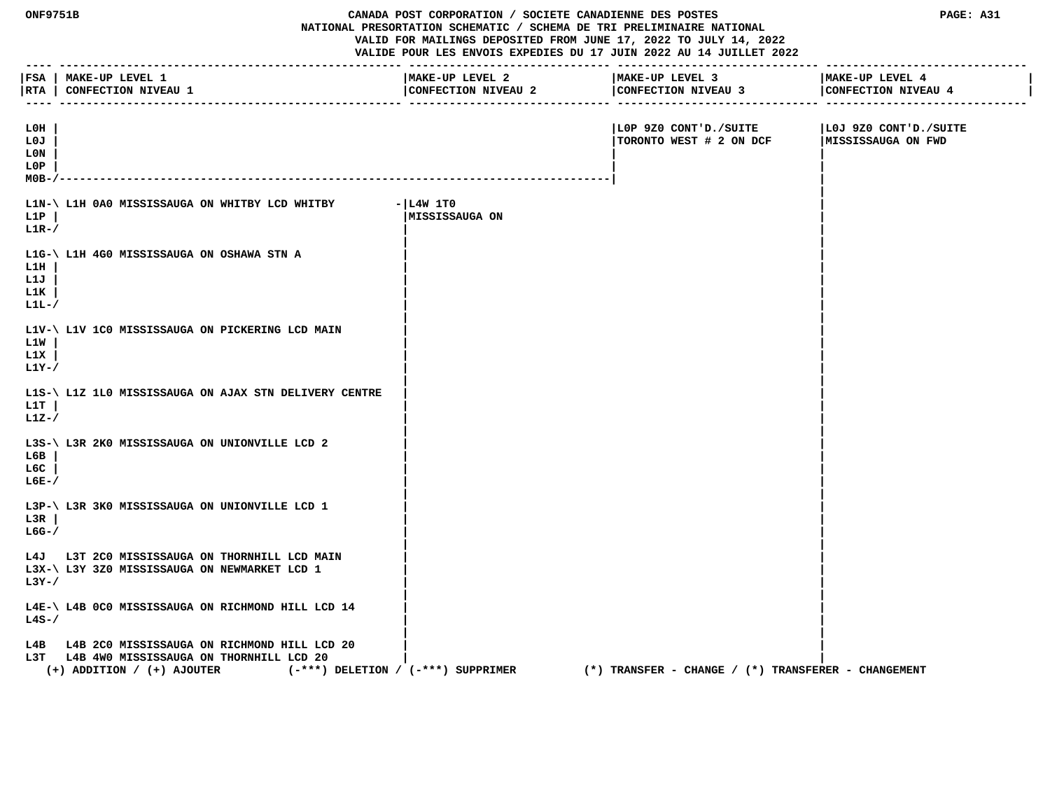# CANADA POST CORPORATION / SOCIETE CANADIENNE DES POSTES
## NATIONAL PRESORTATION SCHEMATIC / SCHEMA DE TRI PRELIMINAIRE NATIONAL

VALID FOR MAILINGS DEPOSITED FROM JUNE 17, 2022 TO JULY 14, 2022
VALIDE POUR LES ENVOIS EXPEDIES DU 17 JUIN 2022 AU 14 JUILLET 2022

| FSA / RTA | MAKE-UP LEVEL 1 / CONFECTION NIVEAU 1 | MAKE-UP LEVEL 2 / CONFECTION NIVEAU 2 | MAKE-UP LEVEL 3 / CONFECTION NIVEAU 3 | MAKE-UP LEVEL 4 / CONFECTION NIVEAU 4 |
|---|---|---|---|---|
| L0H, L0J, L0N, L0P, M0B | | | L0P 9Z0 CONT'D./SUITE TORONTO WEST # 2 ON DCF | L0J 9Z0 CONT'D./SUITE MISSISSAUGA ON FWD |
| L1N, L1P, L1R | L1H 0A0 MISSISSAUGA ON WHITBY LCD WHITBY | L4W 1T0 MISSISSAUGA ON | | |
| L1G, L1H, L1J, L1K, L1L | L1H 4G0 MISSISSAUGA ON OSHAWA STN A | | | |
| L1V, L1W, L1X, L1Y | L1V 1C0 MISSISSAUGA ON PICKERING LCD MAIN | | | |
| L1S, L1T, L1Z | L1Z 1L0 MISSISSAUGA ON AJAX STN DELIVERY CENTRE | | | |
| L3S, L6B, L6C, L6E | L3R 2K0 MISSISSAUGA ON UNIONVILLE LCD 2 | | | |
| L3P, L3R, L6G | L3R 3K0 MISSISSAUGA ON UNIONVILLE LCD 1 | | | |
| L4J | L3T 2C0 MISSISSAUGA ON THORNHILL LCD MAIN | | | |
| L3X, L3Y | L3Y 3Z0 MISSISSAUGA ON NEWMARKET LCD 1 | | | |
| L4E, L4S | L4B 0C0 MISSISSAUGA ON RICHMOND HILL LCD 14 | | | |
| L4B | L4B 2C0 MISSISSAUGA ON RICHMOND HILL LCD 20 | | | |
| L3T | L4B 4W0 MISSISSAUGA ON THORNHILL LCD 20 | | | |

(+) ADDITION / (+) AJOUTER (-***) DELETION / (-***) SUPPRIMER (*) TRANSFER - CHANGE / (*) TRANSFERER - CHANGEMENT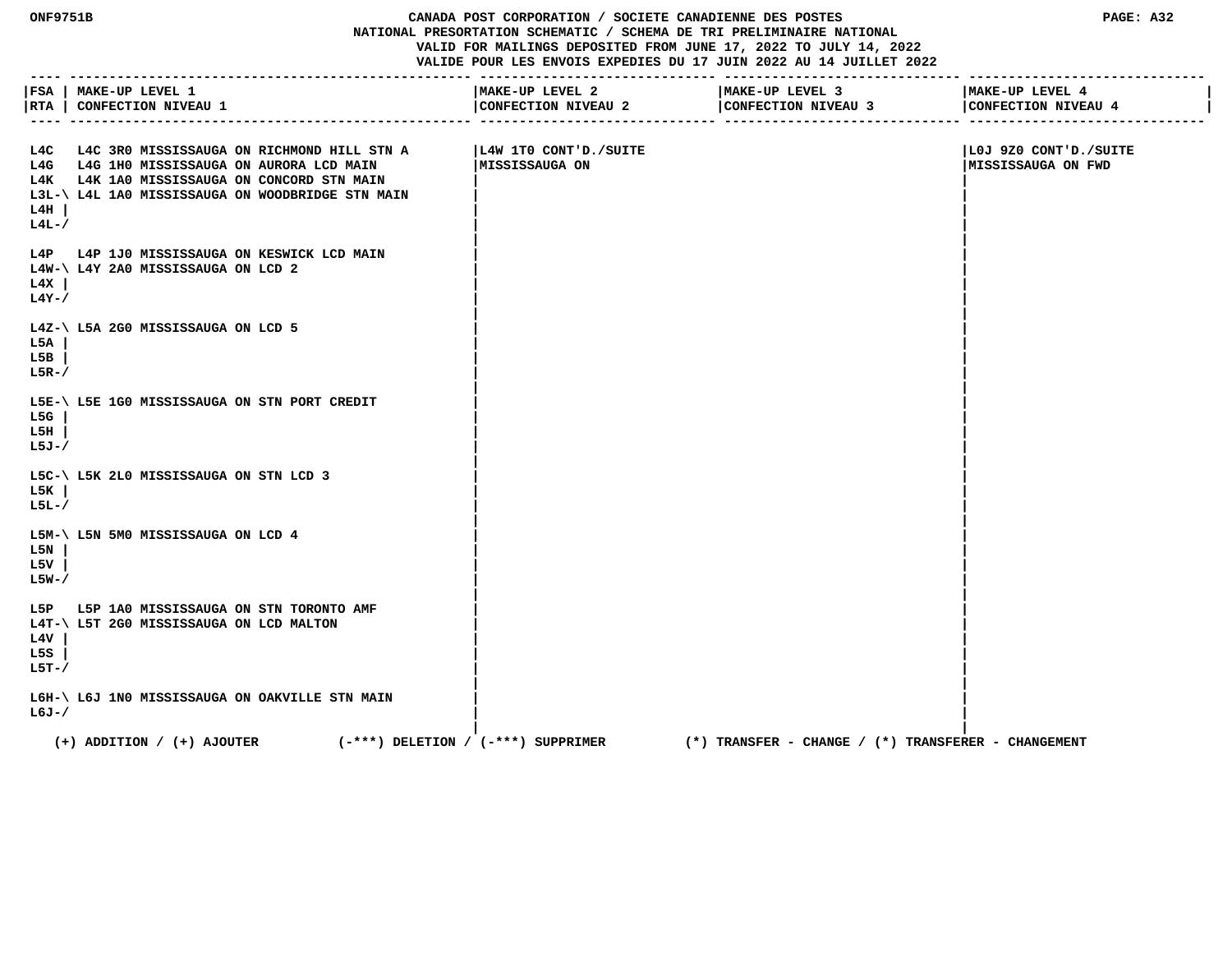ONF9751B

CANADA POST CORPORATION / SOCIETE CANADIENNE DES POSTES

NATIONAL PRESORTATION SCHEMATIC / SCHEMA DE TRI PRELIMINAIRE NATIONAL

VALID FOR MAILINGS DEPOSITED FROM JUNE 17, 2022 TO JULY 14, 2022

VALIDE POUR LES ENVOIS EXPEDIES DU 17 JUIN 2022 AU 14 JUILLET 2022

| FSA / RTA | MAKE-UP LEVEL 1 / CONFECTION NIVEAU 1 | MAKE-UP LEVEL 2 / CONFECTION NIVEAU 2 | MAKE-UP LEVEL 3 / CONFECTION NIVEAU 3 | MAKE-UP LEVEL 4 / CONFECTION NIVEAU 4 |
|---|---|---|---|---|
| | | L4W 1T0 CONT'D./SUITE MISSISSAUGA ON | | L0J 9Z0 CONT'D./SUITE MISSISSAUGA ON FWD |
| L4C | L4C 3R0 MISSISSAUGA ON RICHMOND HILL STN A | | | |
| L4G | L4G 1H0 MISSISSAUGA ON AURORA LCD MAIN | | | |
| L4K | L4K 1A0 MISSISSAUGA ON CONCORD STN MAIN | | | |
| L3L-\ L4H \| L4L-/ | L4L 1A0 MISSISSAUGA ON WOODBRIDGE STN MAIN | | | |
| L4P | L4P 1J0 MISSISSAUGA ON KESWICK LCD MAIN | | | |
| L4W-\ L4X \| L4Y-/ | L4Y 2A0 MISSISSAUGA ON LCD 2 | | | |
| L4Z-\ L5A \| L5B \| L5R-/ | L5A 2G0 MISSISSAUGA ON LCD 5 | | | |
| L5E-\ L5G \| L5H \| L5J-/ | L5E 1G0 MISSISSAUGA ON STN PORT CREDIT | | | |
| L5C-\ L5K \| L5L-/ | L5K 2L0 MISSISSAUGA ON STN LCD 3 | | | |
| L5M-\ L5N \| L5V \| L5W-/ | L5N 5M0 MISSISSAUGA ON LCD 4 | | | |
| L5P | L5P 1A0 MISSISSAUGA ON STN TORONTO AMF | | | |
| L4T-\ L4V \| L5S \| L5T-/ | L5T 2G0 MISSISSAUGA ON LCD MALTON | | | |
| L6H-\ L6J-/ | L6J 1N0 MISSISSAUGA ON OAKVILLE STN MAIN | | | |

(+) ADDITION / (+) AJOUTER (-***) DELETION / (-***) SUPPRIMER (*) TRANSFER - CHANGE / (*) TRANSFERER - CHANGEMENT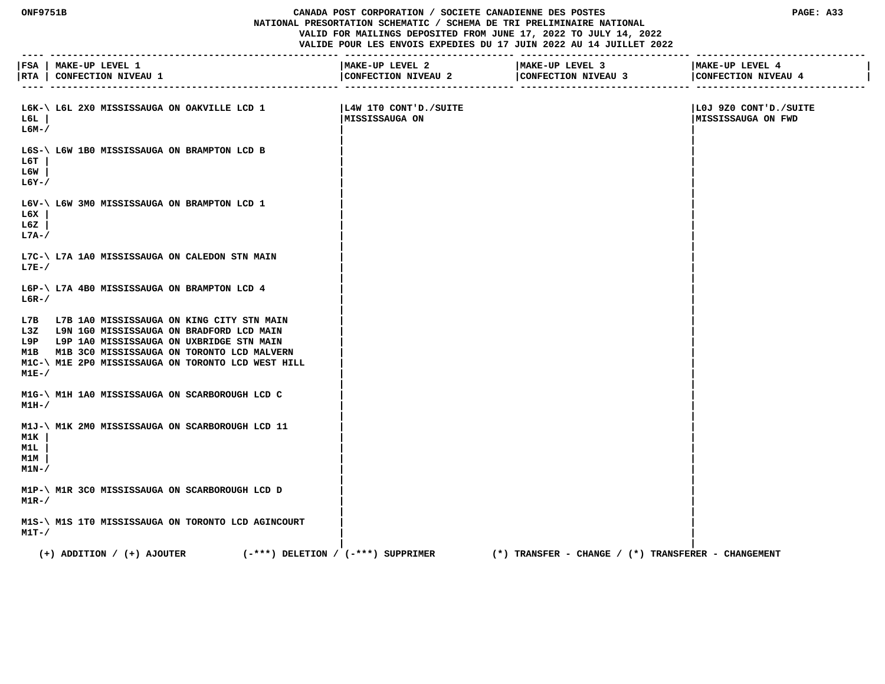| FSA / RTA | MAKE-UP LEVEL 1 / CONFECTION NIVEAU 1 | MAKE-UP LEVEL 2 / CONFECTION NIVEAU 2 | MAKE-UP LEVEL 3 / CONFECTION NIVEAU 3 | MAKE-UP LEVEL 4 / CONFECTION NIVEAU 4 |
|---|---|---|---|---|
| L6K-\ L6L \| L6M-/ | L6L 2X0 MISSISSAUGA ON OAKVILLE LCD 1 | L4W 1T0 CONT'D./SUITE MISSISSAUGA ON | | L0J 9Z0 CONT'D./SUITE MISSISSAUGA ON FWD |
| L6S-\ L6T \| L6W \| L6Y-/ | L6W 1B0 MISSISSAUGA ON BRAMPTON LCD B | | | |
| L6V-\ L6X \| L6Z \| L7A-/ | L6W 3M0 MISSISSAUGA ON BRAMPTON LCD 1 | | | |
| L7C-\ L7E-/ | L7A 1A0 MISSISSAUGA ON CALEDON STN MAIN | | | |
| L6P-\ L6R-/ | L7A 4B0 MISSISSAUGA ON BRAMPTON LCD 4 | | | |
| L7B | L7B 1A0 MISSISSAUGA ON KING CITY STN MAIN | | | |
| L3Z | L9N 1G0 MISSISSAUGA ON BRADFORD LCD MAIN | | | |
| L9P | L9P 1A0 MISSISSAUGA ON UXBRIDGE STN MAIN | | | |
| M1B | M1B 3C0 MISSISSAUGA ON TORONTO LCD MALVERN | | | |
| M1C-\ M1E-/ | M1E 2P0 MISSISSAUGA ON TORONTO LCD WEST HILL | | | |
| M1G-\ M1H-/ | M1H 1A0 MISSISSAUGA ON SCARBOROUGH LCD C | | | |
| M1J-\ M1K \| M1L \| M1M \| M1N-/ | M1K 2M0 MISSISSAUGA ON SCARBOROUGH LCD 11 | | | |
| M1P-\ M1R-/ | M1R 3C0 MISSISSAUGA ON SCARBOROUGH LCD D | | | |
| M1S-\ M1T-/ | M1S 1T0 MISSISSAUGA ON TORONTO LCD AGINCOURT | | | |

(+) ADDITION / (+) AJOUTER (-***) DELETION / (-***) SUPPRIMER (*) TRANSFER - CHANGE / (*) TRANSFERER - CHANGEMENT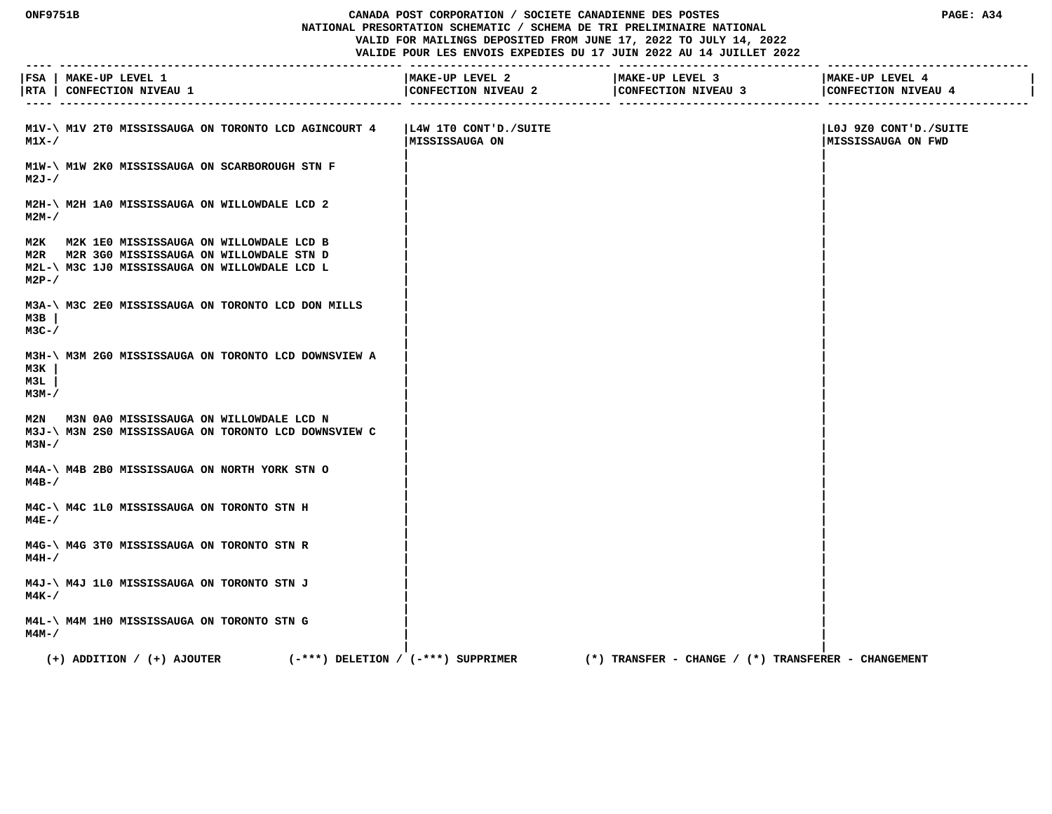# CANADA POST CORPORATION / SOCIETE CANADIENNE DES POSTES
## NATIONAL PRESORTATION SCHEMATIC / SCHEMA DE TRI PRELIMINAIRE NATIONAL

VALID FOR MAILINGS DEPOSITED FROM JUNE 17, 2022 TO JULY 14, 2022
VALIDE POUR LES ENVOIS EXPEDIES DU 17 JUIN 2022 AU 14 JUILLET 2022

| FSA / RTA | MAKE-UP LEVEL 1 / CONFECTION NIVEAU 1 | MAKE-UP LEVEL 2 / CONFECTION NIVEAU 2 | MAKE-UP LEVEL 3 / CONFECTION NIVEAU 3 | MAKE-UP LEVEL 4 / CONFECTION NIVEAU 4 |
|---|---|---|---|---|
| M1V-\ M1X-/ | M1V 2T0 MISSISSAUGA ON TORONTO LCD AGINCOURT 4 | L4W 1T0 CONT'D./SUITE MISSISSAUGA ON | | L0J 9Z0 CONT'D./SUITE MISSISSAUGA ON FWD |
| M1W-\ M2J-/ | M1W 2K0 MISSISSAUGA ON SCARBOROUGH STN F | | | |
| M2H-\ M2M-/ | M2H 1A0 MISSISSAUGA ON WILLOWDALE LCD 2 | | | |
| M2K | M2K 1E0 MISSISSAUGA ON WILLOWDALE LCD B | | | |
| M2R | M2R 3G0 MISSISSAUGA ON WILLOWDALE STN D | | | |
| M2L-\ M2P-/ | M3C 1J0 MISSISSAUGA ON WILLOWDALE LCD L | | | |
| M3A-\ M3B \| M3C-/ | M3C 2E0 MISSISSAUGA ON TORONTO LCD DON MILLS | | | |
| M3H-\ M3K \| M3L \| M3M-/ | M3M 2G0 MISSISSAUGA ON TORONTO LCD DOWNSVIEW A | | | |
| M2N | M3N 0A0 MISSISSAUGA ON WILLOWDALE LCD N | | | |
| M3J-\ M3N-/ | M3N 2S0 MISSISSAUGA ON TORONTO LCD DOWNSVIEW C | | | |
| M4A-\ M4B-/ | M4B 2B0 MISSISSAUGA ON NORTH YORK STN O | | | |
| M4C-\ M4E-/ | M4C 1L0 MISSISSAUGA ON TORONTO STN H | | | |
| M4G-\ M4H-/ | M4G 3T0 MISSISSAUGA ON TORONTO STN R | | | |
| M4J-\ M4K-/ | M4J 1L0 MISSISSAUGA ON TORONTO STN J | | | |
| M4L-\ M4M-/ | M4M 1H0 MISSISSAUGA ON TORONTO STN G | | | |

(+) ADDITION / (+) AJOUTER (-***) DELETION / (-***) SUPPRIMER (*) TRANSFER - CHANGE / (*) TRANSFERER - CHANGEMENT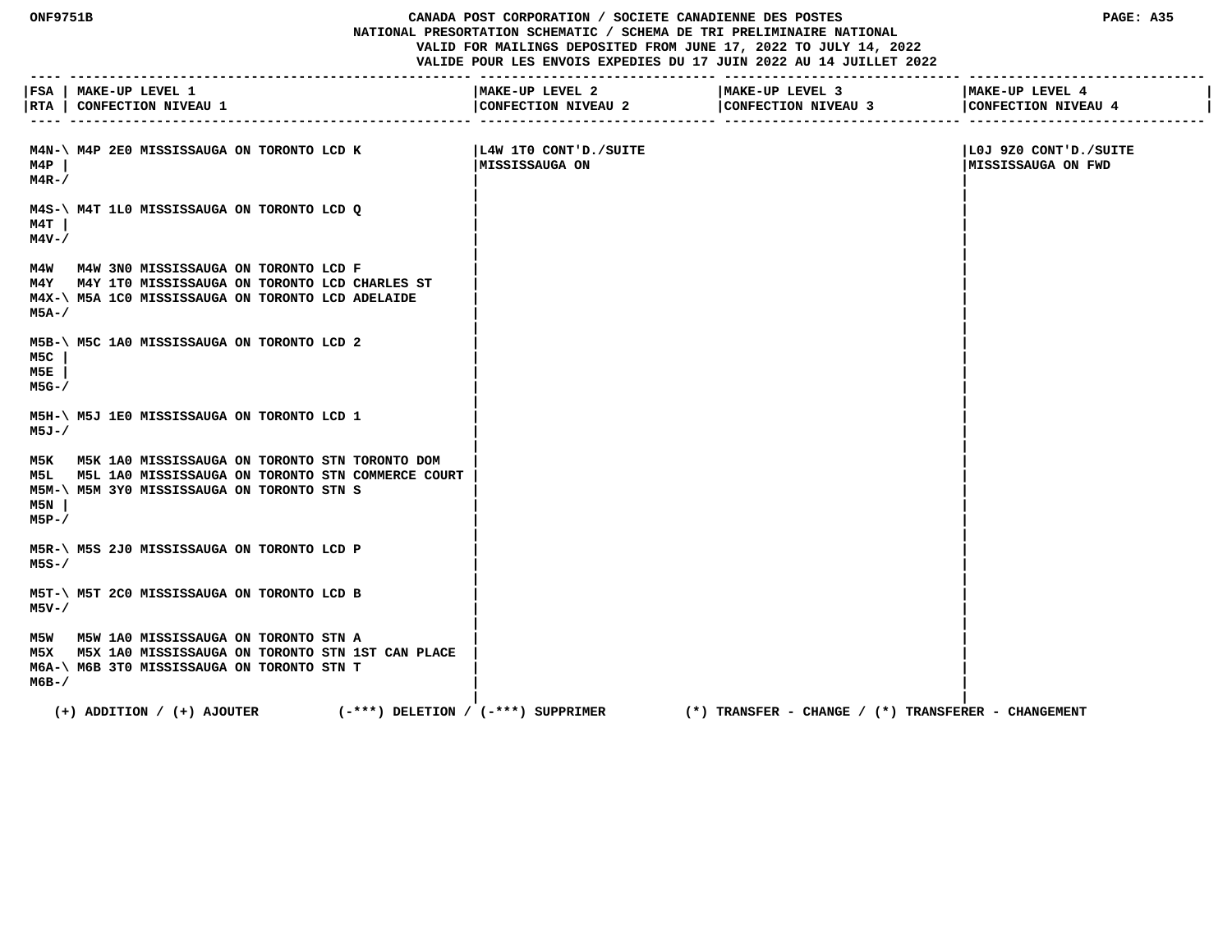# CANADA POST CORPORATION / SOCIETE CANADIENNE DES POSTES
## NATIONAL PRESORTATION SCHEMATIC / SCHEMA DE TRI PRELIMINAIRE NATIONAL
VALID FOR MAILINGS DEPOSITED FROM JUNE 17, 2022 TO JULY 14, 2022
VALIDE POUR LES ENVOIS EXPEDIES DU 17 JUIN 2022 AU 14 JUILLET 2022

| FSA / RTA | MAKE-UP LEVEL 1 / CONFECTION NIVEAU 1 | MAKE-UP LEVEL 2 / CONFECTION NIVEAU 2 | MAKE-UP LEVEL 3 / CONFECTION NIVEAU 3 | MAKE-UP LEVEL 4 / CONFECTION NIVEAU 4 |
|---|---|---|---|---|
| M4N-\ M4P \| M4R-/ | M4P 2E0 MISSISSAUGA ON TORONTO LCD K | L4W 1T0 CONT'D./SUITE MISSISSAUGA ON | | L0J 9Z0 CONT'D./SUITE MISSISSAUGA ON FWD |
| M4S-\ M4T \| M4V-/ | M4T 1L0 MISSISSAUGA ON TORONTO LCD Q | | | |
| M4W | M4W 3N0 MISSISSAUGA ON TORONTO LCD F | | | |
| M4Y | M4Y 1T0 MISSISSAUGA ON TORONTO LCD CHARLES ST | | | |
| M4X-\ M5A-/ | M5A 1C0 MISSISSAUGA ON TORONTO LCD ADELAIDE | | | |
| M5B-\ M5C \| M5E \| M5G-/ | M5C 1A0 MISSISSAUGA ON TORONTO LCD 2 | | | |
| M5H-\ M5J-/ | M5J 1E0 MISSISSAUGA ON TORONTO LCD 1 | | | |
| M5K | M5K 1A0 MISSISSAUGA ON TORONTO STN TORONTO DOM | | | |
| M5L | M5L 1A0 MISSISSAUGA ON TORONTO STN COMMERCE COURT | | | |
| M5M-\ M5N \| M5P-/ | M5M 3Y0 MISSISSAUGA ON TORONTO STN S | | | |
| M5R-\ M5S-/ | M5S 2J0 MISSISSAUGA ON TORONTO LCD P | | | |
| M5T-\ M5V-/ | M5T 2C0 MISSISSAUGA ON TORONTO LCD B | | | |
| M5W | M5W 1A0 MISSISSAUGA ON TORONTO STN A | | | |
| M5X | M5X 1A0 MISSISSAUGA ON TORONTO STN 1ST CAN PLACE | | | |
| M6A-\ M6B-/ | M6B 3T0 MISSISSAUGA ON TORONTO STN T | | | |

(+) ADDITION / (+) AJOUTER (-***) DELETION / (-***) SUPPRIMER (*) TRANSFER - CHANGE / (*) TRANSFERER - CHANGEMENT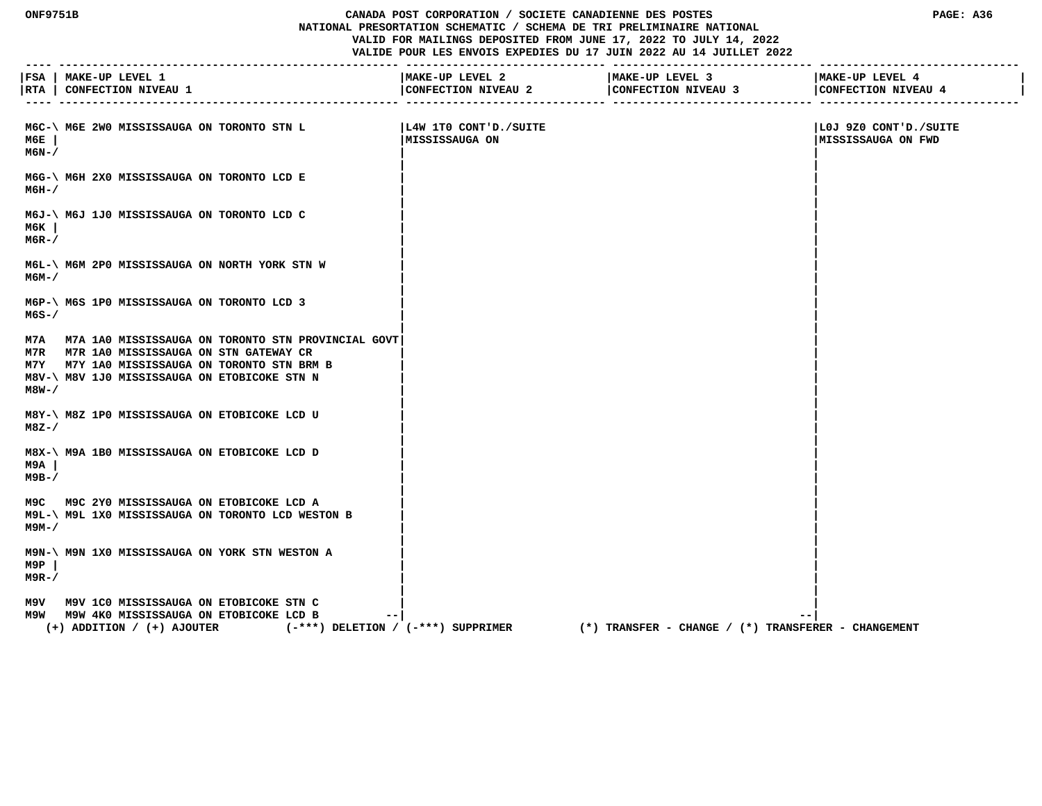CANADA POST CORPORATION / SOCIETE CANADIENNE DES POSTES
NATIONAL PRESORTATION SCHEMATIC / SCHEMA DE TRI PRELIMINAIRE NATIONAL
VALID FOR MAILINGS DEPOSITED FROM JUNE 17, 2022 TO JULY 14, 2022
VALIDE POUR LES ENVOIS EXPEDIES DU 17 JUIN 2022 AU 14 JUILLET 2022

| FSA / RTA | MAKE-UP LEVEL 1 / CONFECTION NIVEAU 1 | MAKE-UP LEVEL 2 / CONFECTION NIVEAU 2 | MAKE-UP LEVEL 3 / CONFECTION NIVEAU 3 | MAKE-UP LEVEL 4 / CONFECTION NIVEAU 4 |
|---|---|---|---|---|
| | | L4W 1T0 CONT'D./SUITE MISSISSAUGA ON | | L0J 9Z0 CONT'D./SUITE MISSISSAUGA ON FWD |
| M6C-\ M6E \| M6N-/ | M6E 2W0 MISSISSAUGA ON TORONTO STN L | | | |
| M6G-\ M6H-/ | M6H 2X0 MISSISSAUGA ON TORONTO LCD E | | | |
| M6J-\ M6K \| M6R-/ | M6J 1J0 MISSISSAUGA ON TORONTO LCD C | | | |
| M6L-\ M6M-/ | M6M 2P0 MISSISSAUGA ON NORTH YORK STN W | | | |
| M6P-\ M6S-/ | M6S 1P0 MISSISSAUGA ON TORONTO LCD 3 | | | |
| M7A | M7A 1A0 MISSISSAUGA ON TORONTO STN PROVINCIAL GOVT | | | |
| M7R | M7R 1A0 MISSISSAUGA ON STN GATEWAY CR | | | |
| M7Y | M7Y 1A0 MISSISSAUGA ON TORONTO STN BRM B | | | |
| M8V-\ M8W-/ | M8V 1J0 MISSISSAUGA ON ETOBICOKE STN N | | | |
| M8Y-\ M8Z-/ | M8Z 1P0 MISSISSAUGA ON ETOBICOKE LCD U | | | |
| M8X-\ M9A \| M9B-/ | M9A 1B0 MISSISSAUGA ON ETOBICOKE LCD D | | | |
| M9C | M9C 2Y0 MISSISSAUGA ON ETOBICOKE LCD A | | | |
| M9L-\ M9M-/ | M9L 1X0 MISSISSAUGA ON TORONTO LCD WESTON B | | | |
| M9N-\ M9P \| M9R-/ | M9N 1X0 MISSISSAUGA ON YORK STN WESTON A | | | |
| M9V | M9V 1C0 MISSISSAUGA ON ETOBICOKE STN C | | | |
| M9W | M9W 4K0 MISSISSAUGA ON ETOBICOKE LCD B | | | |

(+) ADDITION / (+) AJOUTER (-***) DELETION / (-***) SUPPRIMER (*) TRANSFER - CHANGE / (*) TRANSFERER - CHANGEMENT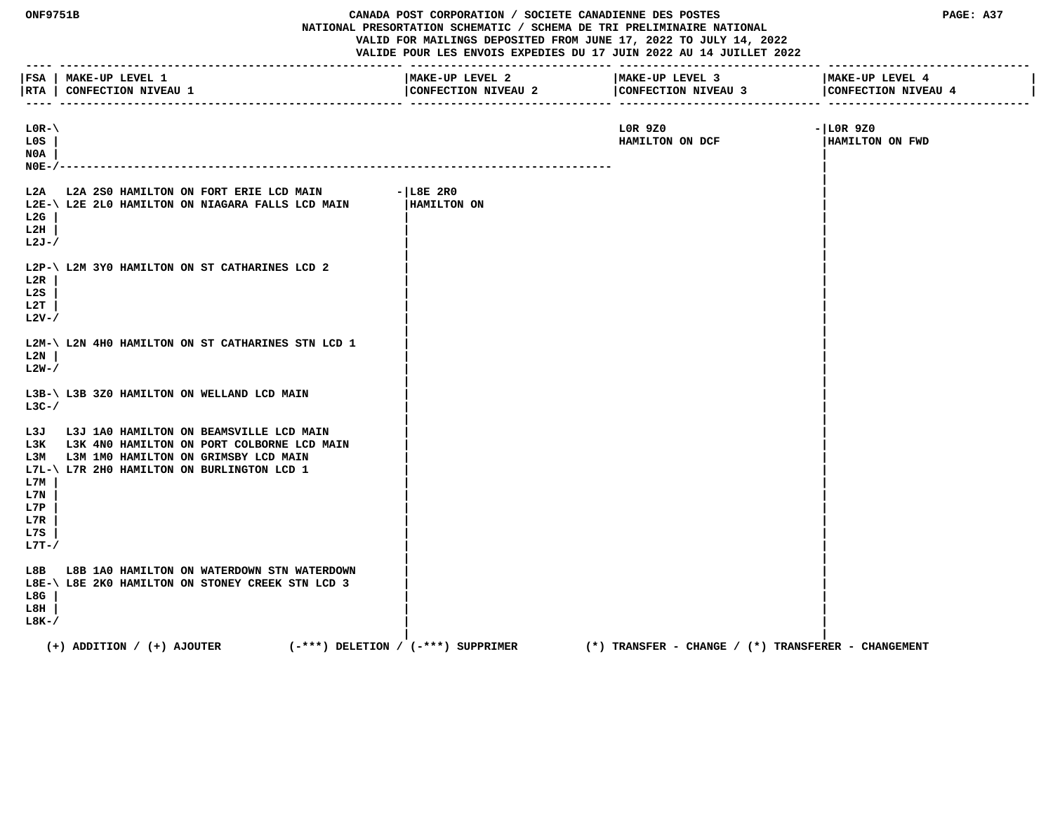CANADA POST CORPORATION / SOCIETE CANADIENNE DES POSTES
NATIONAL PRESORTATION SCHEMATIC / SCHEMA DE TRI PRELIMINAIRE NATIONAL
VALID FOR MAILINGS DEPOSITED FROM JUNE 17, 2022 TO JULY 14, 2022
VALIDE POUR LES ENVOIS EXPEDIES DU 17 JUIN 2022 AU 14 JUILLET 2022

| FSA / RTA | MAKE-UP LEVEL 1 / CONFECTION NIVEAU 1 | MAKE-UP LEVEL 2 / CONFECTION NIVEAU 2 | MAKE-UP LEVEL 3 / CONFECTION NIVEAU 3 | MAKE-UP LEVEL 4 / CONFECTION NIVEAU 4 |
|---|---|---|---|---|
| L0R-\ L0S \| N0A \| N0E-/ | | | L0R 9Z0 HAMILTON ON DCF | L0R 9Z0 HAMILTON ON FWD |
| L2A | L2A 2S0 HAMILTON ON FORT ERIE LCD MAIN | L8E 2R0 HAMILTON ON | | |
| L2E-\ L2G \| L2H \| L2J-/ | L2E 2L0 HAMILTON ON NIAGARA FALLS LCD MAIN | | | |
| L2P-\ L2R \| L2S \| L2T \| L2V-/ | L2M 3Y0 HAMILTON ON ST CATHARINES LCD 2 | | | |
| L2M-\ L2N \| L2W-/ | L2N 4H0 HAMILTON ON ST CATHARINES STN LCD 1 | | | |
| L3B-\ L3C-/ | L3B 3Z0 HAMILTON ON WELLAND LCD MAIN | | | |
| L3J | L3J 1A0 HAMILTON ON BEAMSVILLE LCD MAIN | | | |
| L3K | L3K 4N0 HAMILTON ON PORT COLBORNE LCD MAIN | | | |
| L3M | L3M 1M0 HAMILTON ON GRIMSBY LCD MAIN | | | |
| L7L-\ L7M \| L7N \| L7P \| L7R \| L7S \| L7T-/ | L7R 2H0 HAMILTON ON BURLINGTON LCD 1 | | | |
| L8B | L8B 1A0 HAMILTON ON WATERDOWN STN WATERDOWN | | | |
| L8E-\ L8G \| L8H \| L8K-/ | L8E 2K0 HAMILTON ON STONEY CREEK STN LCD 3 | | | |

(+) ADDITION / (+) AJOUTER (-***) DELETION / (-***) SUPPRIMER (*) TRANSFER - CHANGE / (*) TRANSFERER - CHANGEMENT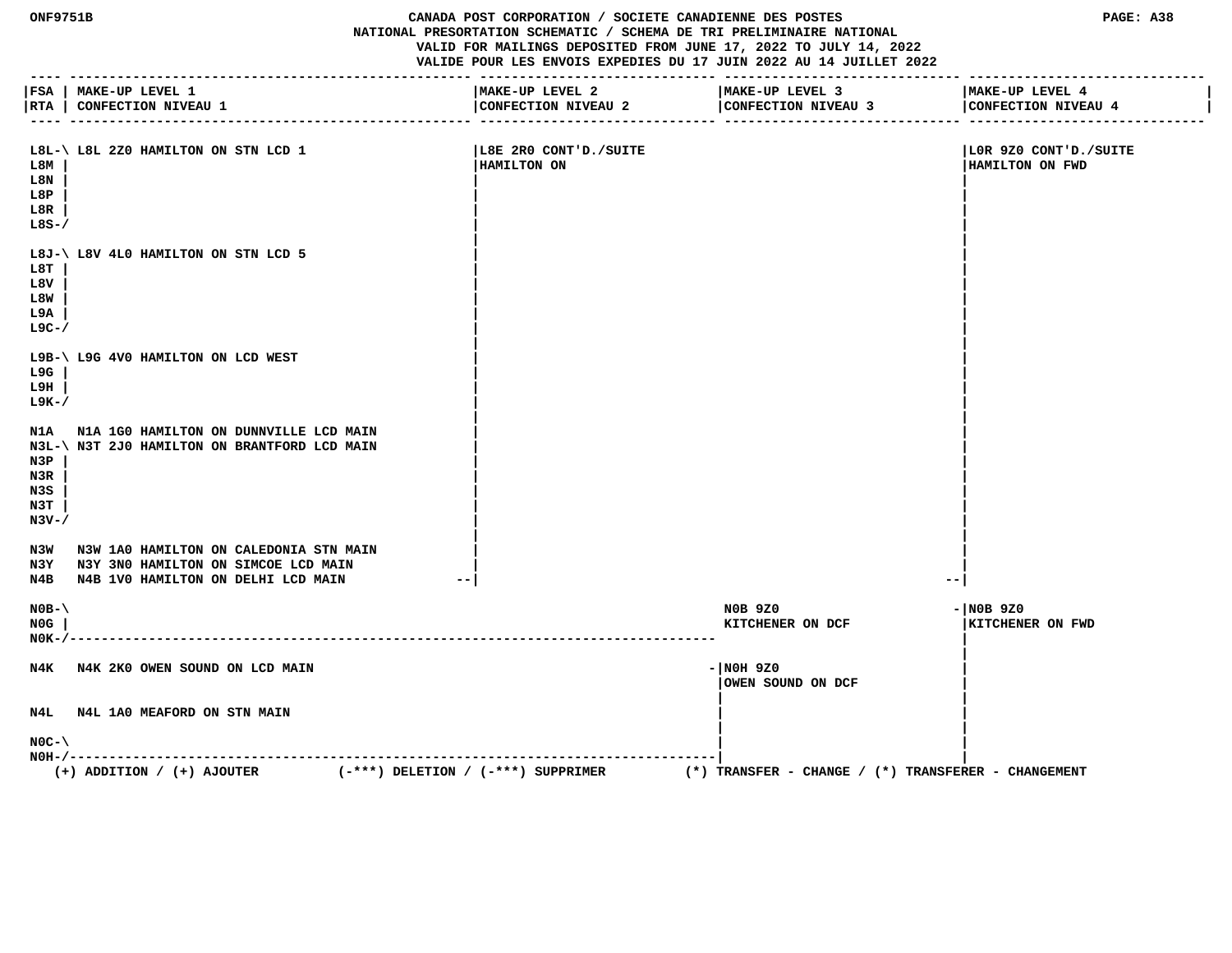# CANADA POST CORPORATION / SOCIETE CANADIENNE DES POSTES

NATIONAL PRESORTATION SCHEMATIC / SCHEMA DE TRI PRELIMINAIRE NATIONAL

VALID FOR MAILINGS DEPOSITED FROM JUNE 17, 2022 TO JULY 14, 2022

VALIDE POUR LES ENVOIS EXPEDIES DU 17 JUIN 2022 AU 14 JUILLET 2022

| FSA / RTA | MAKE-UP LEVEL 1 / CONFECTION NIVEAU 1 | MAKE-UP LEVEL 2 / CONFECTION NIVEAU 2 | MAKE-UP LEVEL 3 / CONFECTION NIVEAU 3 | MAKE-UP LEVEL 4 / CONFECTION NIVEAU 4 |
|---|---|---|---|---|
| L8L, L8M, L8N, L8P, L8R, L8S | L8L 2Z0 HAMILTON ON STN LCD 1 | L8E 2R0 CONT'D./SUITE HAMILTON ON | | L0R 9Z0 CONT'D./SUITE HAMILTON ON FWD |
| L8J, L8T, L8V, L8W, L9A, L9C | L8V 4L0 HAMILTON ON STN LCD 5 | | | |
| L9B, L9G, L9H, L9K | L9G 4V0 HAMILTON ON LCD WEST | | | |
| N1A | N1A 1G0 HAMILTON ON DUNNVILLE LCD MAIN | | | |
| N3L, N3P, N3R, N3S, N3T, N3V | N3T 2J0 HAMILTON ON BRANTFORD LCD MAIN | | | |
| N3W | N3W 1A0 HAMILTON ON CALEDONIA STN MAIN | | | |
| N3Y | N3Y 3N0 HAMILTON ON SIMCOE LCD MAIN | | | |
| N4B | N4B 1V0 HAMILTON ON DELHI LCD MAIN | | | |
| N0B, N0G, N0K | | | N0B 9Z0 KITCHENER ON DCF | N0B 9Z0 KITCHENER ON FWD |
| N4K | N4K 2K0 OWEN SOUND ON LCD MAIN | | N0H 9Z0 OWEN SOUND ON DCF | |
| N4L | N4L 1A0 MEAFORD ON STN MAIN | | | |
| N0C, N0H | | | | |

(+) ADDITION / (+) AJOUTER (-***) DELETION / (-***) SUPPRIMER (*) TRANSFER - CHANGE / (*) TRANSFERER - CHANGEMENT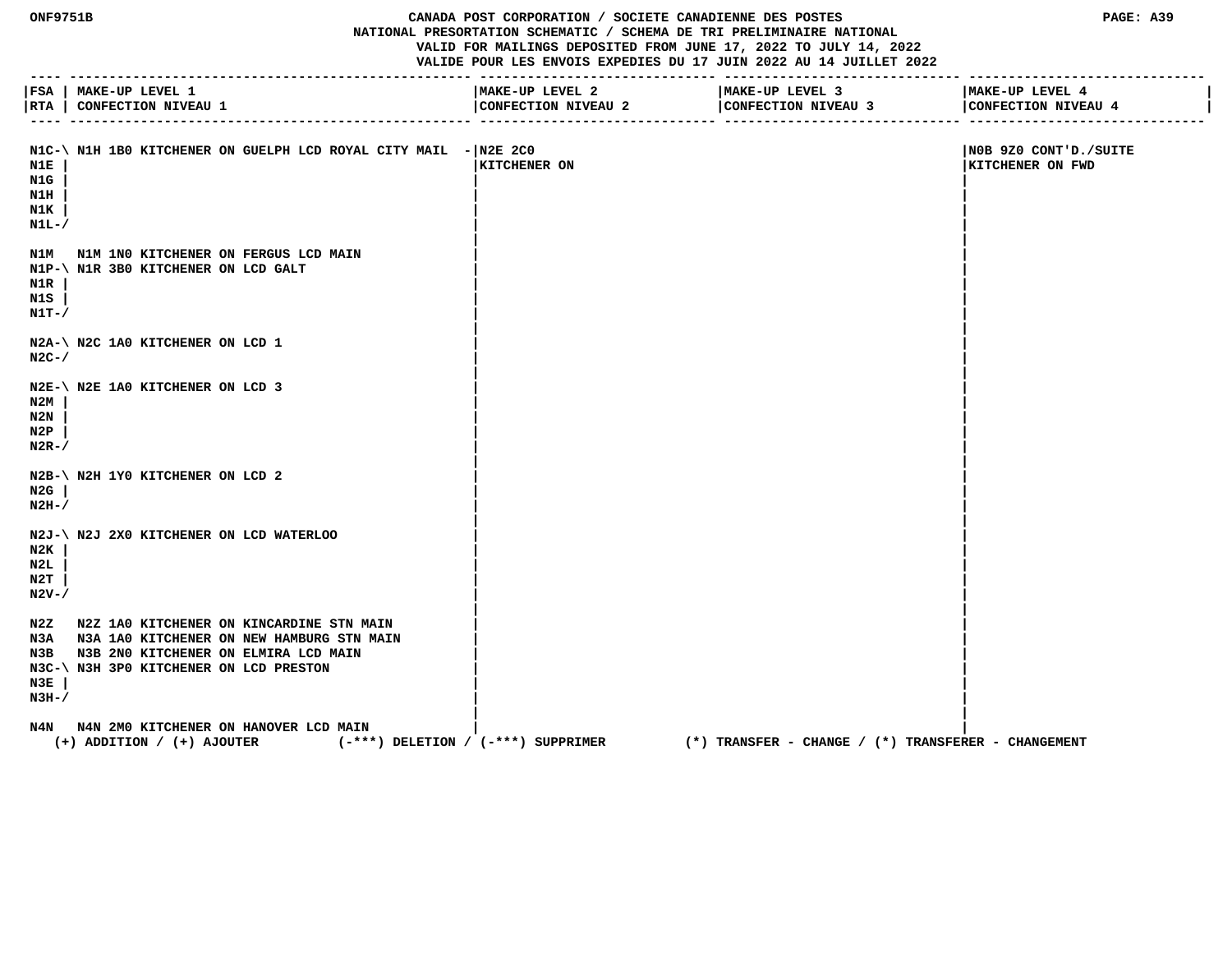**CANADA POST CORPORATION / SOCIETE CANADIENNE DES POSTES**
**NATIONAL PRESORTATION SCHEMATIC / SCHEMA DE TRI PRELIMINAIRE NATIONAL**
**VALID FOR MAILINGS DEPOSITED FROM JUNE 17, 2022 TO JULY 14, 2022**
**VALIDE POUR LES ENVOIS EXPEDIES DU 17 JUIN 2022 AU 14 JUILLET 2022**

| FSA / RTA | MAKE-UP LEVEL 1 / CONFECTION NIVEAU 1 | MAKE-UP LEVEL 2 / CONFECTION NIVEAU 2 | MAKE-UP LEVEL 3 / CONFECTION NIVEAU 3 | MAKE-UP LEVEL 4 / CONFECTION NIVEAU 4 |
|---|---|---|---|---|
| N1C-\ N1E \| N1G \| N1H \| N1K \| N1L-/ | N1H 1B0 KITCHENER ON GUELPH LCD ROYAL CITY MAIL - | N2E 2C0 KITCHENER ON | | N0B 9Z0 CONT'D./SUITE KITCHENER ON FWD |
| N1M | N1M 1N0 KITCHENER ON FERGUS LCD MAIN | | | |
| N1P-\ N1R \| N1S \| N1T-/ | N1R 3B0 KITCHENER ON LCD GALT | | | |
| N2A-\ N2C-/ | N2C 1A0 KITCHENER ON LCD 1 | | | |
| N2E-\ N2M \| N2N \| N2P \| N2R-/ | N2E 1A0 KITCHENER ON LCD 3 | | | |
| N2B-\ N2G \| N2H-/ | N2H 1Y0 KITCHENER ON LCD 2 | | | |
| N2J-\ N2K \| N2L \| N2T \| N2V-/ | N2J 2X0 KITCHENER ON LCD WATERLOO | | | |
| N2Z | N2Z 1A0 KITCHENER ON KINCARDINE STN MAIN | | | |
| N3A | N3A 1A0 KITCHENER ON NEW HAMBURG STN MAIN | | | |
| N3B | N3B 2N0 KITCHENER ON ELMIRA LCD MAIN | | | |
| N3C-\ N3E \| N3H-/ | N3H 3P0 KITCHENER ON LCD PRESTON | | | |
| N4N | N4N 2M0 KITCHENER ON HANOVER LCD MAIN | | | |

(+) ADDITION / (+) AJOUTER (-***) DELETION / (-***) SUPPRIMER (*) TRANSFER - CHANGE / (*) TRANSFERER - CHANGEMENT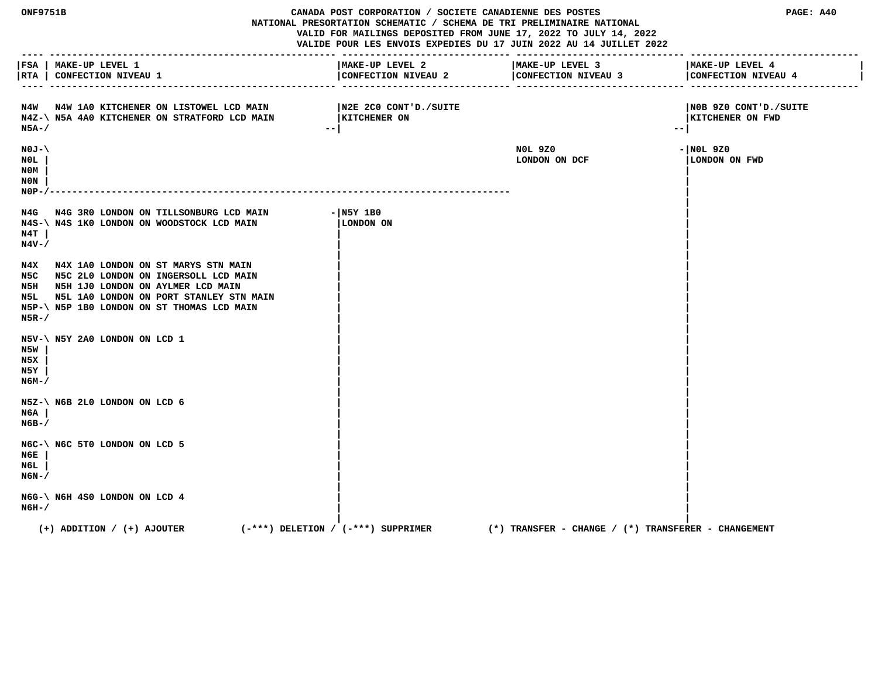# CANADA POST CORPORATION / SOCIETE CANADIENNE DES POSTES
## NATIONAL PRESORTATION SCHEMATIC / SCHEMA DE TRI PRELIMINAIRE NATIONAL

VALID FOR MAILINGS DEPOSITED FROM JUNE 17, 2022 TO JULY 14, 2022
VALIDE POUR LES ENVOIS EXPEDIES DU 17 JUIN 2022 AU 14 JUILLET 2022

| FSA / RTA | MAKE-UP LEVEL 1 / CONFECTION NIVEAU 1 | MAKE-UP LEVEL 2 / CONFECTION NIVEAU 2 | MAKE-UP LEVEL 3 / CONFECTION NIVEAU 3 | MAKE-UP LEVEL 4 / CONFECTION NIVEAU 4 |
|---|---|---|---|---|
| N4W | N4W 1A0 KITCHENER ON LISTOWEL LCD MAIN | N2E 2C0 CONT'D./SUITE KITCHENER ON | | N0B 9Z0 CONT'D./SUITE KITCHENER ON FWD |
| N4Z, N5A | N5A 4A0 KITCHENER ON STRATFORD LCD MAIN | | | |
| N0J, N0L, N0M, N0N, N0P | | | N0L 9Z0 LONDON ON DCF | N0L 9Z0 LONDON ON FWD |
| N4G | N4G 3R0 LONDON ON TILLSONBURG LCD MAIN | N5Y 1B0 LONDON ON | | |
| N4S, N4T, N4V | N4S 1K0 LONDON ON WOODSTOCK LCD MAIN | | | |
| N4X | N4X 1A0 LONDON ON ST MARYS STN MAIN | | | |
| N5C | N5C 2L0 LONDON ON INGERSOLL LCD MAIN | | | |
| N5H | N5H 1J0 LONDON ON AYLMER LCD MAIN | | | |
| N5L | N5L 1A0 LONDON ON PORT STANLEY STN MAIN | | | |
| N5P, N5R | N5P 1B0 LONDON ON ST THOMAS LCD MAIN | | | |
| N5V, N5W, N5X, N5Y, N6M | N5Y 2A0 LONDON ON LCD 1 | | | |
| N5Z, N6A, N6B | N6B 2L0 LONDON ON LCD 6 | | | |
| N6C, N6E, N6L, N6N | N6C 5T0 LONDON ON LCD 5 | | | |
| N6G, N6H | N6H 4S0 LONDON ON LCD 4 | | | |

(+) ADDITION / (+) AJOUTER (-***) DELETION / (-***) SUPPRIMER (*) TRANSFER - CHANGE / (*) TRANSFERER - CHANGEMENT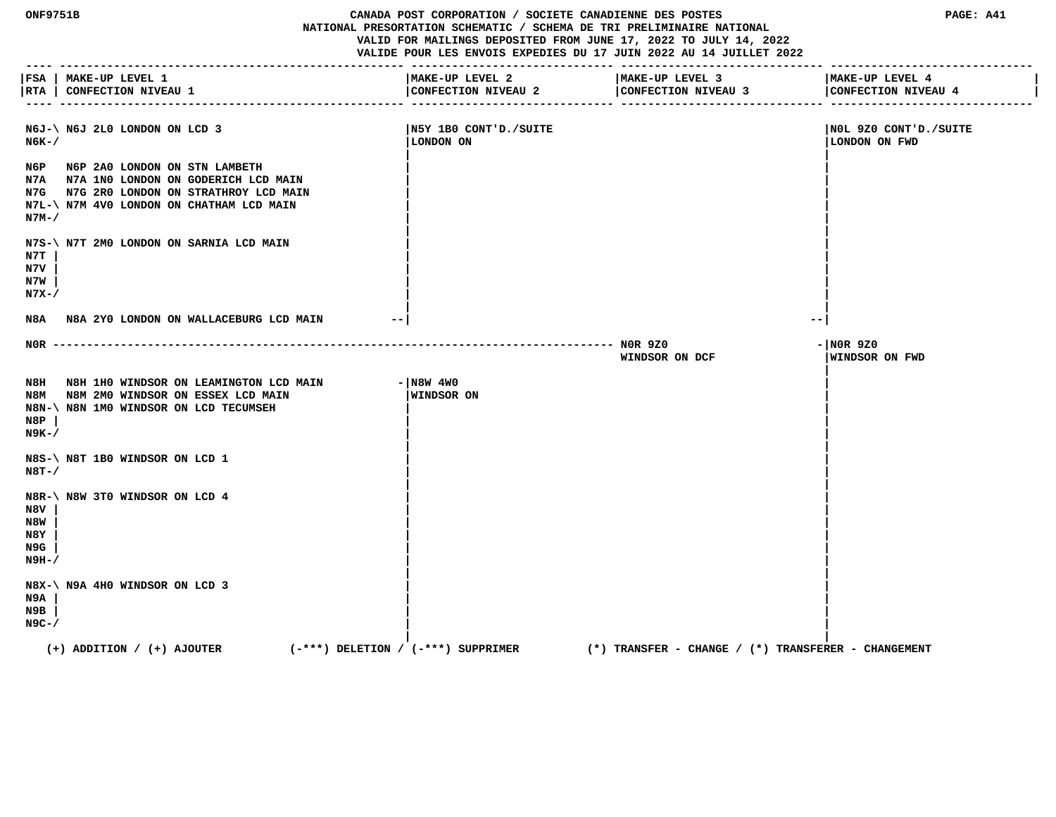# CANADA POST CORPORATION / SOCIETE CANADIENNE DES POSTES

**NATIONAL PRESORTATION SCHEMATIC / SCHEMA DE TRI PRELIMINAIRE NATIONAL**

VALID FOR MAILINGS DEPOSITED FROM JUNE 17, 2022 TO JULY 14, 2022

VALIDE POUR LES ENVOIS EXPEDIES DU 17 JUIN 2022 AU 14 JUILLET 2022

| FSA / RTA | MAKE-UP LEVEL 1 / CONFECTION NIVEAU 1 | MAKE-UP LEVEL 2 / CONFECTION NIVEAU 2 | MAKE-UP LEVEL 3 / CONFECTION NIVEAU 3 | MAKE-UP LEVEL 4 / CONFECTION NIVEAU 4 |
|---|---|---|---|---|
| N6J-\ N6K-/ | N6J 2L0 LONDON ON LCD 3 | N5Y 1B0 CONT'D./SUITE LONDON ON | | N0L 9Z0 CONT'D./SUITE LONDON ON FWD |
| N6P | N6P 2A0 LONDON ON STN LAMBETH | | | |
| N7A | N7A 1N0 LONDON ON GODERICH LCD MAIN | | | |
| N7G | N7G 2R0 LONDON ON STRATHROY LCD MAIN | | | |
| N7L-\ N7M-/ | N7M 4V0 LONDON ON CHATHAM LCD MAIN | | | |
| N7S-\ N7T \| N7V \| N7W \| N7X-/ | N7T 2M0 LONDON ON SARNIA LCD MAIN | | | |
| N8A | N8A 2Y0 LONDON ON WALLACEBURG LCD MAIN | | | |
| N0R | | | N0R 9Z0 WINDSOR ON DCF | N0R 9Z0 WINDSOR ON FWD |
| N8H | N8H 1H0 WINDSOR ON LEAMINGTON LCD MAIN | N8W 4W0 WINDSOR ON | | |
| N8M | N8M 2M0 WINDSOR ON ESSEX LCD MAIN | | | |
| N8N-\ N8P \| N9K-/ | N8N 1M0 WINDSOR ON LCD TECUMSEH | | | |
| N8S-\ N8T-/ | N8T 1B0 WINDSOR ON LCD 1 | | | |
| N8R-\ N8V \| N8W \| N8Y \| N9G \| N9H-/ | N8W 3T0 WINDSOR ON LCD 4 | | | |
| N8X-\ N9A \| N9B \| N9C-/ | N9A 4H0 WINDSOR ON LCD 3 | | | |

(+) ADDITION / (+) AJOUTER (-***) DELETION / (-***) SUPPRIMER (*) TRANSFER - CHANGE / (*) TRANSFERER - CHANGEMENT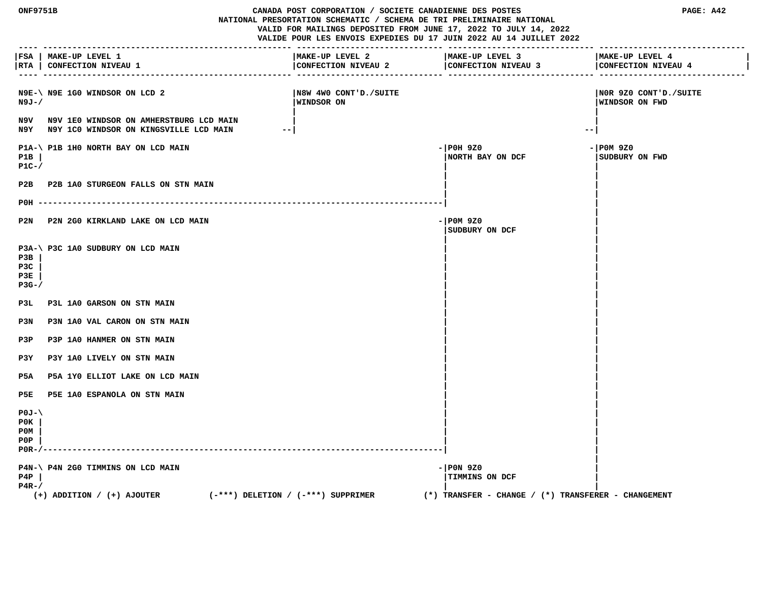# CANADA POST CORPORATION / SOCIETE CANADIENNE DES POSTES
## NATIONAL PRESORTATION SCHEMATIC / SCHEMA DE TRI PRELIMINAIRE NATIONAL

VALID FOR MAILINGS DEPOSITED FROM JUNE 17, 2022 TO JULY 14, 2022
VALIDE POUR LES ENVOIS EXPEDIES DU 17 JUIN 2022 AU 14 JUILLET 2022

| FSA / RTA | MAKE-UP LEVEL 1 / CONFECTION NIVEAU 1 | MAKE-UP LEVEL 2 / CONFECTION NIVEAU 2 | MAKE-UP LEVEL 3 / CONFECTION NIVEAU 3 | MAKE-UP LEVEL 4 / CONFECTION NIVEAU 4 |
|---|---|---|---|---|
| N9E, N9J | N9E 1G0 WINDSOR ON LCD 2 | N8W 4W0 CONT'D./SUITE WINDSOR ON | | N0R 9Z0 CONT'D./SUITE WINDSOR ON FWD |
| N9V | N9V 1E0 WINDSOR ON AMHERSTBURG LCD MAIN | | | |
| N9Y | N9Y 1C0 WINDSOR ON KINGSVILLE LCD MAIN | | | |
| P1A, P1B, P1C | P1B 1H0 NORTH BAY ON LCD MAIN | | P0H 9Z0 NORTH BAY ON DCF | P0M 9Z0 SUDBURY ON FWD |
| P2B | P2B 1A0 STURGEON FALLS ON STN MAIN | | | |
| P0H | | | | |
| P2N | P2N 2G0 KIRKLAND LAKE ON LCD MAIN | | P0M 9Z0 SUDBURY ON DCF | |
| P3A, P3B, P3C, P3E, P3G | P3C 1A0 SUDBURY ON LCD MAIN | | | |
| P3L | P3L 1A0 GARSON ON STN MAIN | | | |
| P3N | P3N 1A0 VAL CARON ON STN MAIN | | | |
| P3P | P3P 1A0 HANMER ON STN MAIN | | | |
| P3Y | P3Y 1A0 LIVELY ON STN MAIN | | | |
| P5A | P5A 1Y0 ELLIOT LAKE ON LCD MAIN | | | |
| P5E | P5E 1A0 ESPANOLA ON STN MAIN | | | |
| P0J, P0K, P0M, P0P, P0R | | | | |
| P4N, P4P, P4R | P4N 2G0 TIMMINS ON LCD MAIN | | P0N 9Z0 TIMMINS ON DCF | |

(+) ADDITION / (+) AJOUTER (-***) DELETION / (-***) SUPPRIMER (*) TRANSFER - CHANGE / (*) TRANSFERER - CHANGEMENT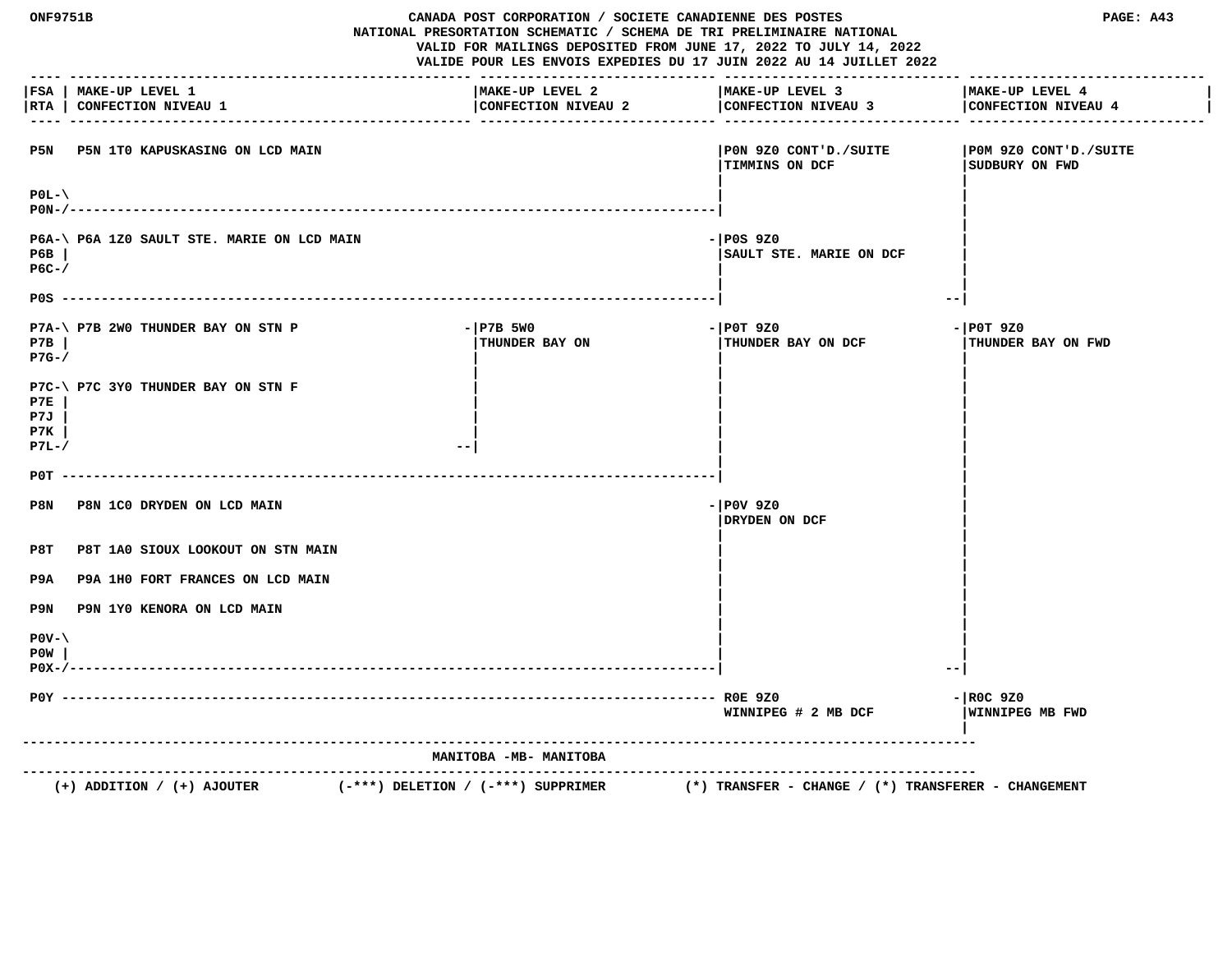CANADA POST CORPORATION / SOCIETE CANADIENNE DES POSTES

NATIONAL PRESORTATION SCHEMATIC / SCHEMA DE TRI PRELIMINAIRE NATIONAL

VALID FOR MAILINGS DEPOSITED FROM JUNE 17, 2022 TO JULY 14, 2022

VALIDE POUR LES ENVOIS EXPEDIES DU 17 JUIN 2022 AU 14 JUILLET 2022

| FSA RTA | MAKE-UP LEVEL 1 CONFECTION NIVEAU 1 | MAKE-UP LEVEL 2 CONFECTION NIVEAU 2 | MAKE-UP LEVEL 3 CONFECTION NIVEAU 3 | MAKE-UP LEVEL 4 CONFECTION NIVEAU 4 |
|---|---|---|---|---|
| P5N | P5N 1T0 KAPUSKASING ON LCD MAIN | | P0N 9Z0 CONT'D./SUITE TIMMINS ON DCF | P0M 9Z0 CONT'D./SUITE SUDBURY ON FWD |
| P0L, P0N | | | | |
| P6A, P6B, P6C | P6A 1Z0 SAULT STE. MARIE ON LCD MAIN | | P0S 9Z0 SAULT STE. MARIE ON DCF | |
| P0S | | | | |
| P7A, P7B, P7G | P7B 2W0 THUNDER BAY ON STN P | P7B 5W0 THUNDER BAY ON | P0T 9Z0 THUNDER BAY ON DCF | P0T 9Z0 THUNDER BAY ON FWD |
| P7C, P7E, P7J, P7K, P7L | P7C 3Y0 THUNDER BAY ON STN F | | | |
| P0T | | | | |
| P8N | P8N 1C0 DRYDEN ON LCD MAIN | | P0V 9Z0 DRYDEN ON DCF | |
| P8T | P8T 1A0 SIOUX LOOKOUT ON STN MAIN | | | |
| P9A | P9A 1H0 FORT FRANCES ON LCD MAIN | | | |
| P9N | P9N 1Y0 KENORA ON LCD MAIN | | | |
| P0V, P0W, P0X | | | | |
| P0Y | | | R0E 9Z0 WINNIPEG # 2 MB DCF | R0C 9Z0 WINNIPEG MB FWD |

MANITOBA -MB- MANITOBA

(+) ADDITION / (+) AJOUTER (-***) DELETION / (-***) SUPPRIMER (*) TRANSFER - CHANGE / (*) TRANSFERER - CHANGEMENT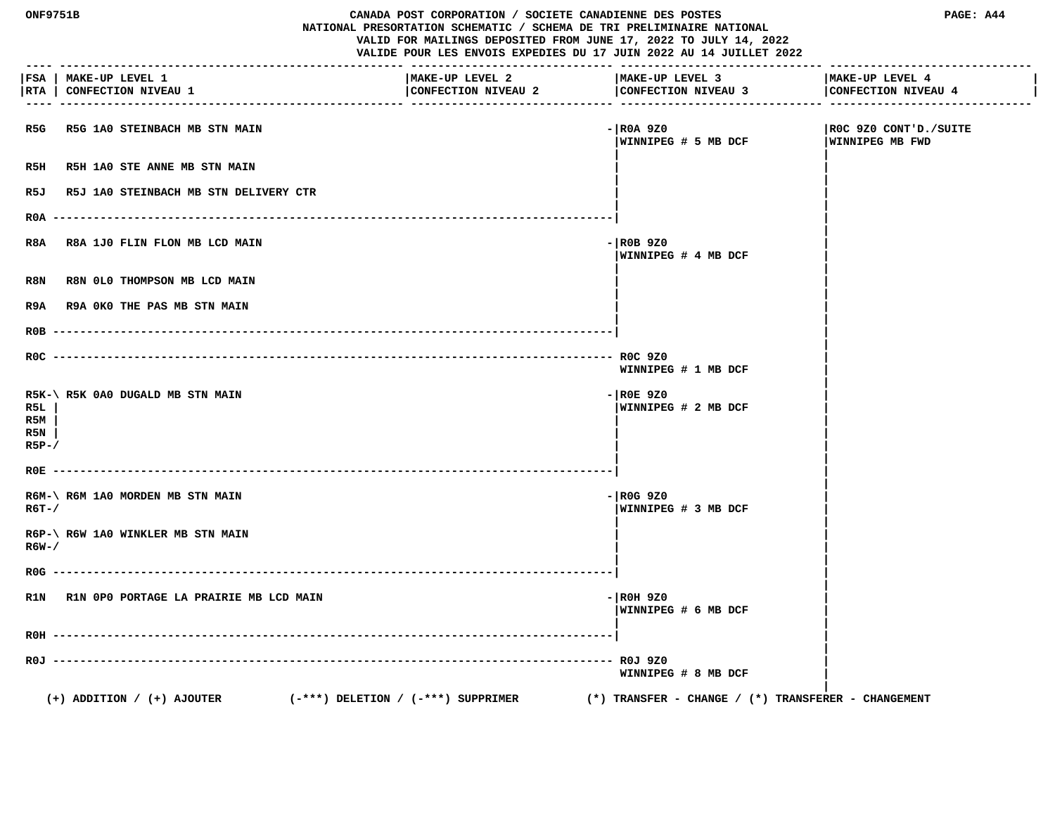ONF9751B

# CANADA POST CORPORATION / SOCIETE CANADIENNE DES POSTES
## NATIONAL PRESORTATION SCHEMATIC / SCHEMA DE TRI PRELIMINAIRE NATIONAL

VALID FOR MAILINGS DEPOSITED FROM JUNE 17, 2022 TO JULY 14, 2022
VALIDE POUR LES ENVOIS EXPEDIES DU 17 JUIN 2022 AU 14 JUILLET 2022

| FSA / RTA | MAKE-UP LEVEL 1 / CONFECTION NIVEAU 1 | MAKE-UP LEVEL 2 / CONFECTION NIVEAU 2 | MAKE-UP LEVEL 3 / CONFECTION NIVEAU 3 | MAKE-UP LEVEL 4 / CONFECTION NIVEAU 4 |
|---|---|---|---|---|
| R5G | R5G 1A0 STEINBACH MB STN MAIN | | R0A 9Z0 WINNIPEG # 5 MB DCF | R0C 9Z0 CONT'D./SUITE WINNIPEG MB FWD |
| R5H | R5H 1A0 STE ANNE MB STN MAIN | | | |
| R5J | R5J 1A0 STEINBACH MB STN DELIVERY CTR | | | |
| R0A | | | | |
| R8A | R8A 1J0 FLIN FLON MB LCD MAIN | | R0B 9Z0 WINNIPEG # 4 MB DCF | |
| R8N | R8N 0L0 THOMPSON MB LCD MAIN | | | |
| R9A | R9A 0K0 THE PAS MB STN MAIN | | | |
| R0B | | | | |
| R0C | | | R0C 9Z0 WINNIPEG # 1 MB DCF | |
| R5K, R5L, R5M, R5N, R5P | R5K 0A0 DUGALD MB STN MAIN | | R0E 9Z0 WINNIPEG # 2 MB DCF | |
| R0E | | | | |
| R6M, R6T | R6M 1A0 MORDEN MB STN MAIN | | R0G 9Z0 WINNIPEG # 3 MB DCF | |
| R6P, R6W | R6W 1A0 WINKLER MB STN MAIN | | | |
| R0G | | | | |
| R1N | R1N 0P0 PORTAGE LA PRAIRIE MB LCD MAIN | | R0H 9Z0 WINNIPEG # 6 MB DCF | |
| R0H | | | | |
| R0J | | | R0J 9Z0 WINNIPEG # 8 MB DCF | |

(+) ADDITION / (+) AJOUTER (-***) DELETION / (-***) SUPPRIMER (*) TRANSFER - CHANGE / (*) TRANSFERER - CHANGEMENT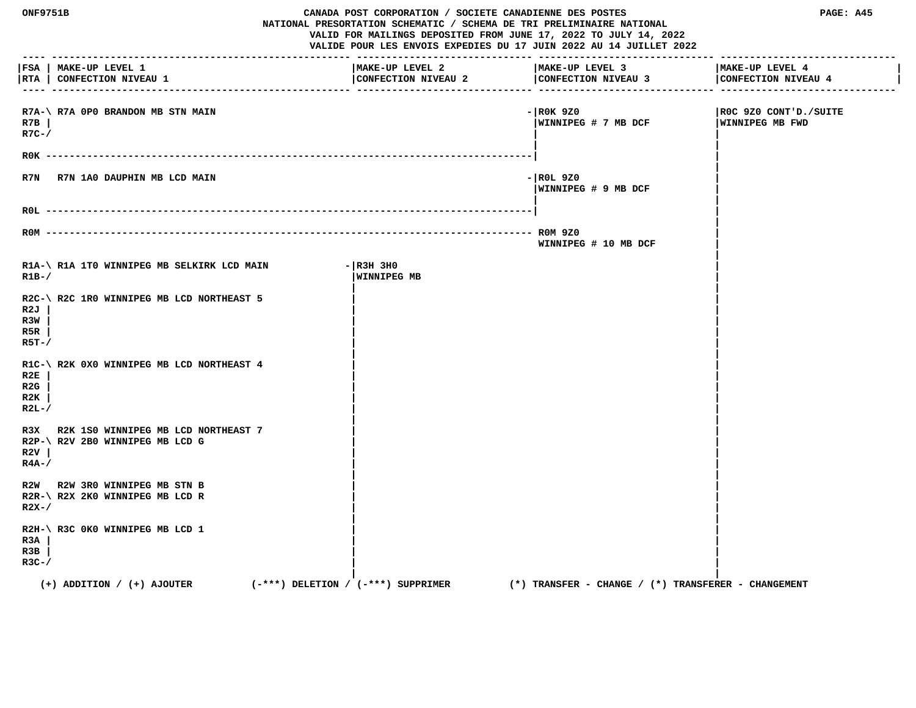ONF9751B

CANADA POST CORPORATION / SOCIETE CANADIENNE DES POSTES
NATIONAL PRESORTATION SCHEMATIC / SCHEMA DE TRI PRELIMINAIRE NATIONAL
VALID FOR MAILINGS DEPOSITED FROM JUNE 17, 2022 TO JULY 14, 2022
VALIDE POUR LES ENVOIS EXPEDIES DU 17 JUIN 2022 AU 14 JUILLET 2022

PAGE: A45

| FSA / RTA | MAKE-UP LEVEL 1 / CONFECTION NIVEAU 1 | MAKE-UP LEVEL 2 / CONFECTION NIVEAU 2 | MAKE-UP LEVEL 3 / CONFECTION NIVEAU 3 | MAKE-UP LEVEL 4 / CONFECTION NIVEAU 4 |
|---|---|---|---|---|
| R7A, R7B, R7C | R7A 0P0 BRANDON MB STN MAIN | | R0K 9Z0 WINNIPEG # 7 MB DCF | R0C 9Z0 CONT'D./SUITE WINNIPEG MB FWD |
| R0K | | | R0K 9Z0 WINNIPEG # 7 MB DCF | R0C 9Z0 CONT'D./SUITE WINNIPEG MB FWD |
| R7N | R7N 1A0 DAUPHIN MB LCD MAIN | | R0L 9Z0 WINNIPEG # 9 MB DCF | R0C 9Z0 CONT'D./SUITE WINNIPEG MB FWD |
| R0L | | | R0L 9Z0 WINNIPEG # 9 MB DCF | R0C 9Z0 CONT'D./SUITE WINNIPEG MB FWD |
| R0M | | | R0M 9Z0 WINNIPEG # 10 MB DCF | R0C 9Z0 CONT'D./SUITE WINNIPEG MB FWD |
| R1A, R1B | R1A 1T0 WINNIPEG MB SELKIRK LCD MAIN | R3H 3H0 WINNIPEG MB | | R0C 9Z0 CONT'D./SUITE WINNIPEG MB FWD |
| R2C, R2J, R3W, R5R, R5T | R2C 1R0 WINNIPEG MB LCD NORTHEAST 5 | R3H 3H0 WINNIPEG MB | | R0C 9Z0 CONT'D./SUITE WINNIPEG MB FWD |
| R1C, R2E, R2G, R2K, R2L | R2K 0X0 WINNIPEG MB LCD NORTHEAST 4 | R3H 3H0 WINNIPEG MB | | R0C 9Z0 CONT'D./SUITE WINNIPEG MB FWD |
| R3X | R2K 1S0 WINNIPEG MB LCD NORTHEAST 7 | R3H 3H0 WINNIPEG MB | | R0C 9Z0 CONT'D./SUITE WINNIPEG MB FWD |
| R2P, R2V, R4A | R2V 2B0 WINNIPEG MB LCD G | R3H 3H0 WINNIPEG MB | | R0C 9Z0 CONT'D./SUITE WINNIPEG MB FWD |
| R2W | R2W 3R0 WINNIPEG MB STN B | R3H 3H0 WINNIPEG MB | | R0C 9Z0 CONT'D./SUITE WINNIPEG MB FWD |
| R2R, R2X | R2X 2K0 WINNIPEG MB LCD R | R3H 3H0 WINNIPEG MB | | R0C 9Z0 CONT'D./SUITE WINNIPEG MB FWD |
| R2H, R3A, R3B, R3C | R3C 0K0 WINNIPEG MB LCD 1 | R3H 3H0 WINNIPEG MB | | R0C 9Z0 CONT'D./SUITE WINNIPEG MB FWD |

(+) ADDITION / (+) AJOUTER (-***) DELETION / (-***) SUPPRIMER (*) TRANSFER - CHANGE / (*) TRANSFERER - CHANGEMENT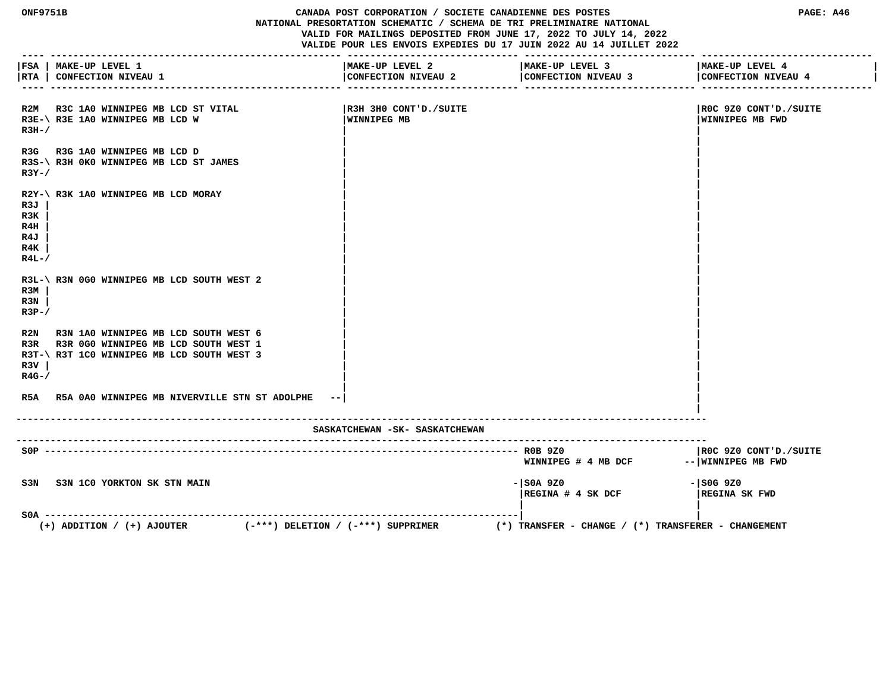CANADA POST CORPORATION / SOCIETE CANADIENNE DES POSTES

NATIONAL PRESORTATION SCHEMATIC / SCHEMA DE TRI PRELIMINAIRE NATIONAL

VALID FOR MAILINGS DEPOSITED FROM JUNE 17, 2022 TO JULY 14, 2022

VALIDE POUR LES ENVOIS EXPEDIES DU 17 JUIN 2022 AU 14 JUILLET 2022

| FSA / RTA | MAKE-UP LEVEL 1 / CONFECTION NIVEAU 1 | MAKE-UP LEVEL 2 / CONFECTION NIVEAU 2 | MAKE-UP LEVEL 3 / CONFECTION NIVEAU 3 | MAKE-UP LEVEL 4 / CONFECTION NIVEAU 4 |
|---|---|---|---|---|
| R2M | R3C 1A0 WINNIPEG MB LCD ST VITAL | R3H 3H0 CONT'D./SUITE WINNIPEG MB | | R0C 9Z0 CONT'D./SUITE WINNIPEG MB FWD |
| R3E, R3H | R3E 1A0 WINNIPEG MB LCD W | | | |
| R3G | R3G 1A0 WINNIPEG MB LCD D | | | |
| R3S, R3Y | R3H 0K0 WINNIPEG MB LCD ST JAMES | | | |
| R2Y, R3J, R3K, R4H, R4J, R4K, R4L | R3K 1A0 WINNIPEG MB LCD MORAY | | | |
| R3L, R3M, R3N, R3P | R3N 0G0 WINNIPEG MB LCD SOUTH WEST 2 | | | |
| R2N | R3N 1A0 WINNIPEG MB LCD SOUTH WEST 6 | | | |
| R3R | R3R 0G0 WINNIPEG MB LCD SOUTH WEST 1 | | | |
| R3T, R3V, R4G | R3T 1C0 WINNIPEG MB LCD SOUTH WEST 3 | | | |
| R5A | R5A 0A0 WINNIPEG MB NIVERVILLE STN ST ADOLPHE | | | |

SASKATCHEWAN -SK- SASKATCHEWAN

| FSA / RTA | MAKE-UP LEVEL 1 / CONFECTION NIVEAU 1 | MAKE-UP LEVEL 2 / CONFECTION NIVEAU 2 | MAKE-UP LEVEL 3 / CONFECTION NIVEAU 3 | MAKE-UP LEVEL 4 / CONFECTION NIVEAU 4 |
|---|---|---|---|---|
| S0P | | | R0B 9Z0 WINNIPEG # 4 MB DCF | R0C 9Z0 CONT'D./SUITE WINNIPEG MB FWD |
| S3N | S3N 1C0 YORKTON SK STN MAIN | | S0A 9Z0 REGINA # 4 SK DCF | S0G 9Z0 REGINA SK FWD |
| S0A | | | | |

(+) ADDITION / (+) AJOUTER (-***) DELETION / (-***) SUPPRIMER (*) TRANSFER - CHANGE / (*) TRANSFERER - CHANGEMENT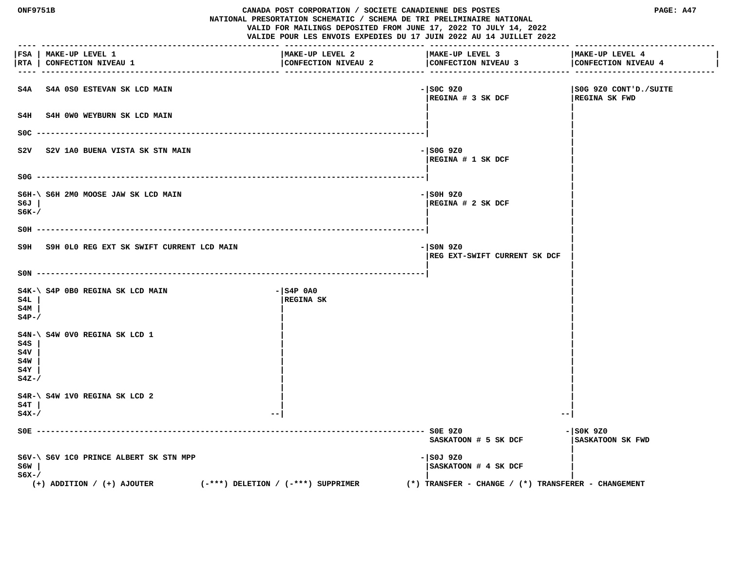ONF9751B

# CANADA POST CORPORATION / SOCIETE CANADIENNE DES POSTES
## NATIONAL PRESORTATION SCHEMATIC / SCHEMA DE TRI PRELIMINAIRE NATIONAL

VALID FOR MAILINGS DEPOSITED FROM JUNE 17, 2022 TO JULY 14, 2022
VALIDE POUR LES ENVOIS EXPEDIES DU 17 JUIN 2022 AU 14 JUILLET 2022

PAGE: A47

| FSA / RTA | MAKE-UP LEVEL 1 / CONFECTION NIVEAU 1 | MAKE-UP LEVEL 2 / CONFECTION NIVEAU 2 | MAKE-UP LEVEL 3 / CONFECTION NIVEAU 3 | MAKE-UP LEVEL 4 / CONFECTION NIVEAU 4 |
|---|---|---|---|---|
| S4A | S4A 0S0 ESTEVAN SK LCD MAIN | | S0C 9Z0 REGINA # 3 SK DCF | S0G 9Z0 CONT'D./SUITE REGINA SK FWD |
| S4H | S4H 0W0 WEYBURN SK LCD MAIN | | S0C 9Z0 REGINA # 3 SK DCF | S0G 9Z0 CONT'D./SUITE REGINA SK FWD |
| S0C | | | S0C 9Z0 REGINA # 3 SK DCF | S0G 9Z0 CONT'D./SUITE REGINA SK FWD |
| S2V | S2V 1A0 BUENA VISTA SK STN MAIN | | S0G 9Z0 REGINA # 1 SK DCF | S0G 9Z0 CONT'D./SUITE REGINA SK FWD |
| S0G | | | S0G 9Z0 REGINA # 1 SK DCF | S0G 9Z0 CONT'D./SUITE REGINA SK FWD |
| S6H, S6J, S6K | S6H 2M0 MOOSE JAW SK LCD MAIN | | S0H 9Z0 REGINA # 2 SK DCF | S0G 9Z0 CONT'D./SUITE REGINA SK FWD |
| S0H | | | S0H 9Z0 REGINA # 2 SK DCF | S0G 9Z0 CONT'D./SUITE REGINA SK FWD |
| S9H | S9H 0L0 REG EXT SK SWIFT CURRENT LCD MAIN | | S0N 9Z0 REG EXT-SWIFT CURRENT SK DCF | S0G 9Z0 CONT'D./SUITE REGINA SK FWD |
| S0N | | | S0N 9Z0 REG EXT-SWIFT CURRENT SK DCF | S0G 9Z0 CONT'D./SUITE REGINA SK FWD |
| S4K, S4L, S4M, S4P | S4P 0B0 REGINA SK LCD MAIN | S4P 0A0 REGINA SK | | S0G 9Z0 CONT'D./SUITE REGINA SK FWD |
| S4N, S4S, S4V, S4W, S4Y, S4Z | S4W 0V0 REGINA SK LCD 1 | S4P 0A0 REGINA SK | | S0G 9Z0 CONT'D./SUITE REGINA SK FWD |
| S4R, S4T, S4X | S4W 1V0 REGINA SK LCD 2 | S4P 0A0 REGINA SK | | S0G 9Z0 CONT'D./SUITE REGINA SK FWD |
| S0E | | | S0E 9Z0 SASKATOON # 5 SK DCF | S0K 9Z0 SASKATOON SK FWD |
| S6V, S6W, S6X | S6V 1C0 PRINCE ALBERT SK STN MPP | | S0J 9Z0 SASKATOON # 4 SK DCF | S0K 9Z0 SASKATOON SK FWD |

(+) ADDITION / (+) AJOUTER (-***) DELETION / (-***) SUPPRIMER (*) TRANSFER - CHANGE / (*) TRANSFERER - CHANGEMENT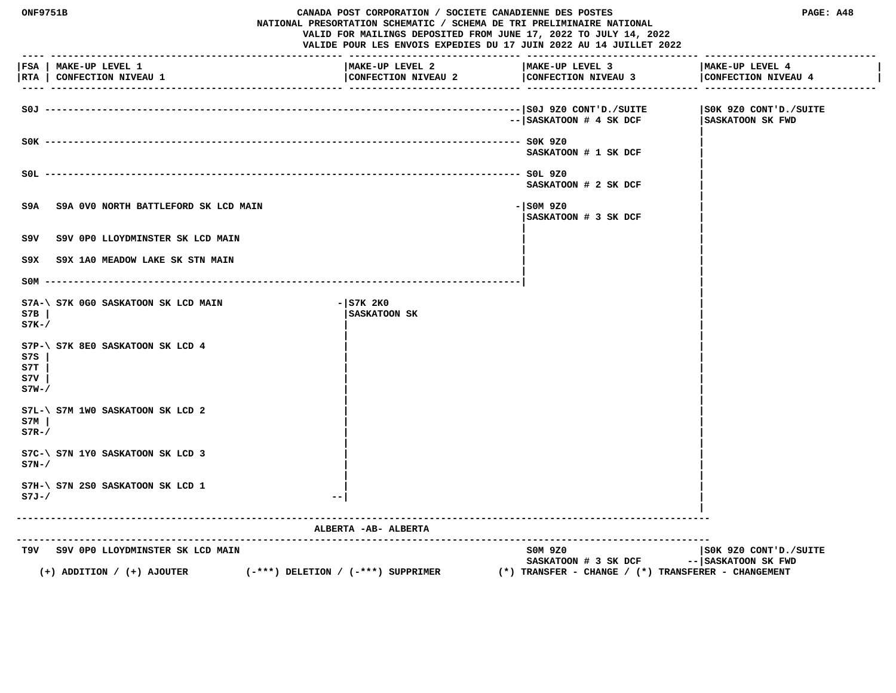| FSA / RTA | MAKE-UP LEVEL 1 / CONFECTION NIVEAU 1 | MAKE-UP LEVEL 2 / CONFECTION NIVEAU 2 | MAKE-UP LEVEL 3 / CONFECTION NIVEAU 3 | MAKE-UP LEVEL 4 / CONFECTION NIVEAU 4 |
|---|---|---|---|---|
| S0J | | | S0J 9Z0 CONT'D./SUITE SASKATOON # 4 SK DCF | S0K 9Z0 CONT'D./SUITE SASKATOON SK FWD |
| S0K | | | S0K 9Z0 SASKATOON # 1 SK DCF | |
| S0L | | | S0L 9Z0 SASKATOON # 2 SK DCF | |
| S9A | S9A 0V0 NORTH BATTLEFORD SK LCD MAIN | | S0M 9Z0 SASKATOON # 3 SK DCF | |
| S9V | S9V 0P0 LLOYDMINSTER SK LCD MAIN | | | |
| S9X | S9X 1A0 MEADOW LAKE SK STN MAIN | | | |
| S0M | | | | |
| S7A S7B S7K | S7K 0G0 SASKATOON SK LCD MAIN | S7K 2K0 SASKATOON SK | | |
| S7P S7S S7T S7V S7W | S7K 8E0 SASKATOON SK LCD 4 | | | |
| S7L S7M S7R | S7M 1W0 SASKATOON SK LCD 2 | | | |
| S7C S7N | S7N 1Y0 SASKATOON SK LCD 3 | | | |
| S7H S7J | S7N 2S0 SASKATOON SK LCD 1 | | | |

**ALBERTA -AB- ALBERTA**

| FSA / RTA | MAKE-UP LEVEL 1 / CONFECTION NIVEAU 1 | MAKE-UP LEVEL 2 / CONFECTION NIVEAU 2 | MAKE-UP LEVEL 3 / CONFECTION NIVEAU 3 | MAKE-UP LEVEL 4 / CONFECTION NIVEAU 4 |
|---|---|---|---|---|
| T9V | S9V 0P0 LLOYDMINSTER SK LCD MAIN | | S0M 9Z0 SASKATOON # 3 SK DCF | S0K 9Z0 CONT'D./SUITE SASKATOON SK FWD |

(+) ADDITION / (+) AJOUTER (-***) DELETION / (-***) SUPPRIMER (*) TRANSFER - CHANGE / (*) TRANSFERER - CHANGEMENT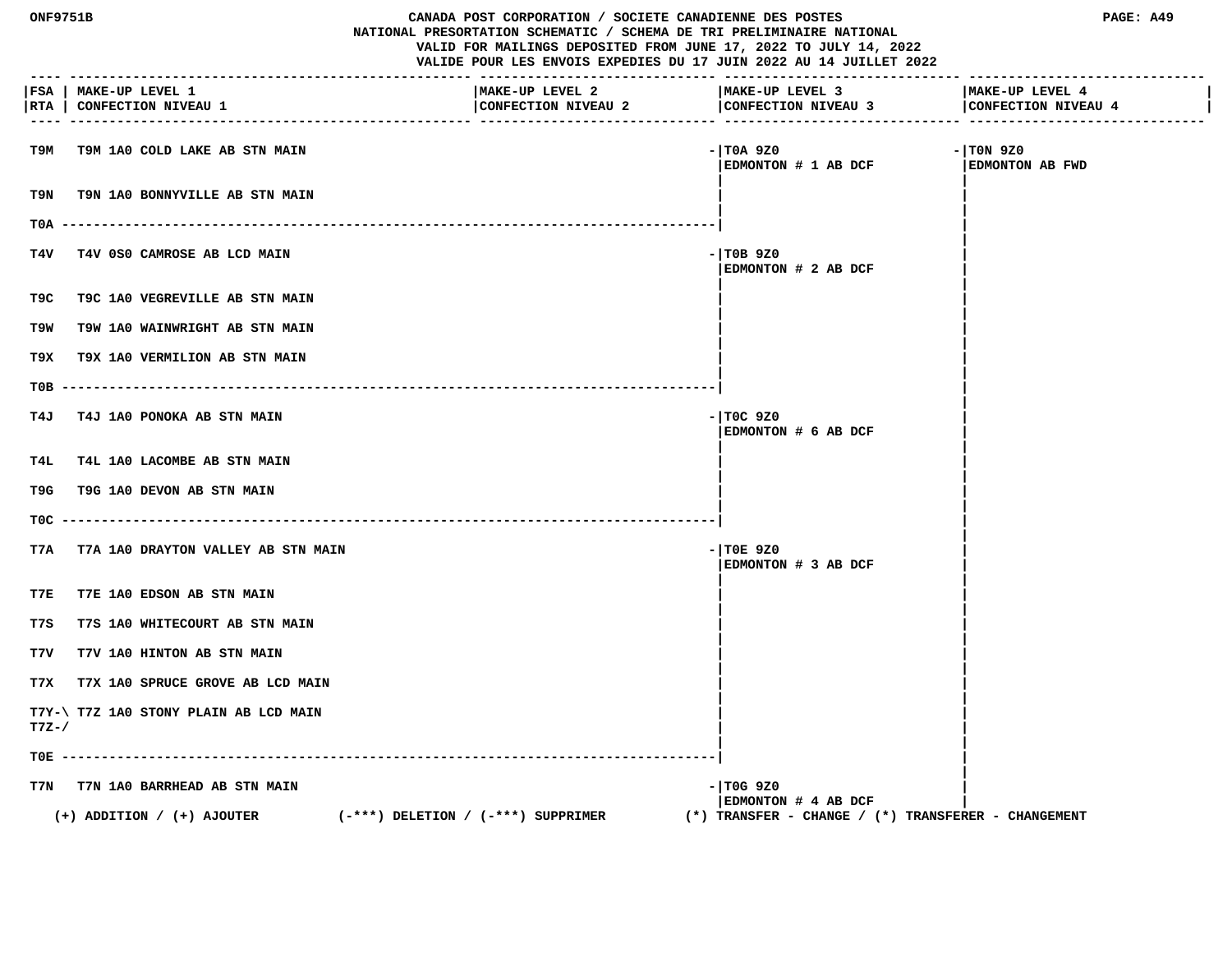CANADA POST CORPORATION / SOCIETE CANADIENNE DES POSTES
NATIONAL PRESORTATION SCHEMATIC / SCHEMA DE TRI PRELIMINAIRE NATIONAL
VALID FOR MAILINGS DEPOSITED FROM JUNE 17, 2022 TO JULY 14, 2022
VALIDE POUR LES ENVOIS EXPEDIES DU 17 JUIN 2022 AU 14 JUILLET 2022

| FSA / RTA | MAKE-UP LEVEL 1 / CONFECTION NIVEAU 1 | MAKE-UP LEVEL 2 / CONFECTION NIVEAU 2 | MAKE-UP LEVEL 3 / CONFECTION NIVEAU 3 | MAKE-UP LEVEL 4 / CONFECTION NIVEAU 4 |
|---|---|---|---|---|
| T9M | T9M 1A0 COLD LAKE AB STN MAIN | | T0A 9Z0 EDMONTON # 1 AB DCF | T0N 9Z0 EDMONTON AB FWD |
| T9N | T9N 1A0 BONNYVILLE AB STN MAIN | | | |
| T0A | | | | |
| T4V | T4V 0S0 CAMROSE AB LCD MAIN | | T0B 9Z0 EDMONTON # 2 AB DCF | |
| T9C | T9C 1A0 VEGREVILLE AB STN MAIN | | | |
| T9W | T9W 1A0 WAINWRIGHT AB STN MAIN | | | |
| T9X | T9X 1A0 VERMILION AB STN MAIN | | | |
| T0B | | | | |
| T4J | T4J 1A0 PONOKA AB STN MAIN | | T0C 9Z0 EDMONTON # 6 AB DCF | |
| T4L | T4L 1A0 LACOMBE AB STN MAIN | | | |
| T9G | T9G 1A0 DEVON AB STN MAIN | | | |
| T0C | | | | |
| T7A | T7A 1A0 DRAYTON VALLEY AB STN MAIN | | T0E 9Z0 EDMONTON # 3 AB DCF | |
| T7E | T7E 1A0 EDSON AB STN MAIN | | | |
| T7S | T7S 1A0 WHITECOURT AB STN MAIN | | | |
| T7V | T7V 1A0 HINTON AB STN MAIN | | | |
| T7X | T7X 1A0 SPRUCE GROVE AB LCD MAIN | | | |
| T7Y-\ T7Z-/ | T7Z 1A0 STONY PLAIN AB LCD MAIN | | | |
| T0E | | | | |
| T7N | T7N 1A0 BARRHEAD AB STN MAIN | | T0G 9Z0 EDMONTON # 4 AB DCF | |

(+) ADDITION / (+) AJOUTER (-***) DELETION / (-***) SUPPRIMER (*) TRANSFER - CHANGE / (*) TRANSFERER - CHANGEMENT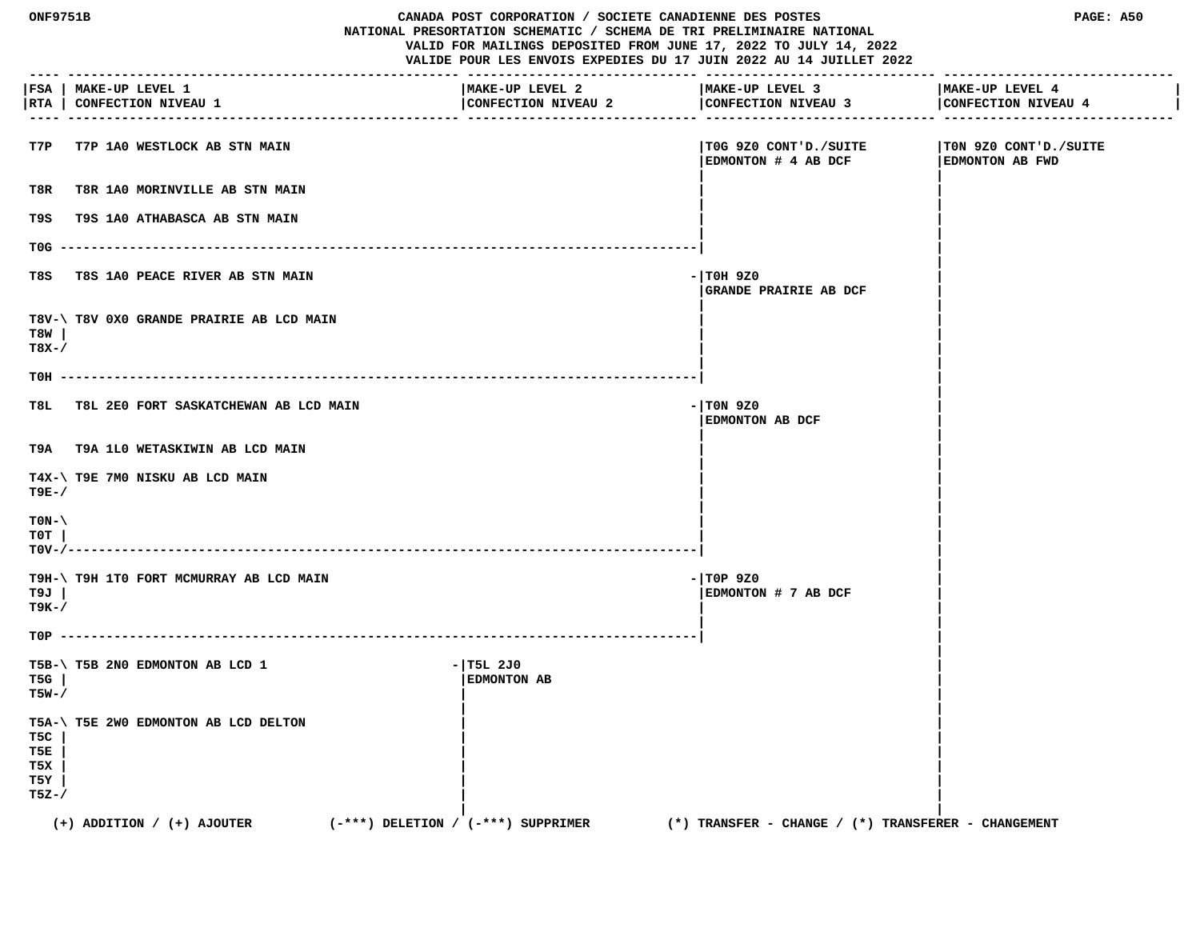CANADA POST CORPORATION / SOCIETE CANADIENNE DES POSTES

NATIONAL PRESORTATION SCHEMATIC / SCHEMA DE TRI PRELIMINAIRE NATIONAL

VALID FOR MAILINGS DEPOSITED FROM JUNE 17, 2022 TO JULY 14, 2022

VALIDE POUR LES ENVOIS EXPEDIES DU 17 JUIN 2022 AU 14 JUILLET 2022

| FSA / RTA | MAKE-UP LEVEL 1 / CONFECTION NIVEAU 1 | MAKE-UP LEVEL 2 / CONFECTION NIVEAU 2 | MAKE-UP LEVEL 3 / CONFECTION NIVEAU 3 | MAKE-UP LEVEL 4 / CONFECTION NIVEAU 4 |
|---|---|---|---|---|
| T7P | T7P 1A0 WESTLOCK AB STN MAIN | | T0G 9Z0 CONT'D./SUITE EDMONTON # 4 AB DCF | T0N 9Z0 CONT'D./SUITE EDMONTON AB FWD |
| T8R | T8R 1A0 MORINVILLE AB STN MAIN | | | |
| T9S | T9S 1A0 ATHABASCA AB STN MAIN | | | |
| T0G | | | | |
| T8S | T8S 1A0 PEACE RIVER AB STN MAIN | | T0H 9Z0 GRANDE PRAIRIE AB DCF | |
| T8V, T8W, T8X | T8V 0X0 GRANDE PRAIRIE AB LCD MAIN | | | |
| T0H | | | | |
| T8L | T8L 2E0 FORT SASKATCHEWAN AB LCD MAIN | | T0N 9Z0 EDMONTON AB DCF | |
| T9A | T9A 1L0 WETASKIWIN AB LCD MAIN | | | |
| T4X, T9E | T9E 7M0 NISKU AB LCD MAIN | | | |
| T0N, T0T, T0V | | | | |
| T9H, T9J, T9K | T9H 1T0 FORT MCMURRAY AB LCD MAIN | | T0P 9Z0 EDMONTON # 7 AB DCF | |
| T0P | | | | |
| T5B, T5G, T5W | T5B 2N0 EDMONTON AB LCD 1 | T5L 2J0 EDMONTON AB | | |
| T5A, T5C, T5E, T5X, T5Y, T5Z | T5E 2W0 EDMONTON AB LCD DELTON | | | |

(+) ADDITION / (+) AJOUTER (-***) DELETION / (-***) SUPPRIMER (*) TRANSFER - CHANGE / (*) TRANSFERER - CHANGEMENT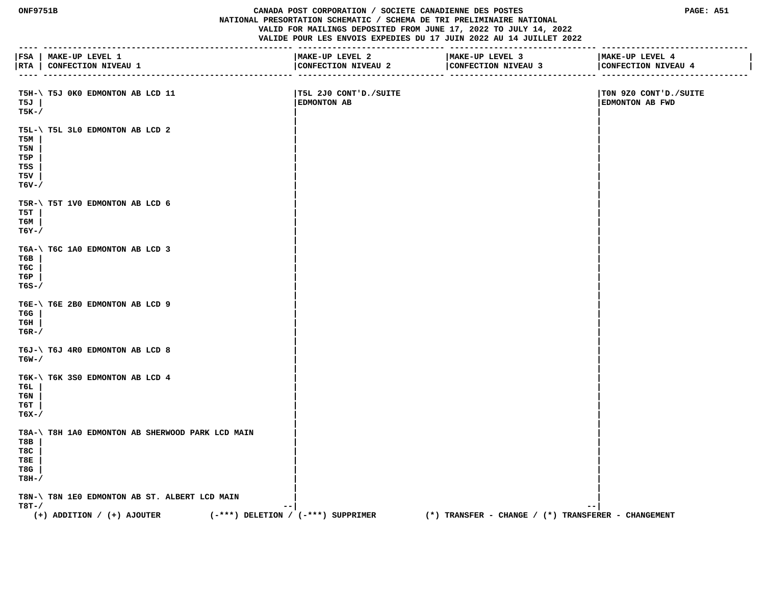# CANADA POST CORPORATION / SOCIETE CANADIENNE DES POSTES
## NATIONAL PRESORTATION SCHEMATIC / SCHEMA DE TRI PRELIMINAIRE NATIONAL
VALID FOR MAILINGS DEPOSITED FROM JUNE 17, 2022 TO JULY 14, 2022
VALIDE POUR LES ENVOIS EXPEDIES DU 17 JUIN 2022 AU 14 JUILLET 2022

| FSA / RTA | MAKE-UP LEVEL 1 / CONFECTION NIVEAU 1 | MAKE-UP LEVEL 2 / CONFECTION NIVEAU 2 | MAKE-UP LEVEL 3 / CONFECTION NIVEAU 3 | MAKE-UP LEVEL 4 / CONFECTION NIVEAU 4 |
|---|---|---|---|---|
| T5H, T5J, T5K | T5J 0K0 EDMONTON AB LCD 11 | T5L 2J0 CONT'D./SUITE EDMONTON AB | | T0N 9Z0 CONT'D./SUITE EDMONTON AB FWD |
| T5L, T5M, T5N, T5P, T5S, T5V, T6V | T5L 3L0 EDMONTON AB LCD 2 | | | |
| T5R, T5T, T6M, T6Y | T5T 1V0 EDMONTON AB LCD 6 | | | |
| T6A, T6B, T6C, T6P, T6S | T6C 1A0 EDMONTON AB LCD 3 | | | |
| T6E, T6G, T6H, T6R | T6E 2B0 EDMONTON AB LCD 9 | | | |
| T6J, T6W | T6J 4R0 EDMONTON AB LCD 8 | | | |
| T6K, T6L, T6N, T6T, T6X | T6K 3S0 EDMONTON AB LCD 4 | | | |
| T8A, T8B, T8C, T8E, T8G, T8H | T8H 1A0 EDMONTON AB SHERWOOD PARK LCD MAIN | | | |
| T8N, T8T | T8N 1E0 EDMONTON AB ST. ALBERT LCD MAIN | | | |

(+) ADDITION / (+) AJOUTER (-***) DELETION / (-***) SUPPRIMER (*) TRANSFER - CHANGE / (*) TRANSFERER - CHANGEMENT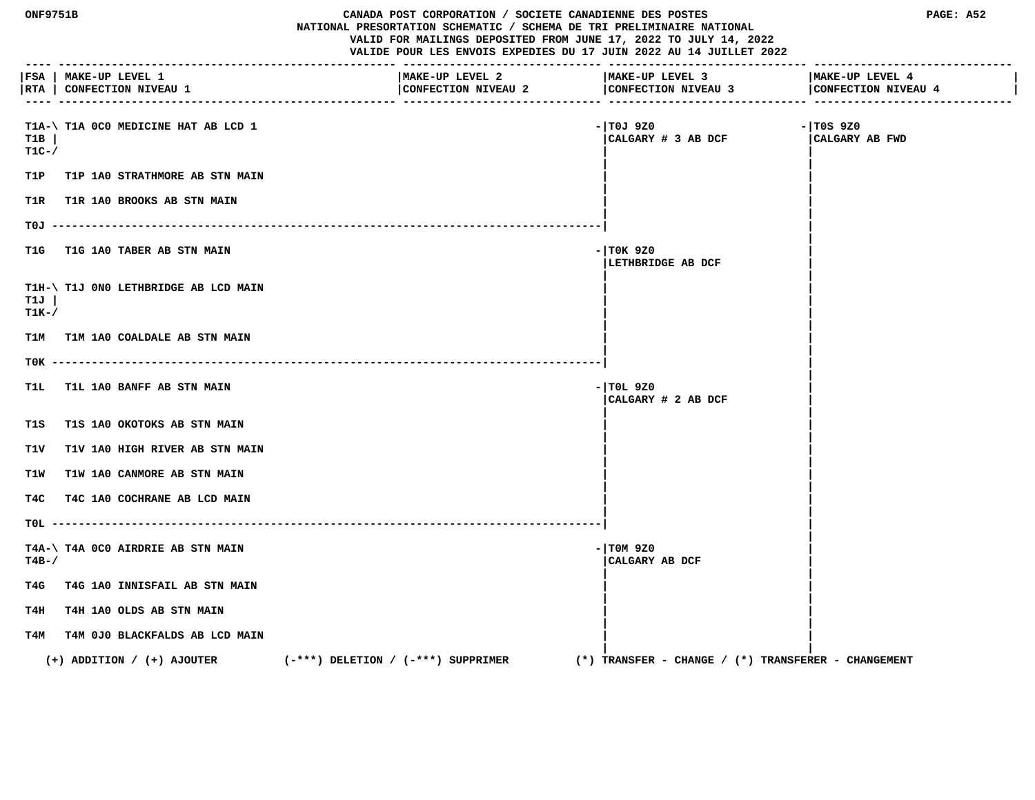CANADA POST CORPORATION / SOCIETE CANADIENNE DES POSTES
NATIONAL PRESORTATION SCHEMATIC / SCHEMA DE TRI PRELIMINAIRE NATIONAL
VALID FOR MAILINGS DEPOSITED FROM JUNE 17, 2022 TO JULY 14, 2022
VALIDE POUR LES ENVOIS EXPEDIES DU 17 JUIN 2022 AU 14 JUILLET 2022

| FSA / RTA | MAKE-UP LEVEL 1 / CONFECTION NIVEAU 1 | MAKE-UP LEVEL 2 / CONFECTION NIVEAU 2 | MAKE-UP LEVEL 3 / CONFECTION NIVEAU 3 | MAKE-UP LEVEL 4 / CONFECTION NIVEAU 4 |
|---|---|---|---|---|
| T1A T1B T1C | T1A 0C0 MEDICINE HAT AB LCD 1 | | T0J 9Z0 CALGARY # 3 AB DCF | T0S 9Z0 CALGARY AB FWD |
| T1P | T1P 1A0 STRATHMORE AB STN MAIN | | | |
| T1R | T1R 1A0 BROOKS AB STN MAIN | | | |
| T0J | | | | |
| T1G | T1G 1A0 TABER AB STN MAIN | | T0K 9Z0 LETHBRIDGE AB DCF | |
| T1H T1J T1K | T1J 0N0 LETHBRIDGE AB LCD MAIN | | | |
| T1M | T1M 1A0 COALDALE AB STN MAIN | | | |
| T0K | | | | |
| T1L | T1L 1A0 BANFF AB STN MAIN | | T0L 9Z0 CALGARY # 2 AB DCF | |
| T1S | T1S 1A0 OKOTOKS AB STN MAIN | | | |
| T1V | T1V 1A0 HIGH RIVER AB STN MAIN | | | |
| T1W | T1W 1A0 CANMORE AB STN MAIN | | | |
| T4C | T4C 1A0 COCHRANE AB LCD MAIN | | | |
| T0L | | | | |
| T4A T4B | T4A 0C0 AIRDRIE AB STN MAIN | | T0M 9Z0 CALGARY AB DCF | |
| T4G | T4G 1A0 INNISFAIL AB STN MAIN | | | |
| T4H | T4H 1A0 OLDS AB STN MAIN | | | |
| T4M | T4M 0J0 BLACKFALDS AB LCD MAIN | | | |

(+) ADDITION / (+) AJOUTER (-***) DELETION / (-***) SUPPRIMER (*) TRANSFER - CHANGE / (*) TRANSFERER - CHANGEMENT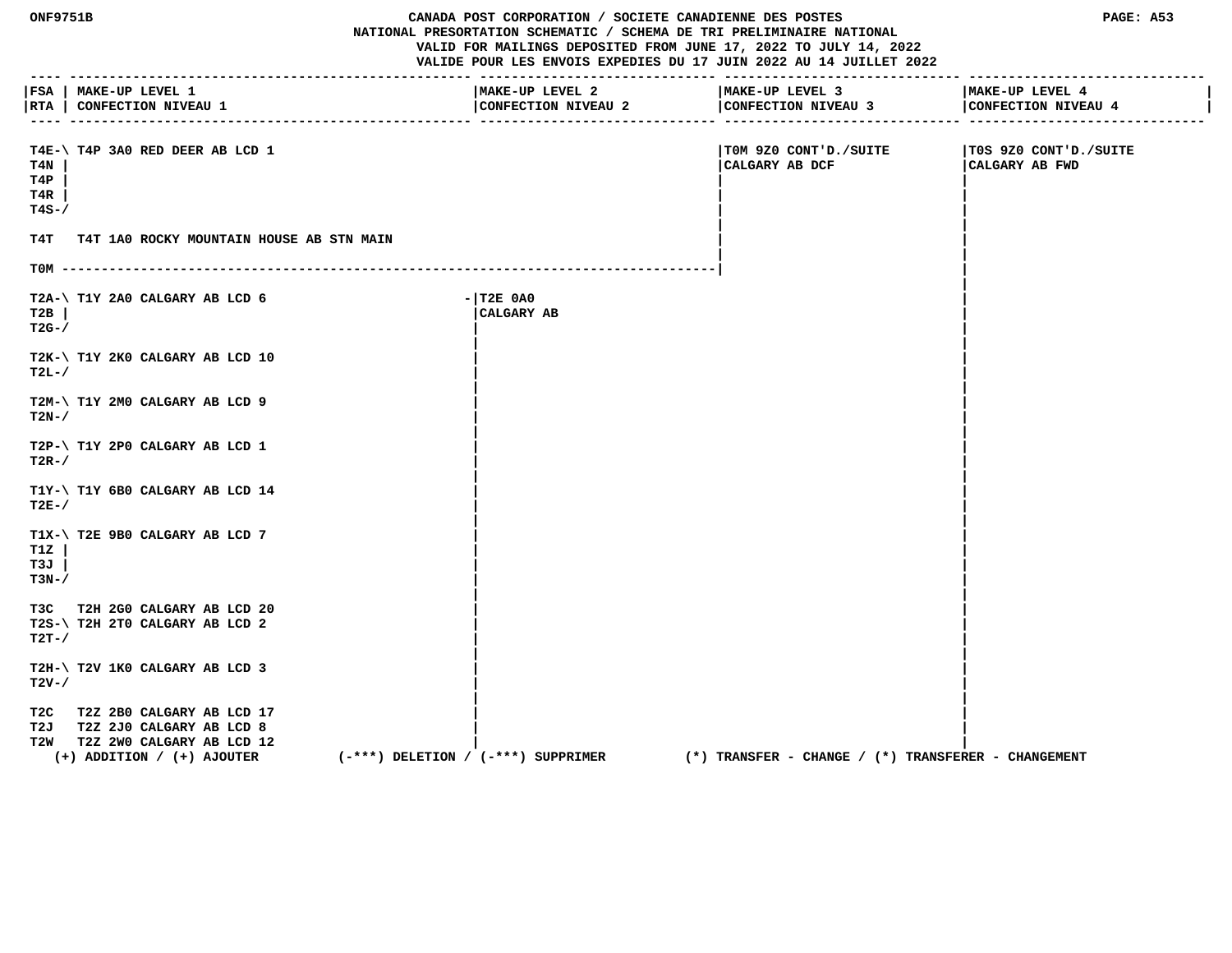CANADA POST CORPORATION / SOCIETE CANADIENNE DES POSTES
NATIONAL PRESORTATION SCHEMATIC / SCHEMA DE TRI PRELIMINAIRE NATIONAL
VALID FOR MAILINGS DEPOSITED FROM JUNE 17, 2022 TO JULY 14, 2022
VALIDE POUR LES ENVOIS EXPEDIES DU 17 JUIN 2022 AU 14 JUILLET 2022

| FSA / RTA | MAKE-UP LEVEL 1 / CONFECTION NIVEAU 1 | MAKE-UP LEVEL 2 / CONFECTION NIVEAU 2 | MAKE-UP LEVEL 3 / CONFECTION NIVEAU 3 | MAKE-UP LEVEL 4 / CONFECTION NIVEAU 4 |
|---|---|---|---|---|
| T4E, T4N, T4P, T4R, T4S | T4P 3A0 RED DEER AB LCD 1 | | T0M 9Z0 CONT'D./SUITE CALGARY AB DCF | T0S 9Z0 CONT'D./SUITE CALGARY AB FWD |
| T4T | T4T 1A0 ROCKY MOUNTAIN HOUSE AB STN MAIN | | | |
| T0M | | | | |
| T2A, T2B, T2G | T1Y 2A0 CALGARY AB LCD 6 | T2E 0A0 CALGARY AB | | |
| T2K, T2L | T1Y 2K0 CALGARY AB LCD 10 | | | |
| T2M, T2N | T1Y 2M0 CALGARY AB LCD 9 | | | |
| T2P, T2R | T1Y 2P0 CALGARY AB LCD 1 | | | |
| T1Y, T2E | T1Y 6B0 CALGARY AB LCD 14 | | | |
| T1X, T1Z, T3J, T3N | T2E 9B0 CALGARY AB LCD 7 | | | |
| T3C | T2H 2G0 CALGARY AB LCD 20 | | | |
| T2S, T2T | T2H 2T0 CALGARY AB LCD 2 | | | |
| T2H, T2V | T2V 1K0 CALGARY AB LCD 3 | | | |
| T2C | T2Z 2B0 CALGARY AB LCD 17 | | | |
| T2J | T2Z 2J0 CALGARY AB LCD 8 | | | |
| T2W | T2Z 2W0 CALGARY AB LCD 12 | | | |

(+) ADDITION / (+) AJOUTER (-***) DELETION / (-***) SUPPRIMER (*) TRANSFER - CHANGE / (*) TRANSFERER - CHANGEMENT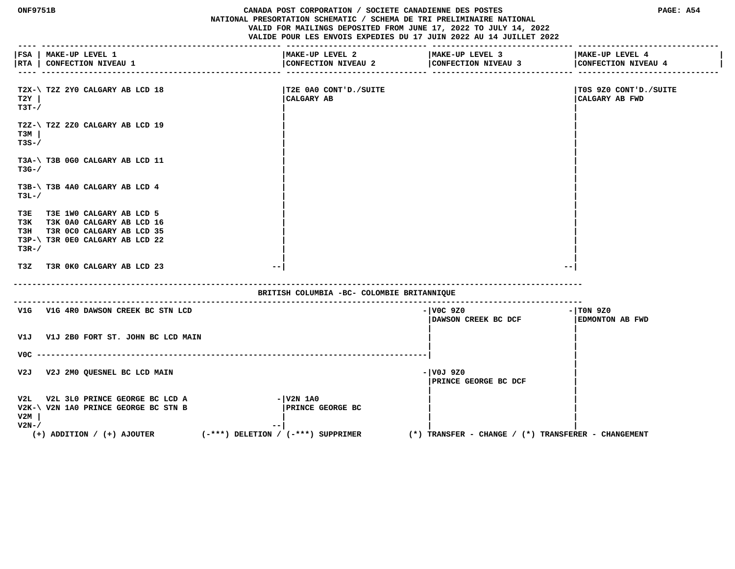CANADA POST CORPORATION / SOCIETE CANADIENNE DES POSTES
NATIONAL PRESORTATION SCHEMATIC / SCHEMA DE TRI PRELIMINAIRE NATIONAL
VALID FOR MAILINGS DEPOSITED FROM JUNE 17, 2022 TO JULY 14, 2022
VALIDE POUR LES ENVOIS EXPEDIES DU 17 JUIN 2022 AU 14 JUILLET 2022

| FSA / RTA | MAKE-UP LEVEL 1 / CONFECTION NIVEAU 1 | MAKE-UP LEVEL 2 / CONFECTION NIVEAU 2 | MAKE-UP LEVEL 3 / CONFECTION NIVEAU 3 | MAKE-UP LEVEL 4 / CONFECTION NIVEAU 4 |
|---|---|---|---|---|
| T2X, T2Y, T3T | T2Z 2Y0 CALGARY AB LCD 18 | T2E 0A0 CONT'D./SUITE CALGARY AB | | T0S 9Z0 CONT'D./SUITE CALGARY AB FWD |
| T2Z, T3M, T3S | T2Z 2Z0 CALGARY AB LCD 19 | | | |
| T3A, T3G | T3B 0G0 CALGARY AB LCD 11 | | | |
| T3B, T3L | T3B 4A0 CALGARY AB LCD 4 | | | |
| T3E | T3E 1W0 CALGARY AB LCD 5 | | | |
| T3K | T3K 0A0 CALGARY AB LCD 16 | | | |
| T3H | T3R 0C0 CALGARY AB LCD 35 | | | |
| T3P, T3R | T3R 0E0 CALGARY AB LCD 22 | | | |
| T3Z | T3R 0K0 CALGARY AB LCD 23 | | | |

## BRITISH COLUMBIA -BC- COLOMBIE BRITANNIQUE

| FSA / RTA | MAKE-UP LEVEL 1 / CONFECTION NIVEAU 1 | MAKE-UP LEVEL 2 / CONFECTION NIVEAU 2 | MAKE-UP LEVEL 3 / CONFECTION NIVEAU 3 | MAKE-UP LEVEL 4 / CONFECTION NIVEAU 4 |
|---|---|---|---|---|
| V1G | V1G 4R0 DAWSON CREEK BC STN LCD | | V0C 9Z0 DAWSON CREEK BC DCF | T0N 9Z0 EDMONTON AB FWD |
| V1J | V1J 2B0 FORT ST. JOHN BC LCD MAIN | | | |
| V0C | | | | |
| V2J | V2J 2M0 QUESNEL BC LCD MAIN | | V0J 9Z0 PRINCE GEORGE BC DCF | |
| V2L | V2L 3L0 PRINCE GEORGE BC LCD A | V2N 1A0 PRINCE GEORGE BC | | |
| V2K, V2M, V2N | V2N 1A0 PRINCE GEORGE BC STN B | | | |

(+) ADDITION / (+) AJOUTER (-***) DELETION / (-***) SUPPRIMER (*) TRANSFER - CHANGE / (*) TRANSFERER - CHANGEMENT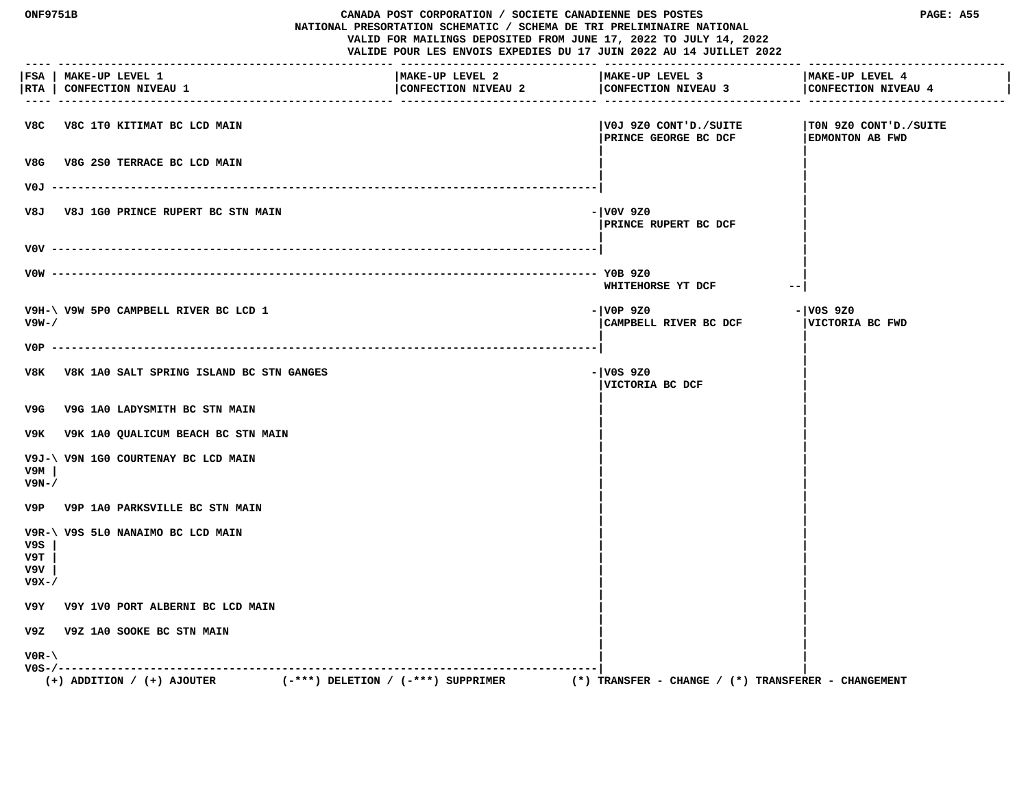CANADA POST CORPORATION / SOCIETE CANADIENNE DES POSTES
NATIONAL PRESORTATION SCHEMATIC / SCHEMA DE TRI PRELIMINAIRE NATIONAL
VALID FOR MAILINGS DEPOSITED FROM JUNE 17, 2022 TO JULY 14, 2022
VALIDE POUR LES ENVOIS EXPEDIES DU 17 JUIN 2022 AU 14 JUILLET 2022

| FSA / RTA | MAKE-UP LEVEL 1 / CONFECTION NIVEAU 1 | MAKE-UP LEVEL 2 / CONFECTION NIVEAU 2 | MAKE-UP LEVEL 3 / CONFECTION NIVEAU 3 | MAKE-UP LEVEL 4 / CONFECTION NIVEAU 4 |
|---|---|---|---|---|
| V8C | V8C 1T0 KITIMAT BC LCD MAIN | | V0J 9Z0 CONT'D./SUITE PRINCE GEORGE BC DCF | T0N 9Z0 CONT'D./SUITE EDMONTON AB FWD |
| V8G | V8G 2S0 TERRACE BC LCD MAIN | | | |
| V0J | ---------- | | | |
| V8J | V8J 1G0 PRINCE RUPERT BC STN MAIN | | V0V 9Z0 PRINCE RUPERT BC DCF | |
| V0V | ---------- | | | |
| V0W | ---------- | | Y0B 9Z0 WHITEHORSE YT DCF | |
| V9H, V9W | V9W 5P0 CAMPBELL RIVER BC LCD 1 | | V0P 9Z0 CAMPBELL RIVER BC DCF | V0S 9Z0 VICTORIA BC FWD |
| V0P | ---------- | | | |
| V8K | V8K 1A0 SALT SPRING ISLAND BC STN GANGES | | V0S 9Z0 VICTORIA BC DCF | |
| V9G | V9G 1A0 LADYSMITH BC STN MAIN | | | |
| V9K | V9K 1A0 QUALICUM BEACH BC STN MAIN | | | |
| V9J, V9M, V9N | V9N 1G0 COURTENAY BC LCD MAIN | | | |
| V9P | V9P 1A0 PARKSVILLE BC STN MAIN | | | |
| V9R, V9S, V9T, V9V, V9X | V9S 5L0 NANAIMO BC LCD MAIN | | | |
| V9Y | V9Y 1V0 PORT ALBERNI BC LCD MAIN | | | |
| V9Z | V9Z 1A0 SOOKE BC STN MAIN | | | |
| V0R, V0S | ---------- | | | |

(+) ADDITION / (+) AJOUTER (-***) DELETION / (-***) SUPPRIMER (*) TRANSFER - CHANGE / (*) TRANSFERER - CHANGEMENT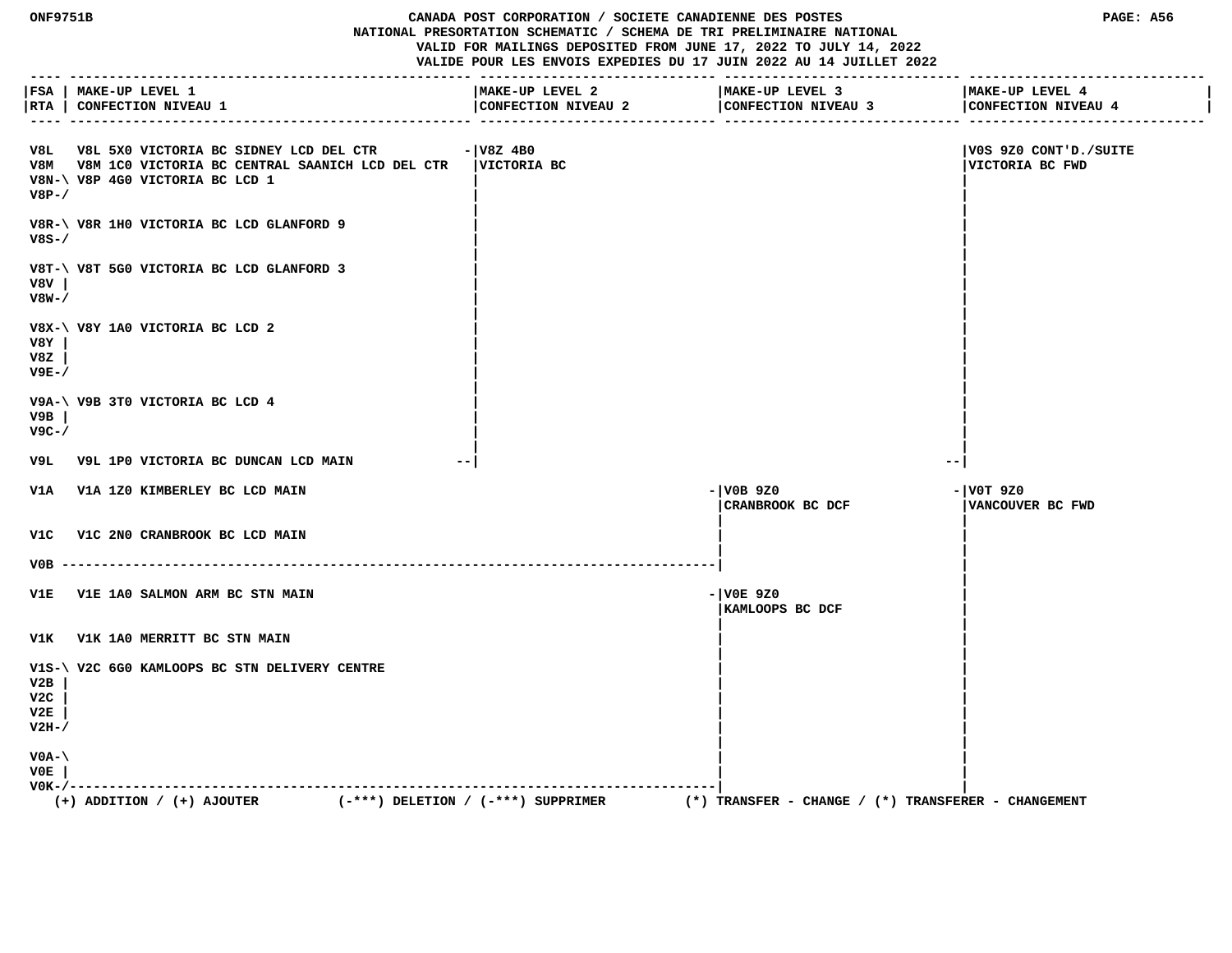CANADA POST CORPORATION / SOCIETE CANADIENNE DES POSTES
NATIONAL PRESORTATION SCHEMATIC / SCHEMA DE TRI PRELIMINAIRE NATIONAL
VALID FOR MAILINGS DEPOSITED FROM JUNE 17, 2022 TO JULY 14, 2022
VALIDE POUR LES ENVOIS EXPEDIES DU 17 JUIN 2022 AU 14 JUILLET 2022

| FSA RTA | MAKE-UP LEVEL 1 / CONFECTION NIVEAU 1 | MAKE-UP LEVEL 2 / CONFECTION NIVEAU 2 | MAKE-UP LEVEL 3 / CONFECTION NIVEAU 3 | MAKE-UP LEVEL 4 / CONFECTION NIVEAU 4 |
|---|---|---|---|---|
| V8L | V8L 5X0 VICTORIA BC SIDNEY LCD DEL CTR | V8Z 4B0 VICTORIA BC | | V0S 9Z0 CONT'D./SUITE VICTORIA BC FWD |
| V8M | V8M 1C0 VICTORIA BC CENTRAL SAANICH LCD DEL CTR | | | |
| V8N-\ V8P-/ | V8P 4G0 VICTORIA BC LCD 1 | | | |
| V8R-\ V8S-/ | V8R 1H0 VICTORIA BC LCD GLANFORD 9 | | | |
| V8T-\ V8V \| V8W-/ | V8T 5G0 VICTORIA BC LCD GLANFORD 3 | | | |
| V8X-\ V8Y \| V8Z \| V9E-/ | V8Y 1A0 VICTORIA BC LCD 2 | | | |
| V9A-\ V9B \| V9C-/ | V9B 3T0 VICTORIA BC LCD 4 | | | |
| V9L | V9L 1P0 VICTORIA BC DUNCAN LCD MAIN | | | |
| V1A | V1A 1Z0 KIMBERLEY BC LCD MAIN | | V0B 9Z0 CRANBROOK BC DCF | V0T 9Z0 VANCOUVER BC FWD |
| V1C | V1C 2N0 CRANBROOK BC LCD MAIN | | | |
| V0B | | | | |
| V1E | V1E 1A0 SALMON ARM BC STN MAIN | | V0E 9Z0 KAMLOOPS BC DCF | |
| V1K | V1K 1A0 MERRITT BC STN MAIN | | | |
| V1S-\ V2B \| V2C \| V2E \| V2H-/ | V2C 6G0 KAMLOOPS BC STN DELIVERY CENTRE | | | |
| V0A-\ V0E \| V0K-/ | | | | |

(+) ADDITION / (+) AJOUTER (-***) DELETION / (-***) SUPPRIMER (*) TRANSFER - CHANGE / (*) TRANSFERER - CHANGEMENT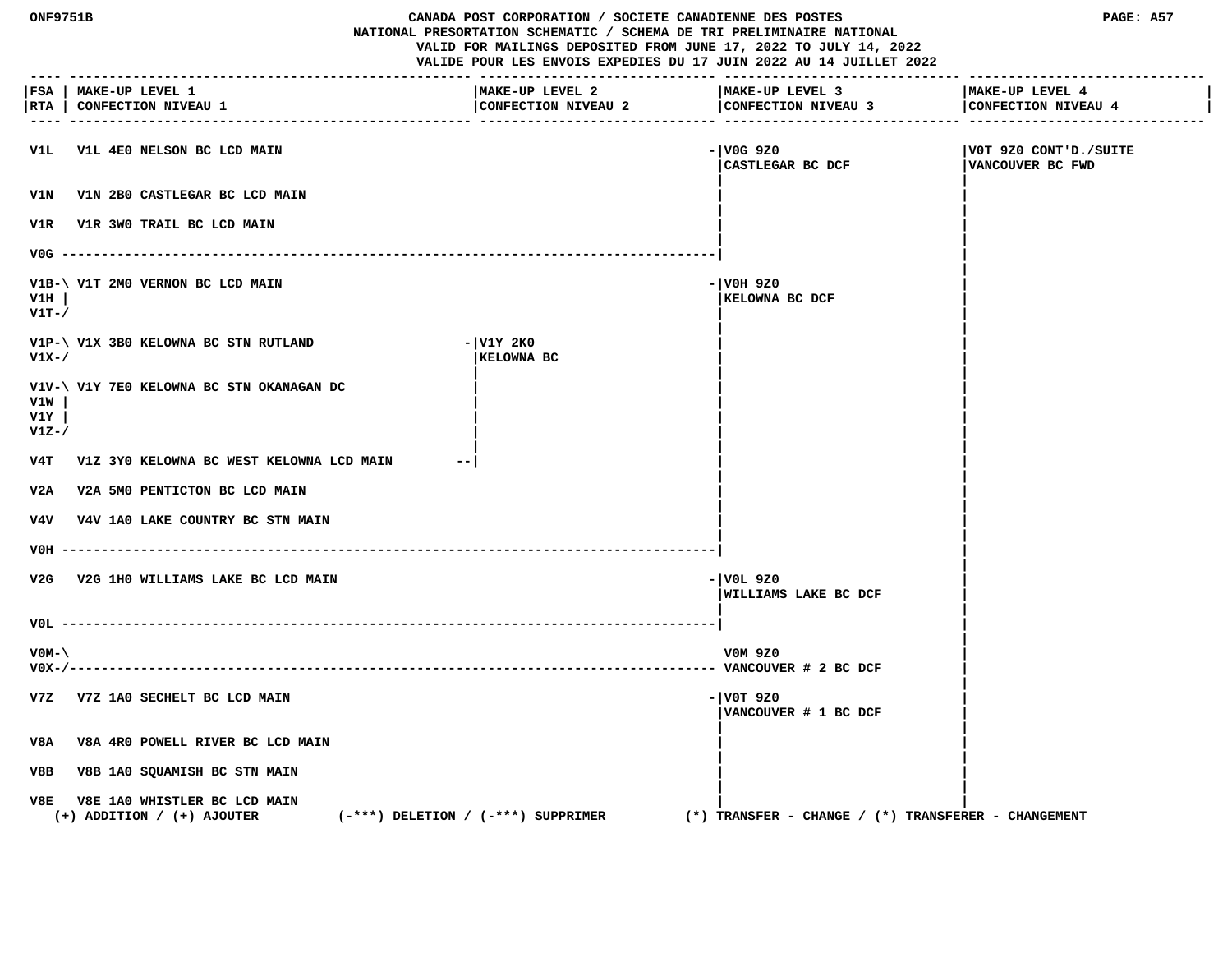CANADA POST CORPORATION / SOCIETE CANADIENNE DES POSTES
NATIONAL PRESORTATION SCHEMATIC / SCHEMA DE TRI PRELIMINAIRE NATIONAL
VALID FOR MAILINGS DEPOSITED FROM JUNE 17, 2022 TO JULY 14, 2022
VALIDE POUR LES ENVOIS EXPEDIES DU 17 JUIN 2022 AU 14 JUILLET 2022

| FSA / RTA | MAKE-UP LEVEL 1 / CONFECTION NIVEAU 1 | MAKE-UP LEVEL 2 / CONFECTION NIVEAU 2 | MAKE-UP LEVEL 3 / CONFECTION NIVEAU 3 | MAKE-UP LEVEL 4 / CONFECTION NIVEAU 4 |
|---|---|---|---|---|
| V1L | V1L 4E0 NELSON BC LCD MAIN | | V0G 9Z0 CASTLEGAR BC DCF | V0T 9Z0 CONT'D./SUITE VANCOUVER BC FWD |
| V1N | V1N 2B0 CASTLEGAR BC LCD MAIN | | V0G 9Z0 CASTLEGAR BC DCF | V0T 9Z0 VANCOUVER BC FWD |
| V1R | V1R 3W0 TRAIL BC LCD MAIN | | V0G 9Z0 CASTLEGAR BC DCF | V0T 9Z0 VANCOUVER BC FWD |
| V0G | | | V0G 9Z0 CASTLEGAR BC DCF | V0T 9Z0 VANCOUVER BC FWD |
| V1B, V1H, V1T | V1T 2M0 VERNON BC LCD MAIN | | V0H 9Z0 KELOWNA BC DCF | V0T 9Z0 VANCOUVER BC FWD |
| V1P, V1X | V1X 3B0 KELOWNA BC STN RUTLAND | V1Y 2K0 KELOWNA BC | V0H 9Z0 KELOWNA BC DCF | V0T 9Z0 VANCOUVER BC FWD |
| V1V, V1W, V1Y, V1Z | V1Y 7E0 KELOWNA BC STN OKANAGAN DC | V1Y 2K0 KELOWNA BC | V0H 9Z0 KELOWNA BC DCF | V0T 9Z0 VANCOUVER BC FWD |
| V4T | V1Z 3Y0 KELOWNA BC WEST KELOWNA LCD MAIN | V1Y 2K0 KELOWNA BC | V0H 9Z0 KELOWNA BC DCF | V0T 9Z0 VANCOUVER BC FWD |
| V2A | V2A 5M0 PENTICTON BC LCD MAIN | | V0H 9Z0 KELOWNA BC DCF | V0T 9Z0 VANCOUVER BC FWD |
| V4V | V4V 1A0 LAKE COUNTRY BC STN MAIN | | V0H 9Z0 KELOWNA BC DCF | V0T 9Z0 VANCOUVER BC FWD |
| V0H | | | V0H 9Z0 KELOWNA BC DCF | V0T 9Z0 VANCOUVER BC FWD |
| V2G | V2G 1H0 WILLIAMS LAKE BC LCD MAIN | | V0L 9Z0 WILLIAMS LAKE BC DCF | V0T 9Z0 VANCOUVER BC FWD |
| V0L | | | V0L 9Z0 WILLIAMS LAKE BC DCF | V0T 9Z0 VANCOUVER BC FWD |
| V0M, V0X | | | V0M 9Z0 VANCOUVER # 2 BC DCF | V0T 9Z0 VANCOUVER BC FWD |
| V7Z | V7Z 1A0 SECHELT BC LCD MAIN | | V0T 9Z0 VANCOUVER # 1 BC DCF | V0T 9Z0 VANCOUVER BC FWD |
| V8A | V8A 4R0 POWELL RIVER BC LCD MAIN | | V0T 9Z0 VANCOUVER # 1 BC DCF | V0T 9Z0 VANCOUVER BC FWD |
| V8B | V8B 1A0 SQUAMISH BC STN MAIN | | V0T 9Z0 VANCOUVER # 1 BC DCF | V0T 9Z0 VANCOUVER BC FWD |
| V8E | V8E 1A0 WHISTLER BC LCD MAIN | | V0T 9Z0 VANCOUVER # 1 BC DCF | V0T 9Z0 VANCOUVER BC FWD |

(+) ADDITION / (+) AJOUTER (-***) DELETION / (-***) SUPPRIMER (*) TRANSFER - CHANGE / (*) TRANSFERER - CHANGEMENT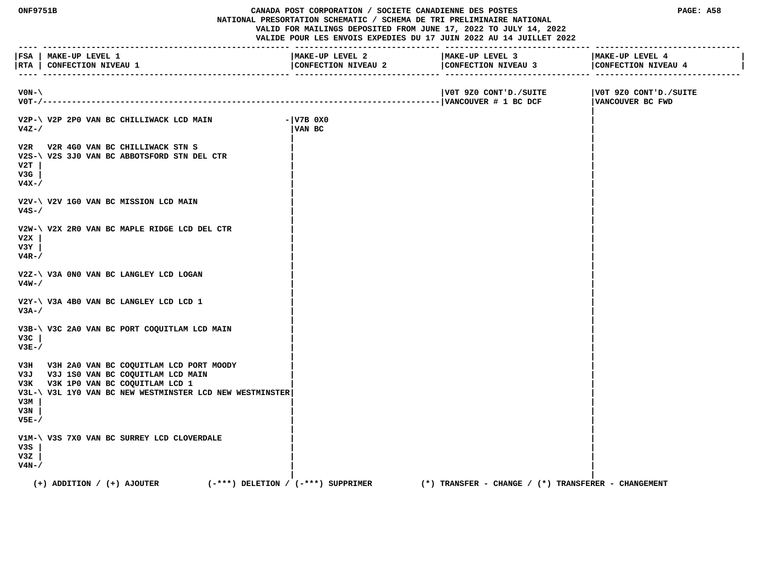**CANADA POST CORPORATION / SOCIETE CANADIENNE DES POSTES**
**NATIONAL PRESORTATION SCHEMATIC / SCHEMA DE TRI PRELIMINAIRE NATIONAL**
VALID FOR MAILINGS DEPOSITED FROM JUNE 17, 2022 TO JULY 14, 2022
VALIDE POUR LES ENVOIS EXPEDIES DU 17 JUIN 2022 AU 14 JUILLET 2022

| FSA / RTA | MAKE-UP LEVEL 1 / CONFECTION NIVEAU 1 | MAKE-UP LEVEL 2 / CONFECTION NIVEAU 2 | MAKE-UP LEVEL 3 / CONFECTION NIVEAU 3 | MAKE-UP LEVEL 4 / CONFECTION NIVEAU 4 |
|---|---|---|---|---|
| V0N-\ V0T-/ | | | V0T 9Z0 CONT'D./SUITE VANCOUVER # 1 BC DCF | V0T 9Z0 CONT'D./SUITE VANCOUVER BC FWD |
| V2P-\ V4Z-/ | V2P 2P0 VAN BC CHILLIWACK LCD MAIN | V7B 0X0 VAN BC | | |
| V2R | V2R 4G0 VAN BC CHILLIWACK STN S | | | |
| V2S-\ V2T \| V3G \| V4X-/ | V2S 3J0 VAN BC ABBOTSFORD STN DEL CTR | | | |
| V2V-\ V4S-/ | V2V 1G0 VAN BC MISSION LCD MAIN | | | |
| V2W-\ V2X \| V3Y \| V4R-/ | V2X 2R0 VAN BC MAPLE RIDGE LCD DEL CTR | | | |
| V2Z-\ V4W-/ | V3A 0N0 VAN BC LANGLEY LCD LOGAN | | | |
| V2Y-\ V3A-/ | V3A 4B0 VAN BC LANGLEY LCD LCD 1 | | | |
| V3B-\ V3C \| V3E-/ | V3C 2A0 VAN BC PORT COQUITLAM LCD MAIN | | | |
| V3H | V3H 2A0 VAN BC COQUITLAM LCD PORT MOODY | | | |
| V3J | V3J 1S0 VAN BC COQUITLAM LCD MAIN | | | |
| V3K | V3K 1P0 VAN BC COQUITLAM LCD 1 | | | |
| V3L-\ V3M \| V3N \| V5E-/ | V3L 1Y0 VAN BC NEW WESTMINSTER LCD NEW WESTMINSTER | | | |
| V1M-\ V3S \| V3Z \| V4N-/ | V3S 7X0 VAN BC SURREY LCD CLOVERDALE | | | |

(+) ADDITION / (+) AJOUTER (-***) DELETION / (-***) SUPPRIMER (*) TRANSFER - CHANGE / (*) TRANSFERER - CHANGEMENT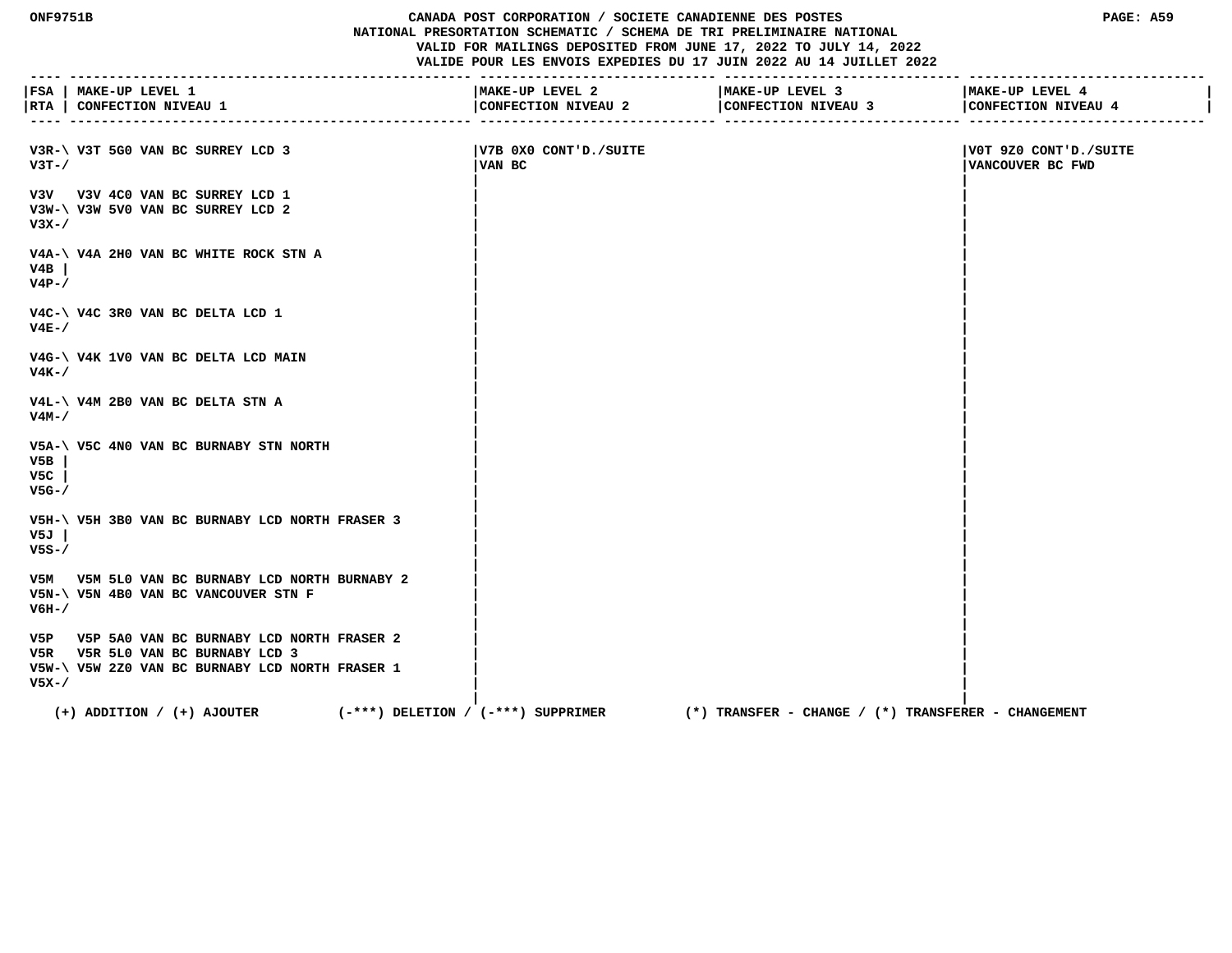ONF9751B

CANADA POST CORPORATION / SOCIETE CANADIENNE DES POSTES
NATIONAL PRESORTATION SCHEMATIC / SCHEMA DE TRI PRELIMINAIRE NATIONAL
VALID FOR MAILINGS DEPOSITED FROM JUNE 17, 2022 TO JULY 14, 2022
VALIDE POUR LES ENVOIS EXPEDIES DU 17 JUIN 2022 AU 14 JUILLET 2022

| FSA / RTA | MAKE-UP LEVEL 1 / CONFECTION NIVEAU 1 | MAKE-UP LEVEL 2 / CONFECTION NIVEAU 2 | MAKE-UP LEVEL 3 / CONFECTION NIVEAU 3 | MAKE-UP LEVEL 4 / CONFECTION NIVEAU 4 |
|---|---|---|---|---|
| V3R-\ V3T-/ | V3T 5G0 VAN BC SURREY LCD 3 | V7B 0X0 CONT'D./SUITE VAN BC | | V0T 9Z0 CONT'D./SUITE VANCOUVER BC FWD |
| V3V | V3V 4C0 VAN BC SURREY LCD 1 | | | |
| V3W-\ V3X-/ | V3W 5V0 VAN BC SURREY LCD 2 | | | |
| V4A-\ V4B \| V4P-/ | V4A 2H0 VAN BC WHITE ROCK STN A | | | |
| V4C-\ V4E-/ | V4C 3R0 VAN BC DELTA LCD 1 | | | |
| V4G-\ V4K-/ | V4K 1V0 VAN BC DELTA LCD MAIN | | | |
| V4L-\ V4M-/ | V4M 2B0 VAN BC DELTA STN A | | | |
| V5A-\ V5B \| V5C \| V5G-/ | V5C 4N0 VAN BC BURNABY STN NORTH | | | |
| V5H-\ V5J \| V5S-/ | V5H 3B0 VAN BC BURNABY LCD NORTH FRASER 3 | | | |
| V5M | V5M 5L0 VAN BC BURNABY LCD NORTH BURNABY 2 | | | |
| V5N-\ V6H-/ | V5N 4B0 VAN BC VANCOUVER STN F | | | |
| V5P | V5P 5A0 VAN BC BURNABY LCD NORTH FRASER 2 | | | |
| V5R | V5R 5L0 VAN BC BURNABY LCD 3 | | | |
| V5W-\ V5X-/ | V5W 2Z0 VAN BC BURNABY LCD NORTH FRASER 1 | | | |

(+) ADDITION / (+) AJOUTER (-***) DELETION / (-***) SUPPRIMER (*) TRANSFER - CHANGE / (*) TRANSFERER - CHANGEMENT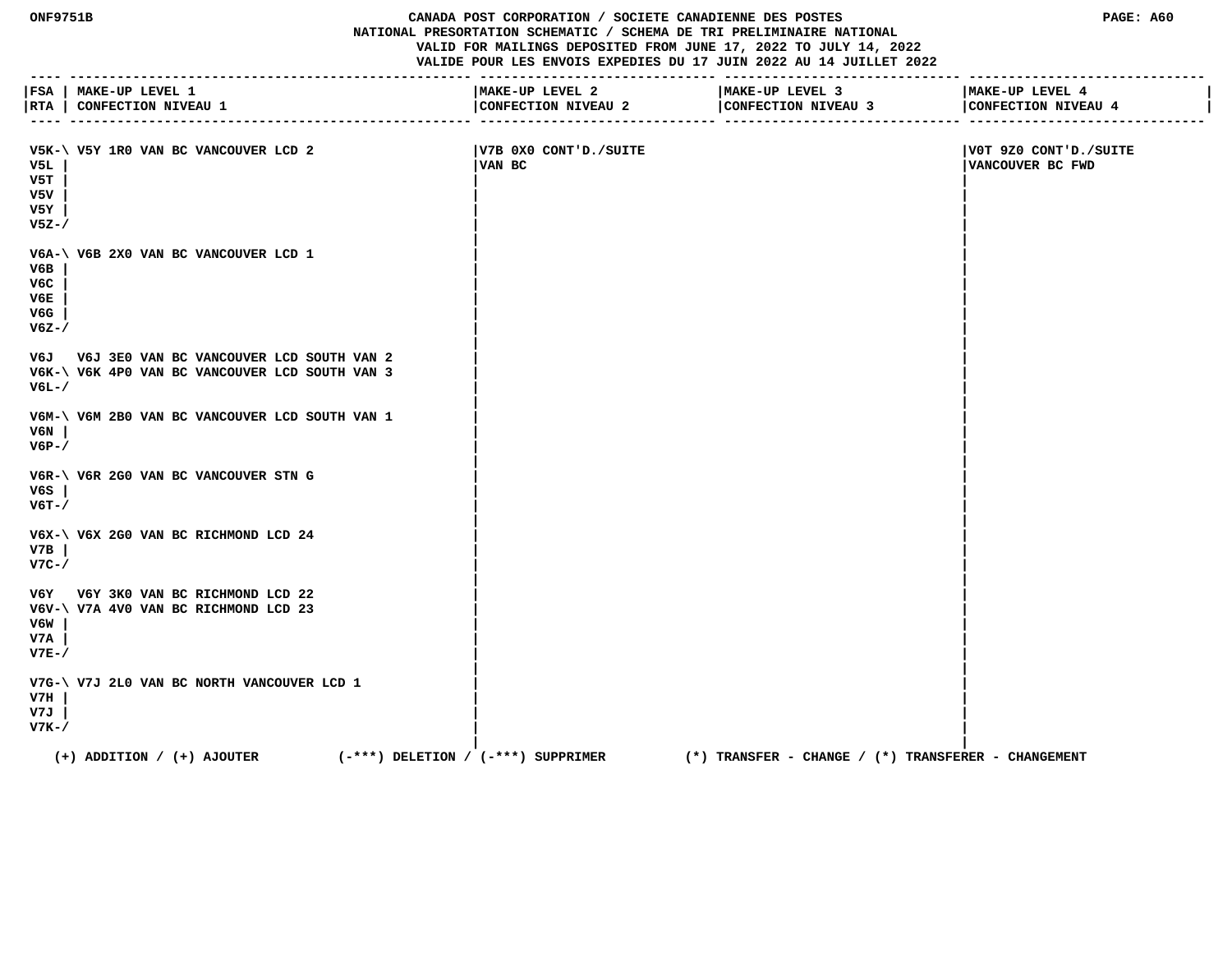CANADA POST CORPORATION / SOCIETE CANADIENNE DES POSTES
NATIONAL PRESORTATION SCHEMATIC / SCHEMA DE TRI PRELIMINAIRE NATIONAL
VALID FOR MAILINGS DEPOSITED FROM JUNE 17, 2022 TO JULY 14, 2022
VALIDE POUR LES ENVOIS EXPEDIES DU 17 JUIN 2022 AU 14 JUILLET 2022

| FSA / RTA | MAKE-UP LEVEL 1 / CONFECTION NIVEAU 1 | MAKE-UP LEVEL 2 / CONFECTION NIVEAU 2 | MAKE-UP LEVEL 3 / CONFECTION NIVEAU 3 | MAKE-UP LEVEL 4 / CONFECTION NIVEAU 4 |
|---|---|---|---|---|
| V5K-\ V5L \| V5T \| V5V \| V5Y \| V5Z-/ | V5Y 1R0 VAN BC VANCOUVER LCD 2 | V7B 0X0 CONT'D./SUITE VAN BC | | V0T 9Z0 CONT'D./SUITE VANCOUVER BC FWD |
| V6A-\ V6B \| V6C \| V6E \| V6G \| V6Z-/ | V6B 2X0 VAN BC VANCOUVER LCD 1 | | | |
| V6J | V6J 3E0 VAN BC VANCOUVER LCD SOUTH VAN 2 | | | |
| V6K-\ V6L-/ | V6K 4P0 VAN BC VANCOUVER LCD SOUTH VAN 3 | | | |
| V6M-\ V6N \| V6P-/ | V6M 2B0 VAN BC VANCOUVER LCD SOUTH VAN 1 | | | |
| V6R-\ V6S \| V6T-/ | V6R 2G0 VAN BC VANCOUVER STN G | | | |
| V6X-\ V7B \| V7C-/ | V6X 2G0 VAN BC RICHMOND LCD 24 | | | |
| V6Y | V6Y 3K0 VAN BC RICHMOND LCD 22 | | | |
| V6V-\ V6W \| V7A \| V7E-/ | V7A 4V0 VAN BC RICHMOND LCD 23 | | | |
| V7G-\ V7H \| V7J \| V7K-/ | V7J 2L0 VAN BC NORTH VANCOUVER LCD 1 | | | |

(+) ADDITION / (+) AJOUTER (-***) DELETION / (-***) SUPPRIMER (*) TRANSFER - CHANGE / (*) TRANSFERER - CHANGEMENT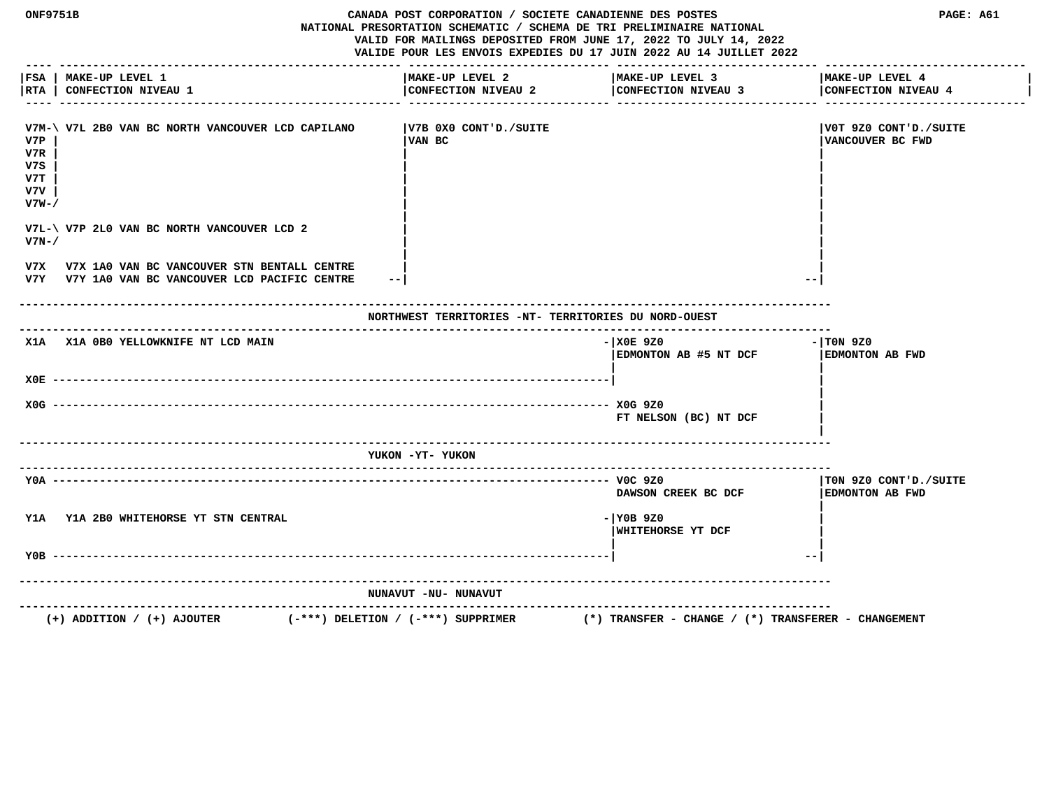CANADA POST CORPORATION / SOCIETE CANADIENNE DES POSTES
NATIONAL PRESORTATION SCHEMATIC / SCHEMA DE TRI PRELIMINAIRE NATIONAL
VALID FOR MAILINGS DEPOSITED FROM JUNE 17, 2022 TO JULY 14, 2022
VALIDE POUR LES ENVOIS EXPEDIES DU 17 JUIN 2022 AU 14 JUILLET 2022

| FSA / RTA | MAKE-UP LEVEL 1 / CONFECTION NIVEAU 1 | MAKE-UP LEVEL 2 / CONFECTION NIVEAU 2 | MAKE-UP LEVEL 3 / CONFECTION NIVEAU 3 | MAKE-UP LEVEL 4 / CONFECTION NIVEAU 4 |
|---|---|---|---|---|
| V7M, V7P, V7R, V7S, V7T, V7V, V7W | V7L 2B0 VAN BC NORTH VANCOUVER LCD CAPILANO | V7B 0X0 CONT'D./SUITE VAN BC | | V0T 9Z0 CONT'D./SUITE VANCOUVER BC FWD |
| V7L, V7N | V7P 2L0 VAN BC NORTH VANCOUVER LCD 2 | | | |
| V7X | V7X 1A0 VAN BC VANCOUVER STN BENTALL CENTRE | | | |
| V7Y | V7Y 1A0 VAN BC VANCOUVER LCD PACIFIC CENTRE | | | |
| **NORTHWEST TERRITORIES -NT- TERRITORIES DU NORD-OUEST** | | | | |
| X1A | X1A 0B0 YELLOWKNIFE NT LCD MAIN | | X0E 9Z0 EDMONTON AB #5 NT DCF | T0N 9Z0 EDMONTON AB FWD |
| X0E | | | | |
| X0G | | | X0G 9Z0 FT NELSON (BC) NT DCF | |
| **YUKON -YT- YUKON** | | | | |
| Y0A | | | V0C 9Z0 DAWSON CREEK BC DCF | T0N 9Z0 CONT'D./SUITE EDMONTON AB FWD |
| Y1A | Y1A 2B0 WHITEHORSE YT STN CENTRAL | | Y0B 9Z0 WHITEHORSE YT DCF | |
| Y0B | | | | |
| **NUNAVUT -NU- NUNAVUT** | | | | |

(+) ADDITION / (+) AJOUTER (-***) DELETION / (-***) SUPPRIMER (*) TRANSFER - CHANGE / (*) TRANSFERER - CHANGEMENT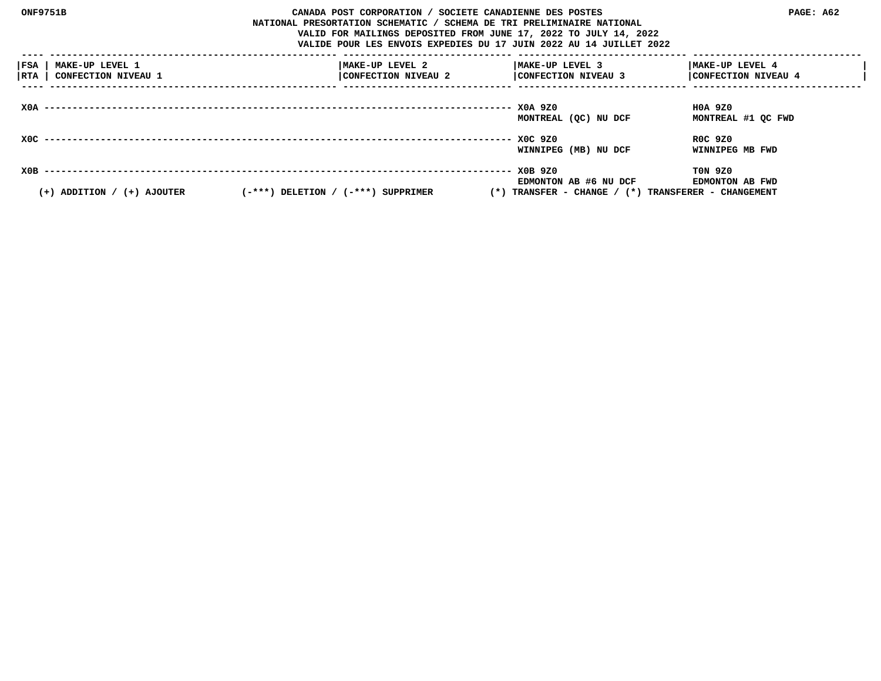| FSA / RTA | MAKE-UP LEVEL 1 / CONFECTION NIVEAU 1 | MAKE-UP LEVEL 2 / CONFECTION NIVEAU 2 | MAKE-UP LEVEL 3 / CONFECTION NIVEAU 3 | MAKE-UP LEVEL 4 / CONFECTION NIVEAU 4 |
|---|---|---|---|---|
| X0A | ---------- | ---------- | X0A 9Z0 MONTREAL (QC) NU DCF | H0A 9Z0 MONTREAL #1 QC FWD |
| X0C | ---------- | ---------- | X0C 9Z0 WINNIPEG (MB) NU DCF | R0C 9Z0 WINNIPEG MB FWD |
| X0B | ---------- | ---------- | X0B 9Z0 EDMONTON AB #6 NU DCF | T0N 9Z0 EDMONTON AB FWD |

(+) ADDITION / (+) AJOUTER (-***) DELETION / (-***) SUPPRIMER (*) TRANSFER - CHANGE / (*) TRANSFERER - CHANGEMENT